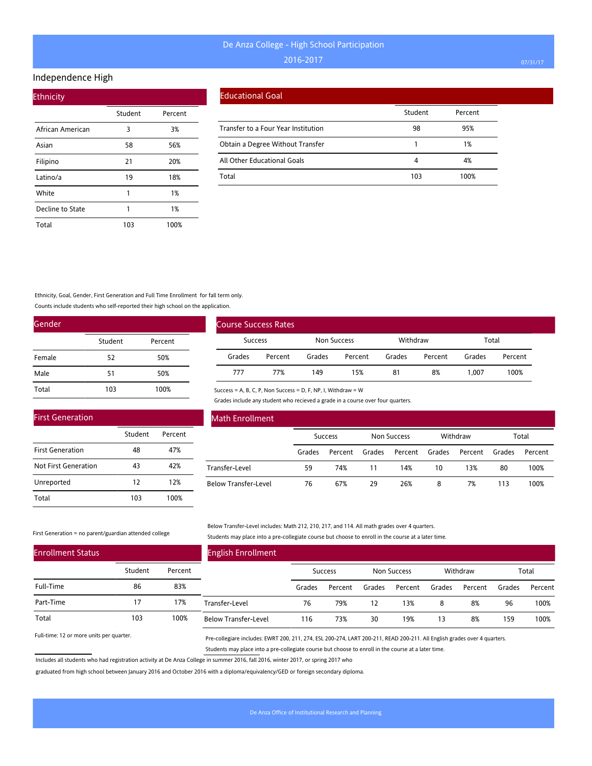# De Anza College - High School Participation

2016-2017

07/31/17

## Independence High

### Ethnicity

| | Student | Percent |
|---|---|---|
| African American | 3 | 3% |
| Asian | 58 | 56% |
| Filipino | 21 | 20% |
| Latino/a | 19 | 18% |
| White | 1 | 1% |
| Decline to State | 1 | 1% |
| Total | 103 | 100% |

### Educational Goal

| | Student | Percent |
|---|---|---|
| Transfer to a Four Year Institution | 98 | 95% |
| Obtain a Degree Without Transfer | 1 | 1% |
| All Other Educational Goals | 4 | 4% |
| Total | 103 | 100% |

Ethnicity, Goal, Gender, First Generation and Full Time Enrollment for fall term only.

Counts include students who self-reported their high school on the application.

### Gender

| | Student | Percent |
|---|---|---|
| Female | 52 | 50% |
| Male | 51 | 50% |
| Total | 103 | 100% |

### Course Success Rates

| Success | | Non Success | | Withdraw | | Total | |
|---|---|---|---|---|---|---|---|
| Grades | Percent | Grades | Percent | Grades | Percent | Grades | Percent |
| 777 | 77% | 149 | 15% | 81 | 8% | 1,007 | 100% |

Success = A, B, C, P, Non Success = D, F, NP, I, Withdraw = W

Grades include any student who recieved a grade in a course over four quarters.

### First Generation

| | Student | Percent |
|---|---|---|
| First Generation | 48 | 47% |
| Not First Generation | 43 | 42% |
| Unreported | 12 | 12% |
| Total | 103 | 100% |

First Generation = no parent/guardian attended college

### Math Enrollment

| | Success | | Non Success | | Withdraw | | Total | |
|---|---|---|---|---|---|---|---|---|
| | Grades | Percent | Grades | Percent | Grades | Percent | Grades | Percent |
| Transfer-Level | 59 | 74% | 11 | 14% | 10 | 13% | 80 | 100% |
| Below Transfer-Level | 76 | 67% | 29 | 26% | 8 | 7% | 113 | 100% |

Below Transfer-Level includes: Math 212, 210, 217, and 114. All math grades over 4 quarters.

Students may place into a pre-collegiate course but choose to enroll in the course at a later time.

### Enrollment Status

| | Student | Percent |
|---|---|---|
| Full-Time | 86 | 83% |
| Part-Time | 17 | 17% |
| Total | 103 | 100% |

Full-time: 12 or more units per quarter.

### English Enrollment

| | Success | | Non Success | | Withdraw | | Total | |
|---|---|---|---|---|---|---|---|---|
| | Grades | Percent | Grades | Percent | Grades | Percent | Grades | Percent |
| Transfer-Level | 76 | 79% | 12 | 13% | 8 | 8% | 96 | 100% |
| Below Transfer-Level | 116 | 73% | 30 | 19% | 13 | 8% | 159 | 100% |

Pre-collegiare includes: EWRT 200, 211, 274, ESL 200-274, LART 200-211, READ 200-211. All English grades over 4 quarters.

Students may place into a pre-collegiate course but choose to enroll in the course at a later time.

Includes all students who had registration activity at De Anza College in summer 2016, fall 2016, winter 2017, or spring 2017 who graduated from high school between January 2016 and October 2016 with a diploma/equivalency/GED or foreign secondary diploma.

De Anza Office of Institutional Research and Planning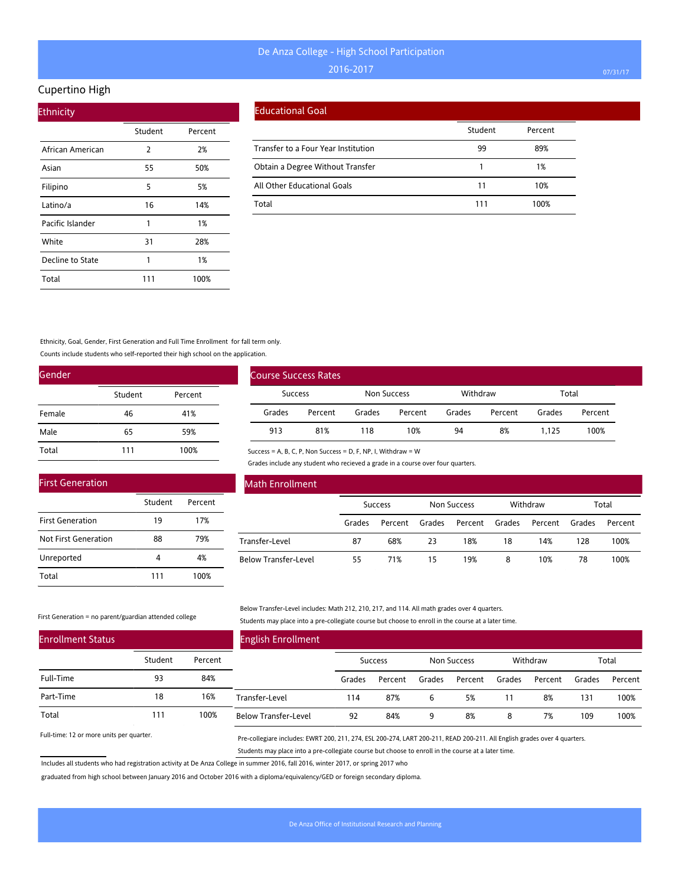# De Anza College - High School Participation

2016-2017

## Cupertino High

### Ethnicity

| | Student | Percent |
|---|---|---|
| African American | 2 | 2% |
| Asian | 55 | 50% |
| Filipino | 5 | 5% |
| Latino/a | 16 | 14% |
| Pacific Islander | 1 | 1% |
| White | 31 | 28% |
| Decline to State | 1 | 1% |
| Total | 111 | 100% |

### Educational Goal

| | Student | Percent |
|---|---|---|
| Transfer to a Four Year Institution | 99 | 89% |
| Obtain a Degree Without Transfer | 1 | 1% |
| All Other Educational Goals | 11 | 10% |
| Total | 111 | 100% |

Ethnicity, Goal, Gender, First Generation and Full Time Enrollment for fall term only.

Counts include students who self-reported their high school on the application.

### Gender

| | Student | Percent |
|---|---|---|
| Female | 46 | 41% |
| Male | 65 | 59% |
| Total | 111 | 100% |

### Course Success Rates

| Success | | Non Success | | Withdraw | | Total | |
|---|---|---|---|---|---|---|---|
| Grades | Percent | Grades | Percent | Grades | Percent | Grades | Percent |
| 913 | 81% | 118 | 10% | 94 | 8% | 1,125 | 100% |

Success = A, B, C, P, Non Success = D, F, NP, I, Withdraw = W

Grades include any student who recieved a grade in a course over four quarters.

### First Generation

| | Student | Percent |
|---|---|---|
| First Generation | 19 | 17% |
| Not First Generation | 88 | 79% |
| Unreported | 4 | 4% |
| Total | 111 | 100% |

First Generation = no parent/guardian attended college

### Math Enrollment

| | Success | | Non Success | | Withdraw | | Total | |
|---|---|---|---|---|---|---|---|---|
| | Grades | Percent | Grades | Percent | Grades | Percent | Grades | Percent |
| Transfer-Level | 87 | 68% | 23 | 18% | 18 | 14% | 128 | 100% |
| Below Transfer-Level | 55 | 71% | 15 | 19% | 8 | 10% | 78 | 100% |

Below Transfer-Level includes: Math 212, 210, 217, and 114. All math grades over 4 quarters.

Students may place into a pre-collegiate course but choose to enroll in the course at a later time.

### Enrollment Status

| | Student | Percent |
|---|---|---|
| Full-Time | 93 | 84% |
| Part-Time | 18 | 16% |
| Total | 111 | 100% |

Full-time: 12 or more units per quarter.

### English Enrollment

| | Success | | Non Success | | Withdraw | | Total | |
|---|---|---|---|---|---|---|---|---|
| | Grades | Percent | Grades | Percent | Grades | Percent | Grades | Percent |
| Transfer-Level | 114 | 87% | 6 | 5% | 11 | 8% | 131 | 100% |
| Below Transfer-Level | 92 | 84% | 9 | 8% | 8 | 7% | 109 | 100% |

Pre-collegiare includes: EWRT 200, 211, 274, ESL 200-274, LART 200-211, READ 200-211. All English grades over 4 quarters.

Students may place into a pre-collegiate course but choose to enroll in the course at a later time.

Includes all students who had registration activity at De Anza College in summer 2016, fall 2016, winter 2017, or spring 2017 who graduated from high school between January 2016 and October 2016 with a diploma/equivalency/GED or foreign secondary diploma.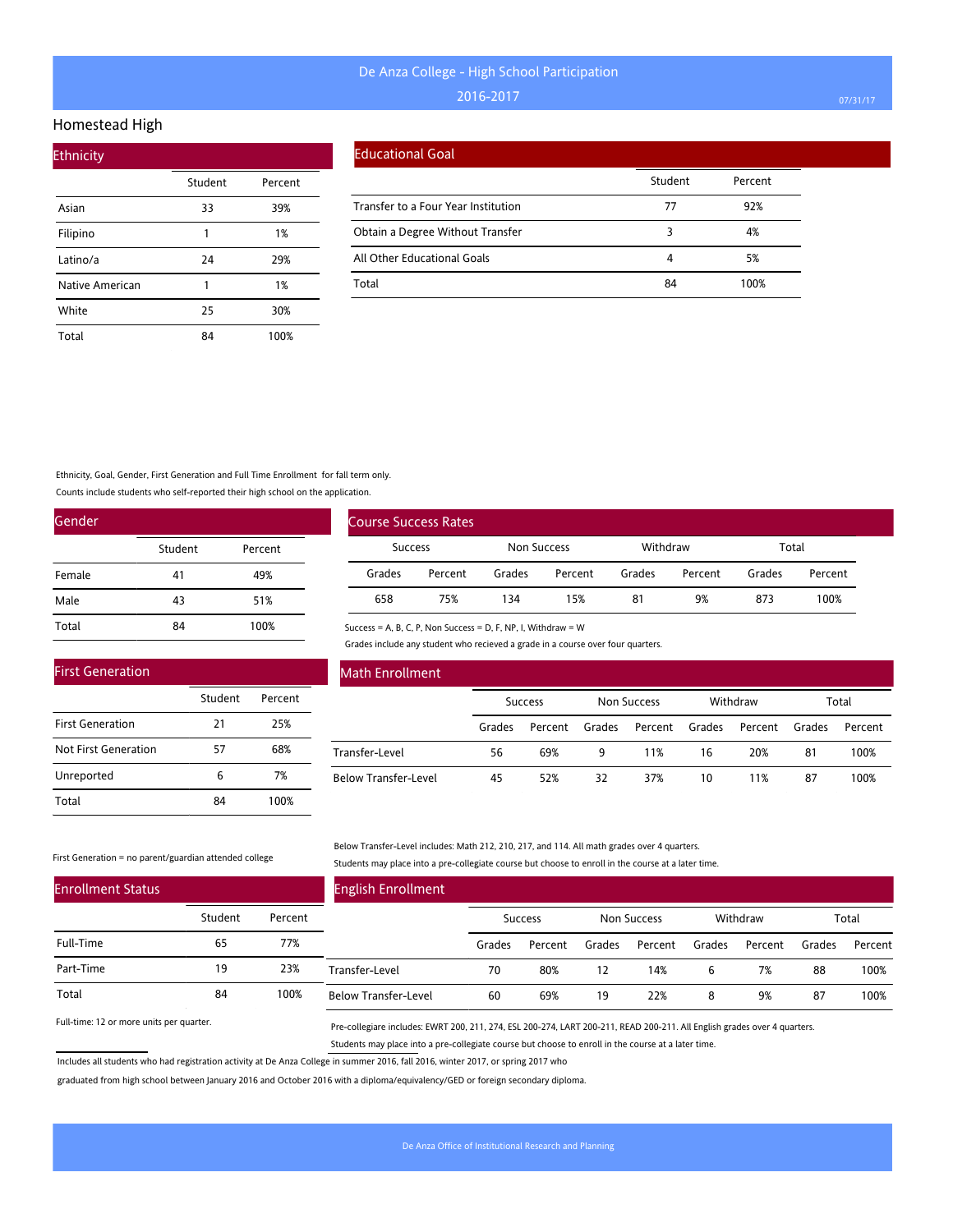# De Anza College - High School Participation

## 2016-2017

## Homestead High

### Ethnicity

| | Student | Percent |
|---|---|---|
| Asian | 33 | 39% |
| Filipino | 1 | 1% |
| Latino/a | 24 | 29% |
| Native American | 1 | 1% |
| White | 25 | 30% |
| Total | 84 | 100% |

### Educational Goal

| | Student | Percent |
|---|---|---|
| Transfer to a Four Year Institution | 77 | 92% |
| Obtain a Degree Without Transfer | 3 | 4% |
| All Other Educational Goals | 4 | 5% |
| Total | 84 | 100% |

Ethnicity, Goal, Gender, First Generation and Full Time Enrollment for fall term only.

Counts include students who self-reported their high school on the application.

### Gender

| | Student | Percent |
|---|---|---|
| Female | 41 | 49% |
| Male | 43 | 51% |
| Total | 84 | 100% |

### Course Success Rates

| Success | | Non Success | | Withdraw | | Total | |
|---|---|---|---|---|---|---|---|
| Grades | Percent | Grades | Percent | Grades | Percent | Grades | Percent |
| 658 | 75% | 134 | 15% | 81 | 9% | 873 | 100% |

Success = A, B, C, P, Non Success = D, F, NP, I, Withdraw = W

Grades include any student who recieved a grade in a course over four quarters.

### First Generation

| | Student | Percent |
|---|---|---|
| First Generation | 21 | 25% |
| Not First Generation | 57 | 68% |
| Unreported | 6 | 7% |
| Total | 84 | 100% |

First Generation = no parent/guardian attended college

### Math Enrollment

| | Success | | Non Success | | Withdraw | | Total | |
|---|---|---|---|---|---|---|---|---|
| | Grades | Percent | Grades | Percent | Grades | Percent | Grades | Percent |
| Transfer-Level | 56 | 69% | 9 | 11% | 16 | 20% | 81 | 100% |
| Below Transfer-Level | 45 | 52% | 32 | 37% | 10 | 11% | 87 | 100% |

Below Transfer-Level includes: Math 212, 210, 217, and 114. All math grades over 4 quarters.

Students may place into a pre-collegiate course but choose to enroll in the course at a later time.

### Enrollment Status

| | Student | Percent |
|---|---|---|
| Full-Time | 65 | 77% |
| Part-Time | 19 | 23% |
| Total | 84 | 100% |

Full-time: 12 or more units per quarter.

### English Enrollment

| | Success | | Non Success | | Withdraw | | Total | |
|---|---|---|---|---|---|---|---|---|
| | Grades | Percent | Grades | Percent | Grades | Percent | Grades | Percent |
| Transfer-Level | 70 | 80% | 12 | 14% | 6 | 7% | 88 | 100% |
| Below Transfer-Level | 60 | 69% | 19 | 22% | 8 | 9% | 87 | 100% |

Pre-collegiare includes: EWRT 200, 211, 274, ESL 200-274, LART 200-211, READ 200-211. All English grades over 4 quarters.

Students may place into a pre-collegiate course but choose to enroll in the course at a later time.

Includes all students who had registration activity at De Anza College in summer 2016, fall 2016, winter 2017, or spring 2017 who graduated from high school between January 2016 and October 2016 with a diploma/equivalency/GED or foreign secondary diploma.

De Anza Office of Institutional Research and Planning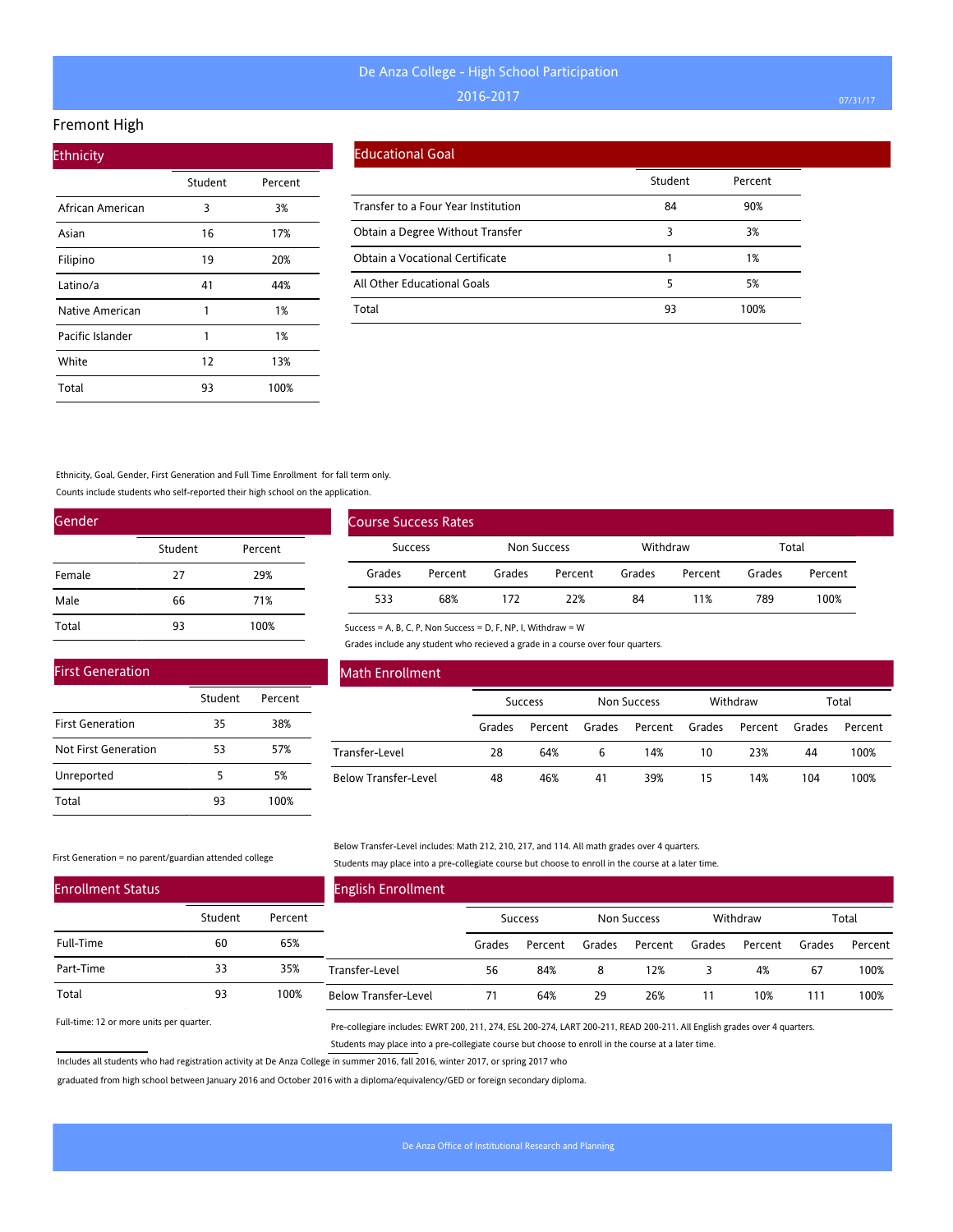# De Anza College - High School Participation

2016-2017

## Fremont High

### Ethnicity

| | Student | Percent |
|---|---|---|
| African American | 3 | 3% |
| Asian | 16 | 17% |
| Filipino | 19 | 20% |
| Latino/a | 41 | 44% |
| Native American | 1 | 1% |
| Pacific Islander | 1 | 1% |
| White | 12 | 13% |
| Total | 93 | 100% |

### Educational Goal

| | Student | Percent |
|---|---|---|
| Transfer to a Four Year Institution | 84 | 90% |
| Obtain a Degree Without Transfer | 3 | 3% |
| Obtain a Vocational Certificate | 1 | 1% |
| All Other Educational Goals | 5 | 5% |
| Total | 93 | 100% |

Ethnicity, Goal, Gender, First Generation and Full Time Enrollment for fall term only.

Counts include students who self-reported their high school on the application.

### Gender

| | Student | Percent |
|---|---|---|
| Female | 27 | 29% |
| Male | 66 | 71% |
| Total | 93 | 100% |

### Course Success Rates

| Success | | Non Success | | Withdraw | | Total | |
|---|---|---|---|---|---|---|---|
| Grades | Percent | Grades | Percent | Grades | Percent | Grades | Percent |
| 533 | 68% | 172 | 22% | 84 | 11% | 789 | 100% |

Success = A, B, C, P, Non Success = D, F, NP, I, Withdraw = W

Grades include any student who recieved a grade in a course over four quarters.

### First Generation

| | Student | Percent |
|---|---|---|
| First Generation | 35 | 38% |
| Not First Generation | 53 | 57% |
| Unreported | 5 | 5% |
| Total | 93 | 100% |

First Generation = no parent/guardian attended college

### Math Enrollment

| | Success | | Non Success | | Withdraw | | Total | |
|---|---|---|---|---|---|---|---|---|
| | Grades | Percent | Grades | Percent | Grades | Percent | Grades | Percent |
| Transfer-Level | 28 | 64% | 6 | 14% | 10 | 23% | 44 | 100% |
| Below Transfer-Level | 48 | 46% | 41 | 39% | 15 | 14% | 104 | 100% |

Below Transfer-Level includes: Math 212, 210, 217, and 114. All math grades over 4 quarters.

Students may place into a pre-collegiate course but choose to enroll in the course at a later time.

### Enrollment Status

| | Student | Percent |
|---|---|---|
| Full-Time | 60 | 65% |
| Part-Time | 33 | 35% |
| Total | 93 | 100% |

Full-time: 12 or more units per quarter.

### English Enrollment

| | Success | | Non Success | | Withdraw | | Total | |
|---|---|---|---|---|---|---|---|---|
| | Grades | Percent | Grades | Percent | Grades | Percent | Grades | Percent |
| Transfer-Level | 56 | 84% | 8 | 12% | 3 | 4% | 67 | 100% |
| Below Transfer-Level | 71 | 64% | 29 | 26% | 11 | 10% | 111 | 100% |

Pre-collegiare includes: EWRT 200, 211, 274, ESL 200-274, LART 200-211, READ 200-211. All English grades over 4 quarters.

Students may place into a pre-collegiate course but choose to enroll in the course at a later time.

Includes all students who had registration activity at De Anza College in summer 2016, fall 2016, winter 2017, or spring 2017 who graduated from high school between January 2016 and October 2016 with a diploma/equivalency/GED or foreign secondary diploma.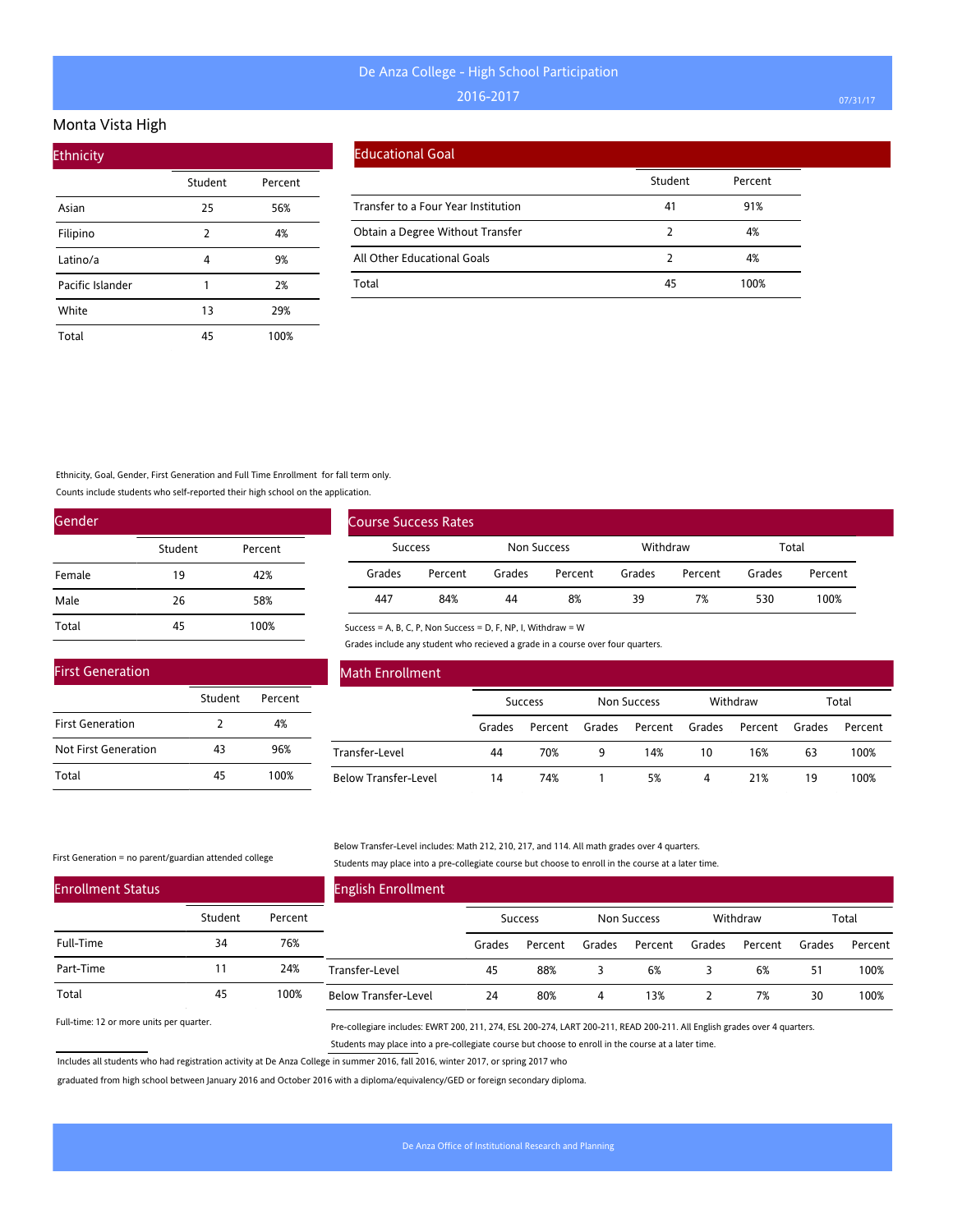# De Anza College - High School Participation

## 2016-2017

## Monta Vista High

### Ethnicity

| | Student | Percent |
|---|---|---|
| Asian | 25 | 56% |
| Filipino | 2 | 4% |
| Latino/a | 4 | 9% |
| Pacific Islander | 1 | 2% |
| White | 13 | 29% |
| Total | 45 | 100% |

### Educational Goal

| | Student | Percent |
|---|---|---|
| Transfer to a Four Year Institution | 41 | 91% |
| Obtain a Degree Without Transfer | 2 | 4% |
| All Other Educational Goals | 2 | 4% |
| Total | 45 | 100% |

Ethnicity, Goal, Gender, First Generation and Full Time Enrollment for fall term only.

Counts include students who self-reported their high school on the application.

### Gender

| | Student | Percent |
|---|---|---|
| Female | 19 | 42% |
| Male | 26 | 58% |
| Total | 45 | 100% |

### Course Success Rates

| Success | | Non Success | | Withdraw | | Total | |
|---|---|---|---|---|---|---|---|
| Grades | Percent | Grades | Percent | Grades | Percent | Grades | Percent |
| 447 | 84% | 44 | 8% | 39 | 7% | 530 | 100% |

Success = A, B, C, P, Non Success = D, F, NP, I, Withdraw = W

Grades include any student who recieved a grade in a course over four quarters.

### First Generation

| | Student | Percent |
|---|---|---|
| First Generation | 2 | 4% |
| Not First Generation | 43 | 96% |
| Total | 45 | 100% |

First Generation = no parent/guardian attended college

### Math Enrollment

| | Success | | Non Success | | Withdraw | | Total | |
|---|---|---|---|---|---|---|---|---|
| | Grades | Percent | Grades | Percent | Grades | Percent | Grades | Percent |
| Transfer-Level | 44 | 70% | 9 | 14% | 10 | 16% | 63 | 100% |
| Below Transfer-Level | 14 | 74% | 1 | 5% | 4 | 21% | 19 | 100% |

Below Transfer-Level includes: Math 212, 210, 217, and 114. All math grades over 4 quarters.

Students may place into a pre-collegiate course but choose to enroll in the course at a later time.

### Enrollment Status

| | Student | Percent |
|---|---|---|
| Full-Time | 34 | 76% |
| Part-Time | 11 | 24% |
| Total | 45 | 100% |

Full-time: 12 or more units per quarter.

### English Enrollment

| | Success | | Non Success | | Withdraw | | Total | |
|---|---|---|---|---|---|---|---|---|
| | Grades | Percent | Grades | Percent | Grades | Percent | Grades | Percent |
| Transfer-Level | 45 | 88% | 3 | 6% | 3 | 6% | 51 | 100% |
| Below Transfer-Level | 24 | 80% | 4 | 13% | 2 | 7% | 30 | 100% |

Pre-collegiare includes: EWRT 200, 211, 274, ESL 200-274, LART 200-211, READ 200-211. All English grades over 4 quarters.

Students may place into a pre-collegiate course but choose to enroll in the course at a later time.

Includes all students who had registration activity at De Anza College in summer 2016, fall 2016, winter 2017, or spring 2017 who graduated from high school between January 2016 and October 2016 with a diploma/equivalency/GED or foreign secondary diploma.

De Anza Office of Institutional Research and Planning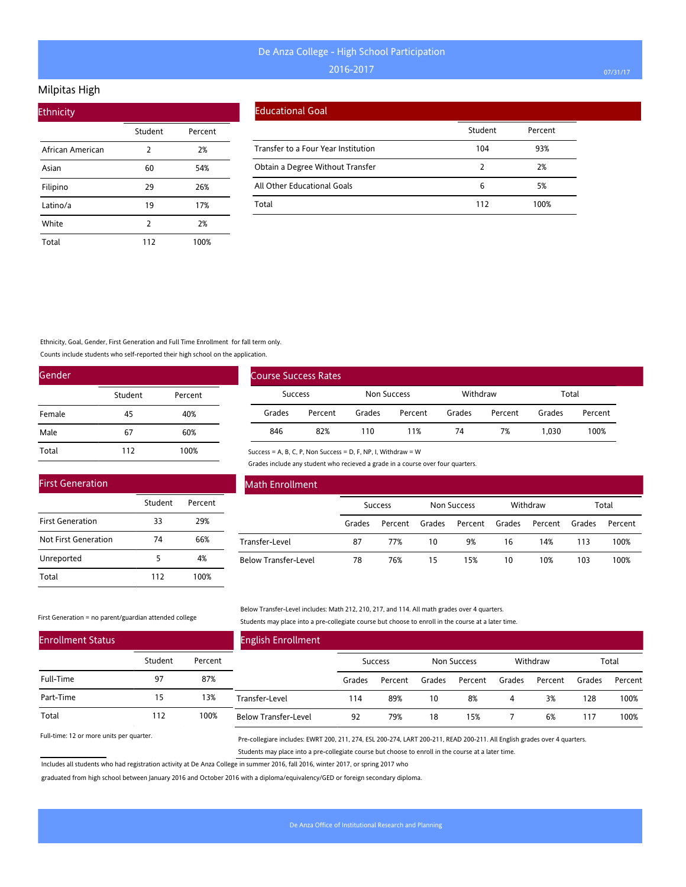# De Anza College - High School Participation

2016-2017

## Milpitas High

### Ethnicity

| | Student | Percent |
|---|---|---|
| African American | 2 | 2% |
| Asian | 60 | 54% |
| Filipino | 29 | 26% |
| Latino/a | 19 | 17% |
| White | 2 | 2% |
| Total | 112 | 100% |

### Educational Goal

| | Student | Percent |
|---|---|---|
| Transfer to a Four Year Institution | 104 | 93% |
| Obtain a Degree Without Transfer | 2 | 2% |
| All Other Educational Goals | 6 | 5% |
| Total | 112 | 100% |

Ethnicity, Goal, Gender, First Generation and Full Time Enrollment for fall term only.

Counts include students who self-reported their high school on the application.

### Gender

| | Student | Percent |
|---|---|---|
| Female | 45 | 40% |
| Male | 67 | 60% |
| Total | 112 | 100% |

### Course Success Rates

| Success | | Non Success | | Withdraw | | Total | |
|---|---|---|---|---|---|---|---|
| Grades | Percent | Grades | Percent | Grades | Percent | Grades | Percent |
| 846 | 82% | 110 | 11% | 74 | 7% | 1,030 | 100% |

Success = A, B, C, P, Non Success = D, F, NP, I, Withdraw = W

Grades include any student who recieved a grade in a course over four quarters.

### First Generation

| | Student | Percent |
|---|---|---|
| First Generation | 33 | 29% |
| Not First Generation | 74 | 66% |
| Unreported | 5 | 4% |
| Total | 112 | 100% |

First Generation = no parent/guardian attended college

### Math Enrollment

| | Success | | Non Success | | Withdraw | | Total | |
|---|---|---|---|---|---|---|---|---|
| | Grades | Percent | Grades | Percent | Grades | Percent | Grades | Percent |
| Transfer-Level | 87 | 77% | 10 | 9% | 16 | 14% | 113 | 100% |
| Below Transfer-Level | 78 | 76% | 15 | 15% | 10 | 10% | 103 | 100% |

Below Transfer-Level includes: Math 212, 210, 217, and 114. All math grades over 4 quarters.

Students may place into a pre-collegiate course but choose to enroll in the course at a later time.

### Enrollment Status

| | Student | Percent |
|---|---|---|
| Full-Time | 97 | 87% |
| Part-Time | 15 | 13% |
| Total | 112 | 100% |

Full-time: 12 or more units per quarter.

### English Enrollment

| | Success | | Non Success | | Withdraw | | Total | |
|---|---|---|---|---|---|---|---|---|
| | Grades | Percent | Grades | Percent | Grades | Percent | Grades | Percent |
| Transfer-Level | 114 | 89% | 10 | 8% | 4 | 3% | 128 | 100% |
| Below Transfer-Level | 92 | 79% | 18 | 15% | 7 | 6% | 117 | 100% |

Pre-collegiare includes: EWRT 200, 211, 274, ESL 200-274, LART 200-211, READ 200-211. All English grades over 4 quarters.

Students may place into a pre-collegiate course but choose to enroll in the course at a later time.

Includes all students who had registration activity at De Anza College in summer 2016, fall 2016, winter 2017, or spring 2017 who graduated from high school between January 2016 and October 2016 with a diploma/equivalency/GED or foreign secondary diploma.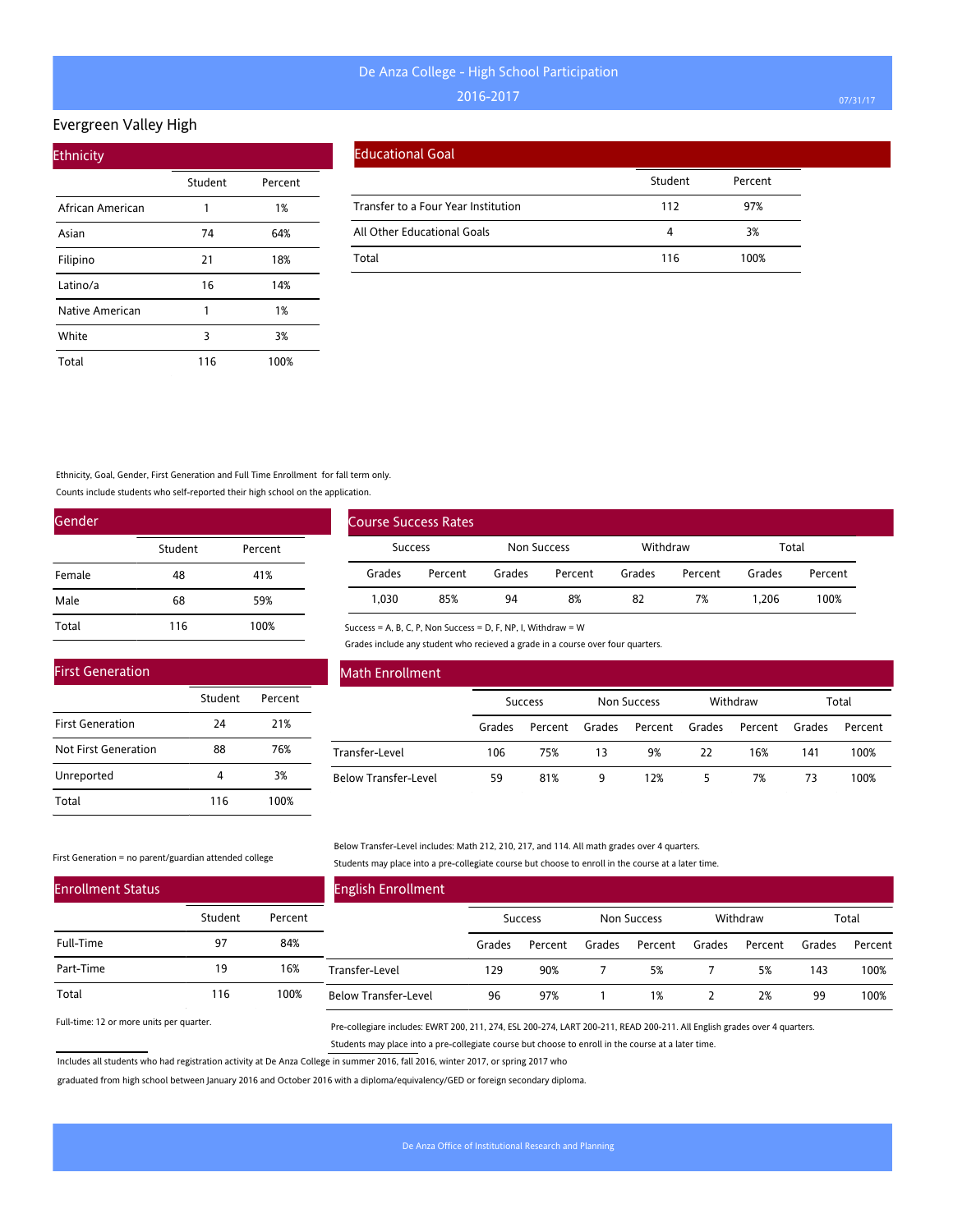# De Anza College - High School Participation

2016-2017

## Evergreen Valley High

### Ethnicity

| | Student | Percent |
|---|---|---|
| African American | 1 | 1% |
| Asian | 74 | 64% |
| Filipino | 21 | 18% |
| Latino/a | 16 | 14% |
| Native American | 1 | 1% |
| White | 3 | 3% |
| Total | 116 | 100% |

### Educational Goal

| | Student | Percent |
|---|---|---|
| Transfer to a Four Year Institution | 112 | 97% |
| All Other Educational Goals | 4 | 3% |
| Total | 116 | 100% |

Ethnicity, Goal, Gender, First Generation and Full Time Enrollment for fall term only.

Counts include students who self-reported their high school on the application.

### Gender

| | Student | Percent |
|---|---|---|
| Female | 48 | 41% |
| Male | 68 | 59% |
| Total | 116 | 100% |

### Course Success Rates

| Success | | Non Success | | Withdraw | | Total | |
|---|---|---|---|---|---|---|---|
| Grades | Percent | Grades | Percent | Grades | Percent | Grades | Percent |
| 1,030 | 85% | 94 | 8% | 82 | 7% | 1,206 | 100% |

Success = A, B, C, P, Non Success = D, F, NP, I, Withdraw = W

Grades include any student who recieved a grade in a course over four quarters.

### First Generation

| | Student | Percent |
|---|---|---|
| First Generation | 24 | 21% |
| Not First Generation | 88 | 76% |
| Unreported | 4 | 3% |
| Total | 116 | 100% |

First Generation = no parent/guardian attended college

### Math Enrollment

| | Success | | Non Success | | Withdraw | | Total | |
|---|---|---|---|---|---|---|---|---|
| | Grades | Percent | Grades | Percent | Grades | Percent | Grades | Percent |
| Transfer-Level | 106 | 75% | 13 | 9% | 22 | 16% | 141 | 100% |
| Below Transfer-Level | 59 | 81% | 9 | 12% | 5 | 7% | 73 | 100% |

Below Transfer-Level includes: Math 212, 210, 217, and 114. All math grades over 4 quarters.

Students may place into a pre-collegiate course but choose to enroll in the course at a later time.

### Enrollment Status

| | Student | Percent |
|---|---|---|
| Full-Time | 97 | 84% |
| Part-Time | 19 | 16% |
| Total | 116 | 100% |

Full-time: 12 or more units per quarter.

### English Enrollment

| | Success | | Non Success | | Withdraw | | Total | |
|---|---|---|---|---|---|---|---|---|
| | Grades | Percent | Grades | Percent | Grades | Percent | Grades | Percent |
| Transfer-Level | 129 | 90% | 7 | 5% | 7 | 5% | 143 | 100% |
| Below Transfer-Level | 96 | 97% | 1 | 1% | 2 | 2% | 99 | 100% |

Pre-collegiare includes: EWRT 200, 211, 274, ESL 200-274, LART 200-211, READ 200-211. All English grades over 4 quarters.

Students may place into a pre-collegiate course but choose to enroll in the course at a later time.

Includes all students who had registration activity at De Anza College in summer 2016, fall 2016, winter 2017, or spring 2017 who graduated from high school between January 2016 and October 2016 with a diploma/equivalency/GED or foreign secondary diploma.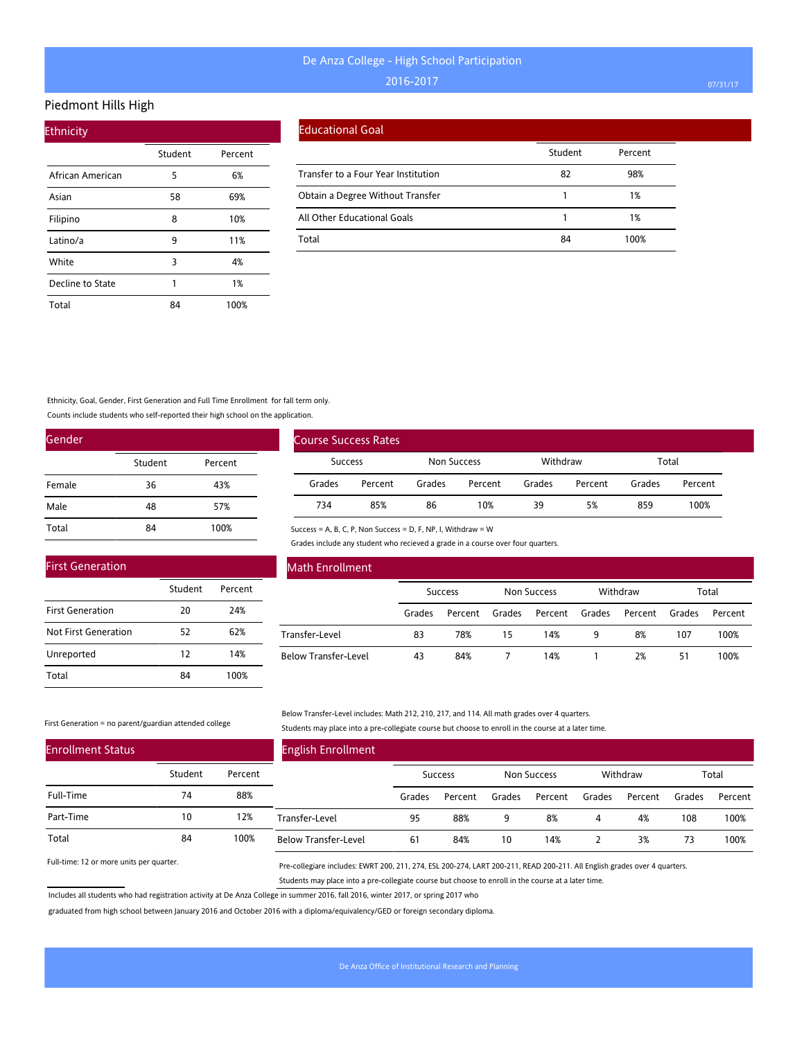# De Anza College - High School Participation

2016-2017

## Piedmont Hills High

### Ethnicity

| | Student | Percent |
|---|---|---|
| African American | 5 | 6% |
| Asian | 58 | 69% |
| Filipino | 8 | 10% |
| Latino/a | 9 | 11% |
| White | 3 | 4% |
| Decline to State | 1 | 1% |
| Total | 84 | 100% |

### Educational Goal

| | Student | Percent |
|---|---|---|
| Transfer to a Four Year Institution | 82 | 98% |
| Obtain a Degree Without Transfer | 1 | 1% |
| All Other Educational Goals | 1 | 1% |
| Total | 84 | 100% |

Ethnicity, Goal, Gender, First Generation and Full Time Enrollment for fall term only.

Counts include students who self-reported their high school on the application.

### Gender

| | Student | Percent |
|---|---|---|
| Female | 36 | 43% |
| Male | 48 | 57% |
| Total | 84 | 100% |

### Course Success Rates

| Success | | Non Success | | Withdraw | | Total | |
|---|---|---|---|---|---|---|---|
| Grades | Percent | Grades | Percent | Grades | Percent | Grades | Percent |
| 734 | 85% | 86 | 10% | 39 | 5% | 859 | 100% |

Success = A, B, C, P, Non Success = D, F, NP, I, Withdraw = W

Grades include any student who recieved a grade in a course over four quarters.

### First Generation

| | Student | Percent |
|---|---|---|
| First Generation | 20 | 24% |
| Not First Generation | 52 | 62% |
| Unreported | 12 | 14% |
| Total | 84 | 100% |

First Generation = no parent/guardian attended college

### Math Enrollment

| | Success | | Non Success | | Withdraw | | Total | |
|---|---|---|---|---|---|---|---|---|
| | Grades | Percent | Grades | Percent | Grades | Percent | Grades | Percent |
| Transfer-Level | 83 | 78% | 15 | 14% | 9 | 8% | 107 | 100% |
| Below Transfer-Level | 43 | 84% | 7 | 14% | 1 | 2% | 51 | 100% |

Below Transfer-Level includes: Math 212, 210, 217, and 114. All math grades over 4 quarters.

Students may place into a pre-collegiate course but choose to enroll in the course at a later time.

### Enrollment Status

| | Student | Percent |
|---|---|---|
| Full-Time | 74 | 88% |
| Part-Time | 10 | 12% |
| Total | 84 | 100% |

Full-time: 12 or more units per quarter.

### English Enrollment

| | Success | | Non Success | | Withdraw | | Total | |
|---|---|---|---|---|---|---|---|---|
| | Grades | Percent | Grades | Percent | Grades | Percent | Grades | Percent |
| Transfer-Level | 95 | 88% | 9 | 8% | 4 | 4% | 108 | 100% |
| Below Transfer-Level | 61 | 84% | 10 | 14% | 2 | 3% | 73 | 100% |

Pre-collegiare includes: EWRT 200, 211, 274, ESL 200-274, LART 200-211, READ 200-211. All English grades over 4 quarters.

Students may place into a pre-collegiate course but choose to enroll in the course at a later time.

Includes all students who had registration activity at De Anza College in summer 2016, fall 2016, winter 2017, or spring 2017 who graduated from high school between January 2016 and October 2016 with a diploma/equivalency/GED or foreign secondary diploma.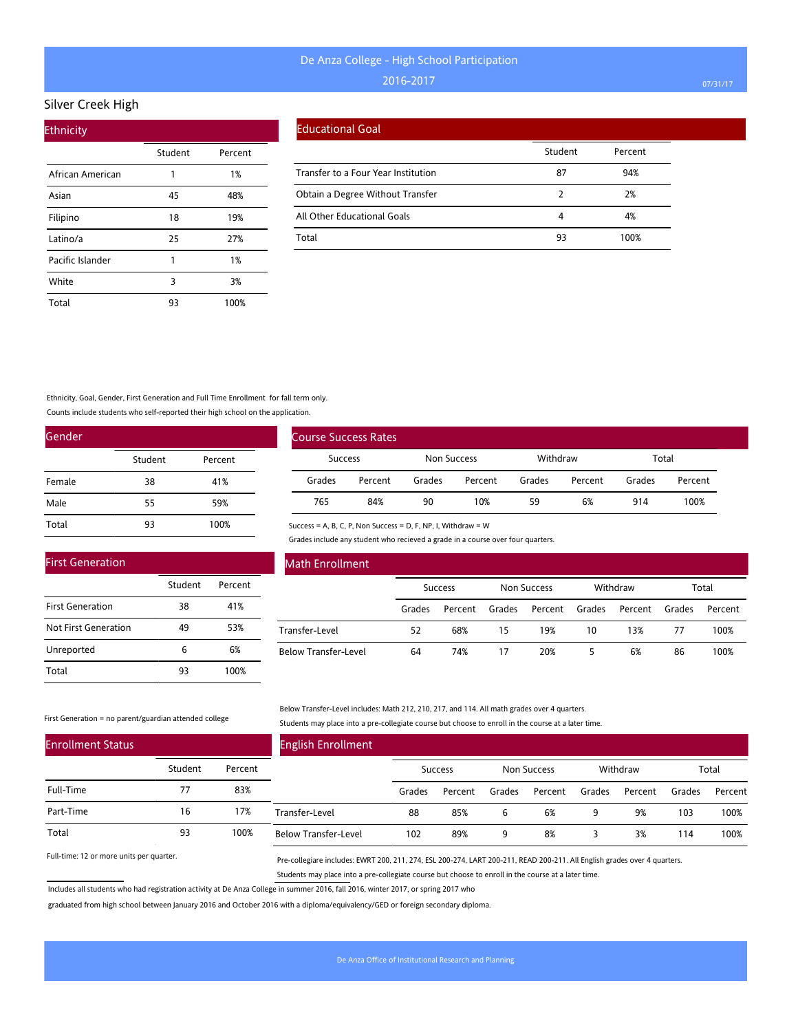# De Anza College - High School Participation

2016-2017

## Silver Creek High

### Ethnicity

| | Student | Percent |
|---|---|---|
| African American | 1 | 1% |
| Asian | 45 | 48% |
| Filipino | 18 | 19% |
| Latino/a | 25 | 27% |
| Pacific Islander | 1 | 1% |
| White | 3 | 3% |
| Total | 93 | 100% |

### Educational Goal

| | Student | Percent |
|---|---|---|
| Transfer to a Four Year Institution | 87 | 94% |
| Obtain a Degree Without Transfer | 2 | 2% |
| All Other Educational Goals | 4 | 4% |
| Total | 93 | 100% |

Ethnicity, Goal, Gender, First Generation and Full Time Enrollment for fall term only.

Counts include students who self-reported their high school on the application.

### Gender

| | Student | Percent |
|---|---|---|
| Female | 38 | 41% |
| Male | 55 | 59% |
| Total | 93 | 100% |

### Course Success Rates

| Success | | Non Success | | Withdraw | | Total | |
|---|---|---|---|---|---|---|---|
| Grades | Percent | Grades | Percent | Grades | Percent | Grades | Percent |
| 765 | 84% | 90 | 10% | 59 | 6% | 914 | 100% |

Success = A, B, C, P, Non Success = D, F, NP, I, Withdraw = W

Grades include any student who recieved a grade in a course over four quarters.

### First Generation

| | Student | Percent |
|---|---|---|
| First Generation | 38 | 41% |
| Not First Generation | 49 | 53% |
| Unreported | 6 | 6% |
| Total | 93 | 100% |

First Generation = no parent/guardian attended college

### Math Enrollment

| | Success | | Non Success | | Withdraw | | Total | |
|---|---|---|---|---|---|---|---|---|
| | Grades | Percent | Grades | Percent | Grades | Percent | Grades | Percent |
| Transfer-Level | 52 | 68% | 15 | 19% | 10 | 13% | 77 | 100% |
| Below Transfer-Level | 64 | 74% | 17 | 20% | 5 | 6% | 86 | 100% |

Below Transfer-Level includes: Math 212, 210, 217, and 114. All math grades over 4 quarters.

Students may place into a pre-collegiate course but choose to enroll in the course at a later time.

### Enrollment Status

| | Student | Percent |
|---|---|---|
| Full-Time | 77 | 83% |
| Part-Time | 16 | 17% |
| Total | 93 | 100% |

Full-time: 12 or more units per quarter.

### English Enrollment

| | Success | | Non Success | | Withdraw | | Total | |
|---|---|---|---|---|---|---|---|---|
| | Grades | Percent | Grades | Percent | Grades | Percent | Grades | Percent |
| Transfer-Level | 88 | 85% | 6 | 6% | 9 | 9% | 103 | 100% |
| Below Transfer-Level | 102 | 89% | 9 | 8% | 3 | 3% | 114 | 100% |

Pre-collegiare includes: EWRT 200, 211, 274, ESL 200-274, LART 200-211, READ 200-211. All English grades over 4 quarters.

Students may place into a pre-collegiate course but choose to enroll in the course at a later time.

Includes all students who had registration activity at De Anza College in summer 2016, fall 2016, winter 2017, or spring 2017 who graduated from high school between January 2016 and October 2016 with a diploma/equivalency/GED or foreign secondary diploma.

De Anza Office of Institutional Research and Planning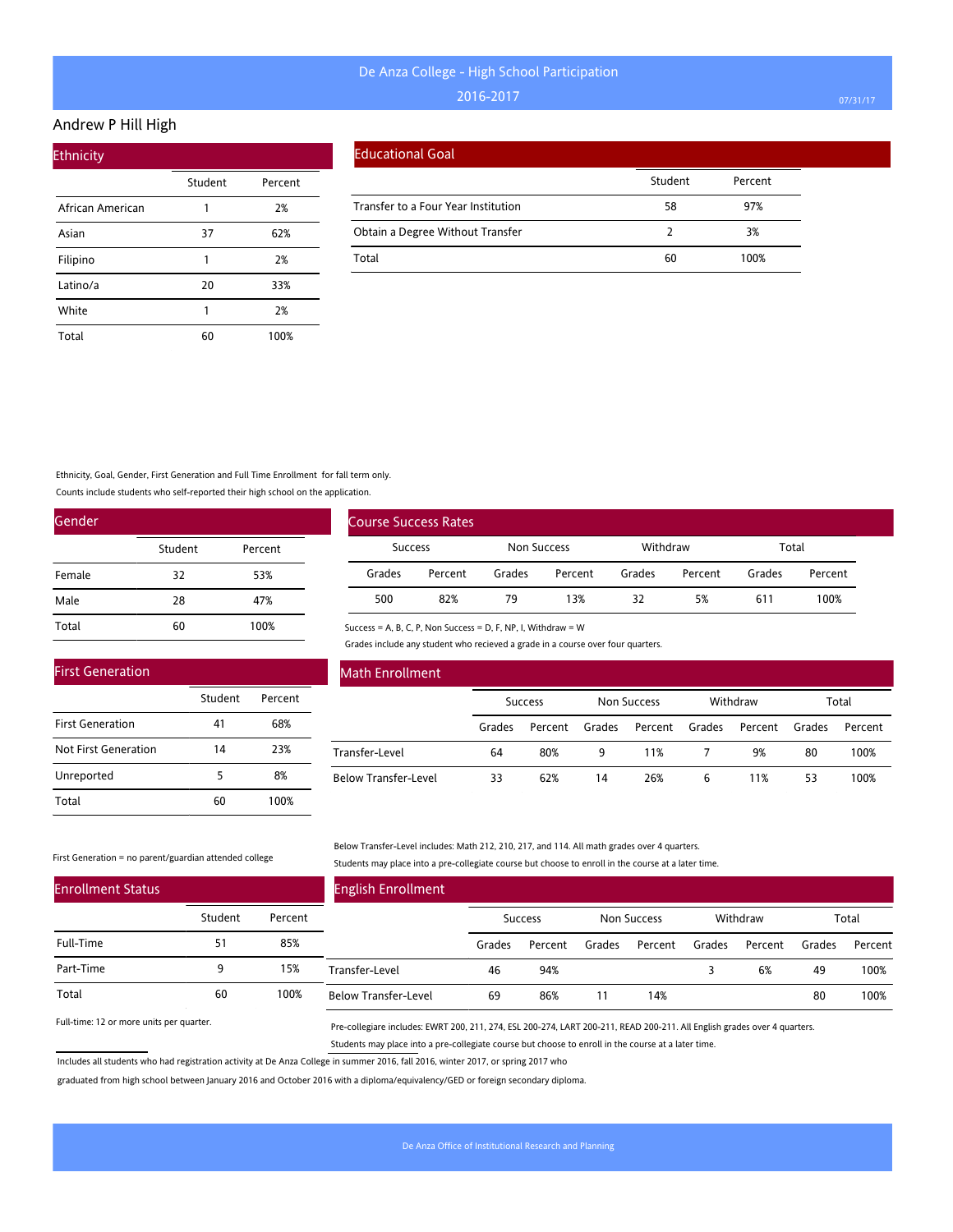# De Anza College - High School Participation

2016-2017

## Andrew P Hill High

### Ethnicity

| | Student | Percent |
|---|---|---|
| African American | 1 | 2% |
| Asian | 37 | 62% |
| Filipino | 1 | 2% |
| Latino/a | 20 | 33% |
| White | 1 | 2% |
| Total | 60 | 100% |

### Educational Goal

| | Student | Percent |
|---|---|---|
| Transfer to a Four Year Institution | 58 | 97% |
| Obtain a Degree Without Transfer | 2 | 3% |
| Total | 60 | 100% |

Ethnicity, Goal, Gender, First Generation and Full Time Enrollment for fall term only.
Counts include students who self-reported their high school on the application.

### Gender

| | Student | Percent |
|---|---|---|
| Female | 32 | 53% |
| Male | 28 | 47% |
| Total | 60 | 100% |

### Course Success Rates

| Success | | Non Success | | Withdraw | | Total | |
|---|---|---|---|---|---|---|---|
| Grades | Percent | Grades | Percent | Grades | Percent | Grades | Percent |
| 500 | 82% | 79 | 13% | 32 | 5% | 611 | 100% |

Success = A, B, C, P, Non Success = D, F, NP, I, Withdraw = W
Grades include any student who recieved a grade in a course over four quarters.

### First Generation

| | Student | Percent |
|---|---|---|
| First Generation | 41 | 68% |
| Not First Generation | 14 | 23% |
| Unreported | 5 | 8% |
| Total | 60 | 100% |

First Generation = no parent/guardian attended college

### Math Enrollment

| | Success | | Non Success | | Withdraw | | Total | |
|---|---|---|---|---|---|---|---|---|
| | Grades | Percent | Grades | Percent | Grades | Percent | Grades | Percent |
| Transfer-Level | 64 | 80% | 9 | 11% | 7 | 9% | 80 | 100% |
| Below Transfer-Level | 33 | 62% | 14 | 26% | 6 | 11% | 53 | 100% |

Below Transfer-Level includes: Math 212, 210, 217, and 114. All math grades over 4 quarters.
Students may place into a pre-collegiate course but choose to enroll in the course at a later time.

### Enrollment Status

| | Student | Percent |
|---|---|---|
| Full-Time | 51 | 85% |
| Part-Time | 9 | 15% |
| Total | 60 | 100% |

Full-time: 12 or more units per quarter.

### English Enrollment

| | Success | | Non Success | | Withdraw | | Total | |
|---|---|---|---|---|---|---|---|---|
| | Grades | Percent | Grades | Percent | Grades | Percent | Grades | Percent |
| Transfer-Level | 46 | 94% | | | 3 | 6% | 49 | 100% |
| Below Transfer-Level | 69 | 86% | 11 | 14% | | | 80 | 100% |

Pre-collegiare includes: EWRT 200, 211, 274, ESL 200-274, LART 200-211, READ 200-211. All English grades over 4 quarters.
Students may place into a pre-collegiate course but choose to enroll in the course at a later time.

Includes all students who had registration activity at De Anza College in summer 2016, fall 2016, winter 2017, or spring 2017 who graduated from high school between January 2016 and October 2016 with a diploma/equivalency/GED or foreign secondary diploma.

De Anza Office of Institutional Research and Planning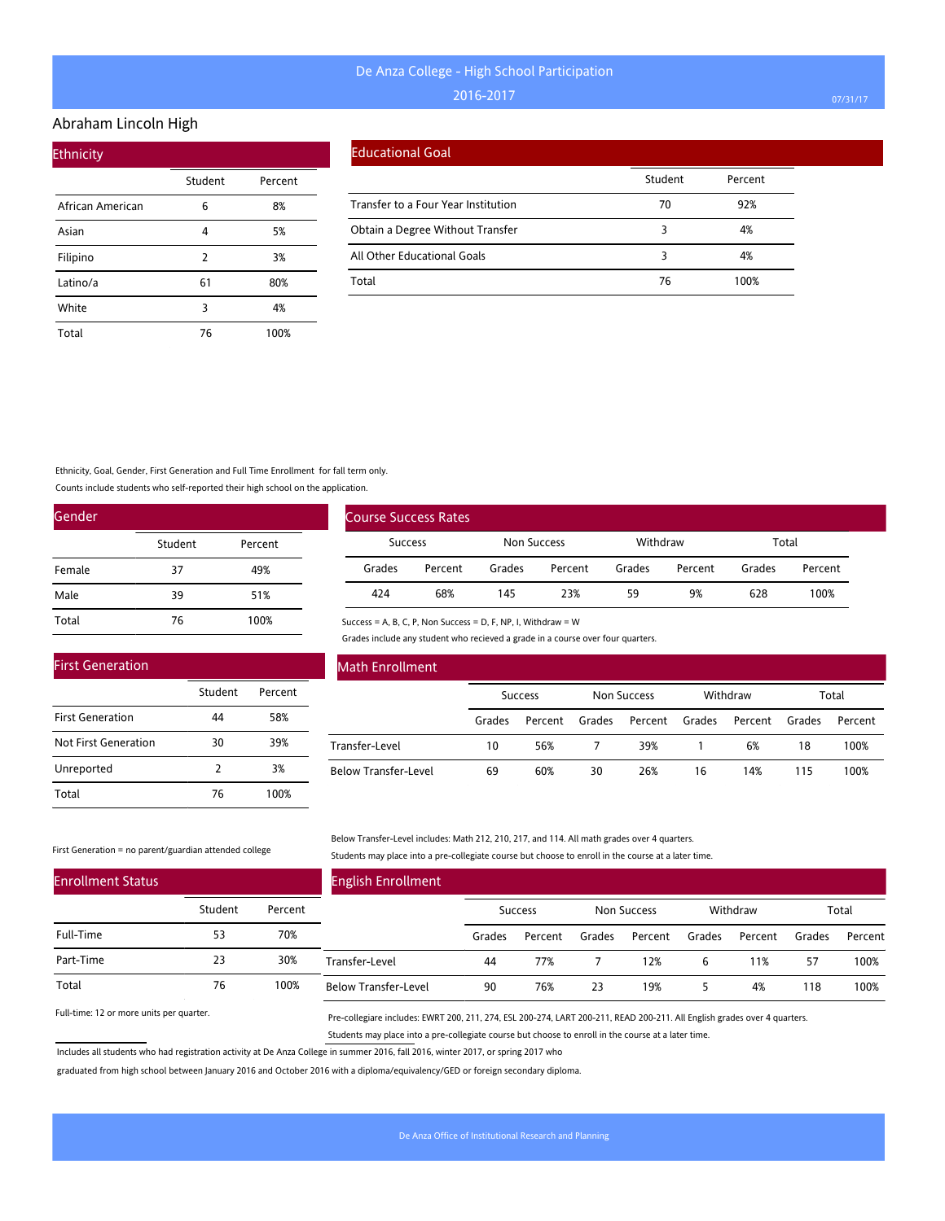# De Anza College - High School Participation

2016-2017

## Abraham Lincoln High

### Ethnicity

| | Student | Percent |
|---|---|---|
| African American | 6 | 8% |
| Asian | 4 | 5% |
| Filipino | 2 | 3% |
| Latino/a | 61 | 80% |
| White | 3 | 4% |
| Total | 76 | 100% |

### Educational Goal

| | Student | Percent |
|---|---|---|
| Transfer to a Four Year Institution | 70 | 92% |
| Obtain a Degree Without Transfer | 3 | 4% |
| All Other Educational Goals | 3 | 4% |
| Total | 76 | 100% |

Ethnicity, Goal, Gender, First Generation and Full Time Enrollment for fall term only.

Counts include students who self-reported their high school on the application.

### Gender

| | Student | Percent |
|---|---|---|
| Female | 37 | 49% |
| Male | 39 | 51% |
| Total | 76 | 100% |

### Course Success Rates

| Success | | Non Success | | Withdraw | | Total | |
|---|---|---|---|---|---|---|---|
| Grades | Percent | Grades | Percent | Grades | Percent | Grades | Percent |
| 424 | 68% | 145 | 23% | 59 | 9% | 628 | 100% |

Success = A, B, C, P, Non Success = D, F, NP, I, Withdraw = W

Grades include any student who recieved a grade in a course over four quarters.

### First Generation

| | Student | Percent |
|---|---|---|
| First Generation | 44 | 58% |
| Not First Generation | 30 | 39% |
| Unreported | 2 | 3% |
| Total | 76 | 100% |

First Generation = no parent/guardian attended college

### Math Enrollment

| | Success | | Non Success | | Withdraw | | Total | |
|---|---|---|---|---|---|---|---|---|
| | Grades | Percent | Grades | Percent | Grades | Percent | Grades | Percent |
| Transfer-Level | 10 | 56% | 7 | 39% | 1 | 6% | 18 | 100% |
| Below Transfer-Level | 69 | 60% | 30 | 26% | 16 | 14% | 115 | 100% |

Below Transfer-Level includes: Math 212, 210, 217, and 114. All math grades over 4 quarters.

Students may place into a pre-collegiate course but choose to enroll in the course at a later time.

### Enrollment Status

| | Student | Percent |
|---|---|---|
| Full-Time | 53 | 70% |
| Part-Time | 23 | 30% |
| Total | 76 | 100% |

Full-time: 12 or more units per quarter.

### English Enrollment

| | Success | | Non Success | | Withdraw | | Total | |
|---|---|---|---|---|---|---|---|---|
| | Grades | Percent | Grades | Percent | Grades | Percent | Grades | Percent |
| Transfer-Level | 44 | 77% | 7 | 12% | 6 | 11% | 57 | 100% |
| Below Transfer-Level | 90 | 76% | 23 | 19% | 5 | 4% | 118 | 100% |

Pre-collegiare includes: EWRT 200, 211, 274, ESL 200-274, LART 200-211, READ 200-211. All English grades over 4 quarters.

Students may place into a pre-collegiate course but choose to enroll in the course at a later time.

Includes all students who had registration activity at De Anza College in summer 2016, fall 2016, winter 2017, or spring 2017 who graduated from high school between January 2016 and October 2016 with a diploma/equivalency/GED or foreign secondary diploma.

De Anza Office of Institutional Research and Planning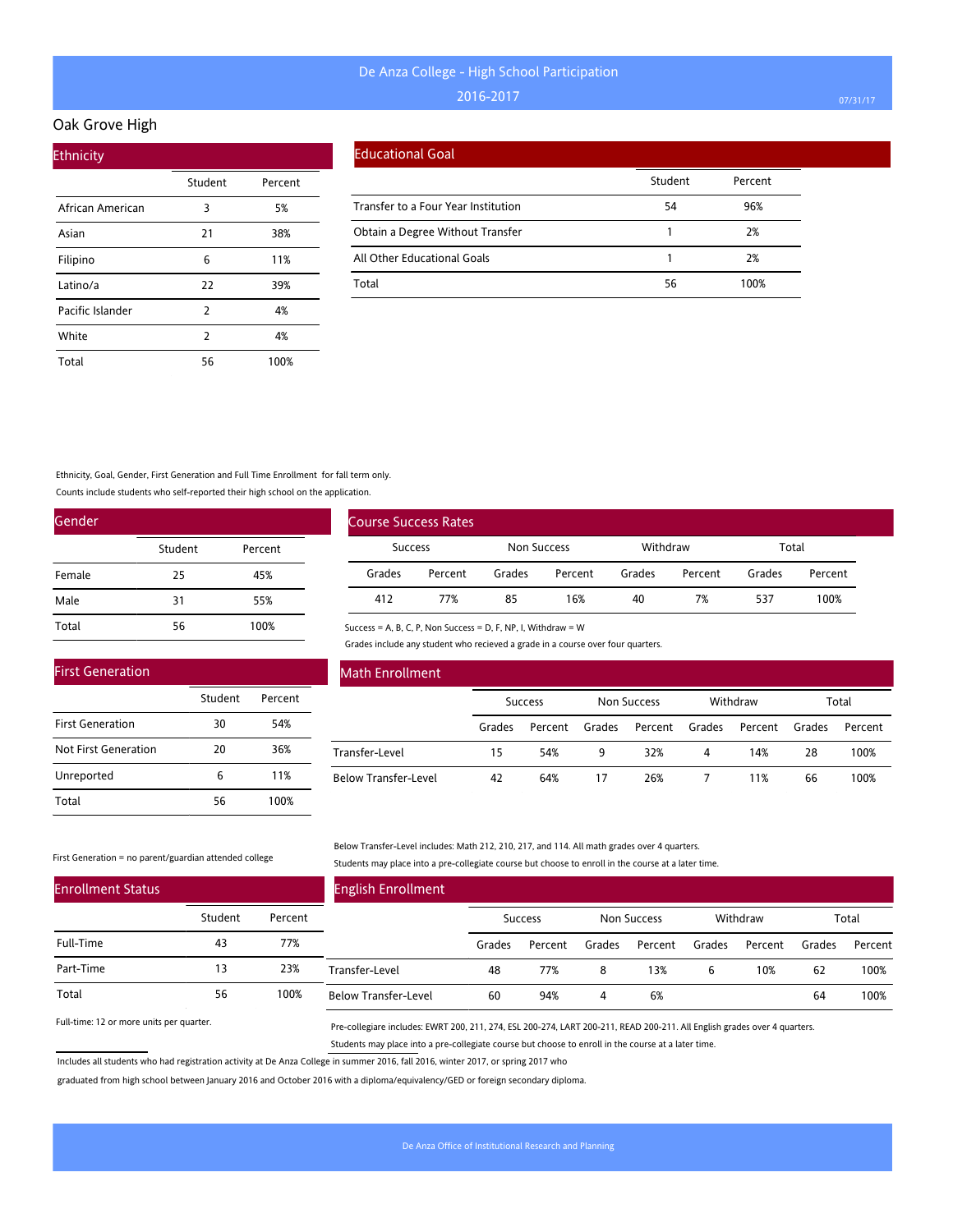# De Anza College - High School Participation

2016-2017

## Oak Grove High

### Ethnicity

| | Student | Percent |
|---|---|---|
| African American | 3 | 5% |
| Asian | 21 | 38% |
| Filipino | 6 | 11% |
| Latino/a | 22 | 39% |
| Pacific Islander | 2 | 4% |
| White | 2 | 4% |
| Total | 56 | 100% |

### Educational Goal

| | Student | Percent |
|---|---|---|
| Transfer to a Four Year Institution | 54 | 96% |
| Obtain a Degree Without Transfer | 1 | 2% |
| All Other Educational Goals | 1 | 2% |
| Total | 56 | 100% |

Ethnicity, Goal, Gender, First Generation and Full Time Enrollment for fall term only.

Counts include students who self-reported their high school on the application.

### Gender

| | Student | Percent |
|---|---|---|
| Female | 25 | 45% |
| Male | 31 | 55% |
| Total | 56 | 100% |

### Course Success Rates

| Success | | Non Success | | Withdraw | | Total | |
|---|---|---|---|---|---|---|---|
| Grades | Percent | Grades | Percent | Grades | Percent | Grades | Percent |
| 412 | 77% | 85 | 16% | 40 | 7% | 537 | 100% |

Success = A, B, C, P, Non Success = D, F, NP, I, Withdraw = W

Grades include any student who recieved a grade in a course over four quarters.

### First Generation

| | Student | Percent |
|---|---|---|
| First Generation | 30 | 54% |
| Not First Generation | 20 | 36% |
| Unreported | 6 | 11% |
| Total | 56 | 100% |

First Generation = no parent/guardian attended college

### Math Enrollment

| | Success | | Non Success | | Withdraw | | Total | |
|---|---|---|---|---|---|---|---|---|
| | Grades | Percent | Grades | Percent | Grades | Percent | Grades | Percent |
| Transfer-Level | 15 | 54% | 9 | 32% | 4 | 14% | 28 | 100% |
| Below Transfer-Level | 42 | 64% | 17 | 26% | 7 | 11% | 66 | 100% |

Below Transfer-Level includes: Math 212, 210, 217, and 114. All math grades over 4 quarters.

Students may place into a pre-collegiate course but choose to enroll in the course at a later time.

### Enrollment Status

| | Student | Percent |
|---|---|---|
| Full-Time | 43 | 77% |
| Part-Time | 13 | 23% |
| Total | 56 | 100% |

Full-time: 12 or more units per quarter.

### English Enrollment

| | Success | | Non Success | | Withdraw | | Total | |
|---|---|---|---|---|---|---|---|---|
| | Grades | Percent | Grades | Percent | Grades | Percent | Grades | Percent |
| Transfer-Level | 48 | 77% | 8 | 13% | 6 | 10% | 62 | 100% |
| Below Transfer-Level | 60 | 94% | 4 | 6% | | | 64 | 100% |

Pre-collegiare includes: EWRT 200, 211, 274, ESL 200-274, LART 200-211, READ 200-211. All English grades over 4 quarters.

Students may place into a pre-collegiate course but choose to enroll in the course at a later time.

Includes all students who had registration activity at De Anza College in summer 2016, fall 2016, winter 2017, or spring 2017 who graduated from high school between January 2016 and October 2016 with a diploma/equivalency/GED or foreign secondary diploma.

De Anza Office of Institutional Research and Planning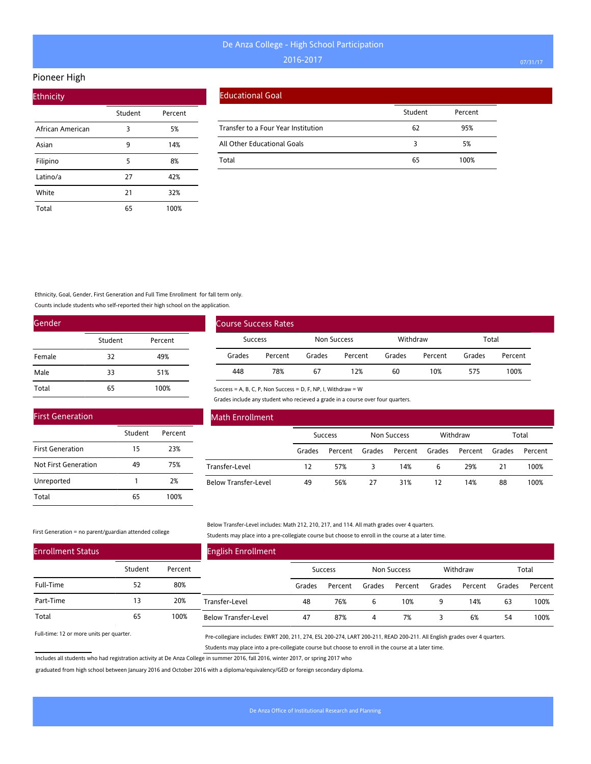# De Anza College - High School Participation

2016-2017

## Pioneer High

### Ethnicity

| | Student | Percent |
|---|---|---|
| African American | 3 | 5% |
| Asian | 9 | 14% |
| Filipino | 5 | 8% |
| Latino/a | 27 | 42% |
| White | 21 | 32% |
| Total | 65 | 100% |

### Educational Goal

| | Student | Percent |
|---|---|---|
| Transfer to a Four Year Institution | 62 | 95% |
| All Other Educational Goals | 3 | 5% |
| Total | 65 | 100% |

Ethnicity, Goal, Gender, First Generation and Full Time Enrollment for fall term only.

Counts include students who self-reported their high school on the application.

### Gender

| | Student | Percent |
|---|---|---|
| Female | 32 | 49% |
| Male | 33 | 51% |
| Total | 65 | 100% |

### Course Success Rates

| Success | | Non Success | | Withdraw | | Total | |
|---|---|---|---|---|---|---|---|
| Grades | Percent | Grades | Percent | Grades | Percent | Grades | Percent |
| 448 | 78% | 67 | 12% | 60 | 10% | 575 | 100% |

Success = A, B, C, P, Non Success = D, F, NP, I, Withdraw = W

Grades include any student who recieved a grade in a course over four quarters.

### First Generation

| | Student | Percent |
|---|---|---|
| First Generation | 15 | 23% |
| Not First Generation | 49 | 75% |
| Unreported | 1 | 2% |
| Total | 65 | 100% |

First Generation = no parent/guardian attended college

### Math Enrollment

| | Success | | Non Success | | Withdraw | | Total | |
|---|---|---|---|---|---|---|---|---|
| | Grades | Percent | Grades | Percent | Grades | Percent | Grades | Percent |
| Transfer-Level | 12 | 57% | 3 | 14% | 6 | 29% | 21 | 100% |
| Below Transfer-Level | 49 | 56% | 27 | 31% | 12 | 14% | 88 | 100% |

Below Transfer-Level includes: Math 212, 210, 217, and 114. All math grades over 4 quarters.

Students may place into a pre-collegiate course but choose to enroll in the course at a later time.

### Enrollment Status

| | Student | Percent |
|---|---|---|
| Full-Time | 52 | 80% |
| Part-Time | 13 | 20% |
| Total | 65 | 100% |

Full-time: 12 or more units per quarter.

### English Enrollment

| | Success | | Non Success | | Withdraw | | Total | |
|---|---|---|---|---|---|---|---|---|
| | Grades | Percent | Grades | Percent | Grades | Percent | Grades | Percent |
| Transfer-Level | 48 | 76% | 6 | 10% | 9 | 14% | 63 | 100% |
| Below Transfer-Level | 47 | 87% | 4 | 7% | 3 | 6% | 54 | 100% |

Pre-collegiare includes: EWRT 200, 211, 274, ESL 200-274, LART 200-211, READ 200-211. All English grades over 4 quarters.

Students may place into a pre-collegiate course but choose to enroll in the course at a later time.

Includes all students who had registration activity at De Anza College in summer 2016, fall 2016, winter 2017, or spring 2017 who graduated from high school between January 2016 and October 2016 with a diploma/equivalency/GED or foreign secondary diploma.

De Anza Office of Institutional Research and Planning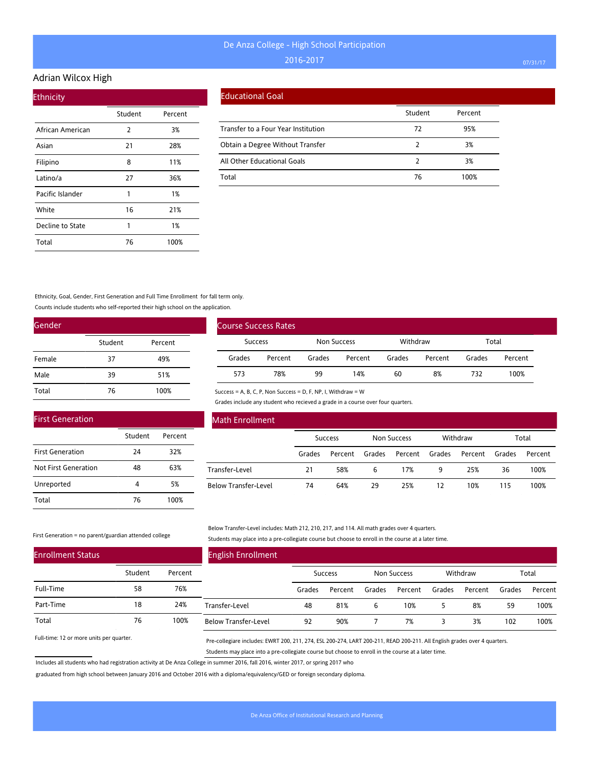# De Anza College - High School Participation

2016-2017

## Adrian Wilcox High

### Ethnicity

| | Student | Percent |
|---|---|---|
| African American | 2 | 3% |
| Asian | 21 | 28% |
| Filipino | 8 | 11% |
| Latino/a | 27 | 36% |
| Pacific Islander | 1 | 1% |
| White | 16 | 21% |
| Decline to State | 1 | 1% |
| Total | 76 | 100% |

### Educational Goal

| | Student | Percent |
|---|---|---|
| Transfer to a Four Year Institution | 72 | 95% |
| Obtain a Degree Without Transfer | 2 | 3% |
| All Other Educational Goals | 2 | 3% |
| Total | 76 | 100% |

Ethnicity, Goal, Gender, First Generation and Full Time Enrollment for fall term only.

Counts include students who self-reported their high school on the application.

### Gender

| | Student | Percent |
|---|---|---|
| Female | 37 | 49% |
| Male | 39 | 51% |
| Total | 76 | 100% |

### Course Success Rates

| Success | | Non Success | | Withdraw | | Total | |
|---|---|---|---|---|---|---|---|
| Grades | Percent | Grades | Percent | Grades | Percent | Grades | Percent |
| 573 | 78% | 99 | 14% | 60 | 8% | 732 | 100% |

Success = A, B, C, P, Non Success = D, F, NP, I, Withdraw = W

Grades include any student who recieved a grade in a course over four quarters.

### First Generation

| | Student | Percent |
|---|---|---|
| First Generation | 24 | 32% |
| Not First Generation | 48 | 63% |
| Unreported | 4 | 5% |
| Total | 76 | 100% |

First Generation = no parent/guardian attended college

### Math Enrollment

| | Success | | Non Success | | Withdraw | | Total | |
|---|---|---|---|---|---|---|---|---|
| | Grades | Percent | Grades | Percent | Grades | Percent | Grades | Percent |
| Transfer-Level | 21 | 58% | 6 | 17% | 9 | 25% | 36 | 100% |
| Below Transfer-Level | 74 | 64% | 29 | 25% | 12 | 10% | 115 | 100% |

Below Transfer-Level includes: Math 212, 210, 217, and 114. All math grades over 4 quarters.

Students may place into a pre-collegiate course but choose to enroll in the course at a later time.

### Enrollment Status

| | Student | Percent |
|---|---|---|
| Full-Time | 58 | 76% |
| Part-Time | 18 | 24% |
| Total | 76 | 100% |

Full-time: 12 or more units per quarter.

### English Enrollment

| | Success | | Non Success | | Withdraw | | Total | |
|---|---|---|---|---|---|---|---|---|
| | Grades | Percent | Grades | Percent | Grades | Percent | Grades | Percent |
| Transfer-Level | 48 | 81% | 6 | 10% | 5 | 8% | 59 | 100% |
| Below Transfer-Level | 92 | 90% | 7 | 7% | 3 | 3% | 102 | 100% |

Pre-collegiare includes: EWRT 200, 211, 274, ESL 200-274, LART 200-211, READ 200-211. All English grades over 4 quarters.

Students may place into a pre-collegiate course but choose to enroll in the course at a later time.

Includes all students who had registration activity at De Anza College in summer 2016, fall 2016, winter 2017, or spring 2017 who graduated from high school between January 2016 and October 2016 with a diploma/equivalency/GED or foreign secondary diploma.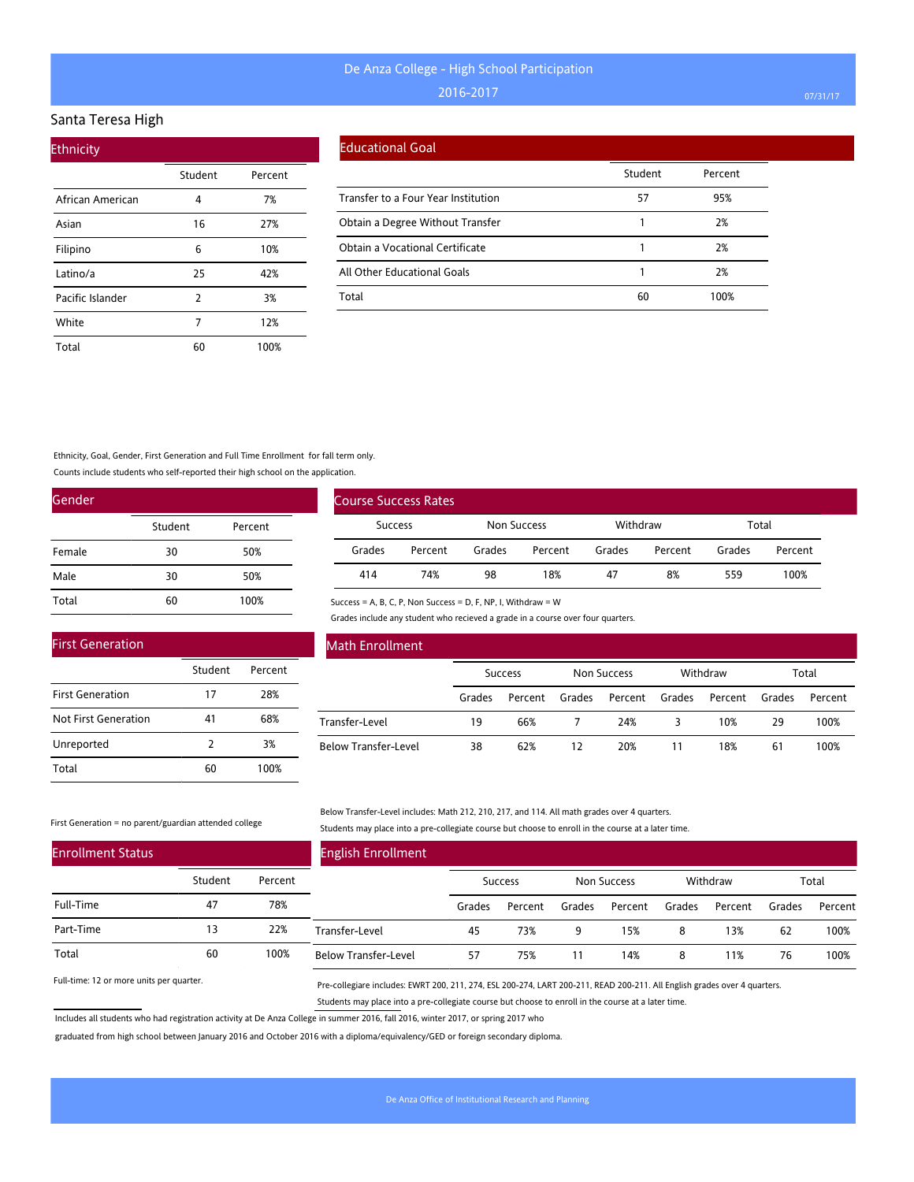# De Anza College - High School Participation

## 2016-2017

## Santa Teresa High

### Ethnicity

| | Student | Percent |
|---|---|---|
| African American | 4 | 7% |
| Asian | 16 | 27% |
| Filipino | 6 | 10% |
| Latino/a | 25 | 42% |
| Pacific Islander | 2 | 3% |
| White | 7 | 12% |
| Total | 60 | 100% |

### Educational Goal

| | Student | Percent |
|---|---|---|
| Transfer to a Four Year Institution | 57 | 95% |
| Obtain a Degree Without Transfer | 1 | 2% |
| Obtain a Vocational Certificate | 1 | 2% |
| All Other Educational Goals | 1 | 2% |
| Total | 60 | 100% |

Ethnicity, Goal, Gender, First Generation and Full Time Enrollment for fall term only.

Counts include students who self-reported their high school on the application.

### Gender

| | Student | Percent |
|---|---|---|
| Female | 30 | 50% |
| Male | 30 | 50% |
| Total | 60 | 100% |

### Course Success Rates

| Success | | Non Success | | Withdraw | | Total | |
|---|---|---|---|---|---|---|---|
| Grades | Percent | Grades | Percent | Grades | Percent | Grades | Percent |
| 414 | 74% | 98 | 18% | 47 | 8% | 559 | 100% |

Success = A, B, C, P, Non Success = D, F, NP, I, Withdraw = W

Grades include any student who recieved a grade in a course over four quarters.

### First Generation

| | Student | Percent |
|---|---|---|
| First Generation | 17 | 28% |
| Not First Generation | 41 | 68% |
| Unreported | 2 | 3% |
| Total | 60 | 100% |

First Generation = no parent/guardian attended college

### Math Enrollment

| | Success | | Non Success | | Withdraw | | Total | |
|---|---|---|---|---|---|---|---|---|
| | Grades | Percent | Grades | Percent | Grades | Percent | Grades | Percent |
| Transfer-Level | 19 | 66% | 7 | 24% | 3 | 10% | 29 | 100% |
| Below Transfer-Level | 38 | 62% | 12 | 20% | 11 | 18% | 61 | 100% |

Below Transfer-Level includes: Math 212, 210, 217, and 114. All math grades over 4 quarters.

Students may place into a pre-collegiate course but choose to enroll in the course at a later time.

### Enrollment Status

| | Student | Percent |
|---|---|---|
| Full-Time | 47 | 78% |
| Part-Time | 13 | 22% |
| Total | 60 | 100% |

Full-time: 12 or more units per quarter.

### English Enrollment

| | Success | | Non Success | | Withdraw | | Total | |
|---|---|---|---|---|---|---|---|---|
| | Grades | Percent | Grades | Percent | Grades | Percent | Grades | Percent |
| Transfer-Level | 45 | 73% | 9 | 15% | 8 | 13% | 62 | 100% |
| Below Transfer-Level | 57 | 75% | 11 | 14% | 8 | 11% | 76 | 100% |

Pre-collegiare includes: EWRT 200, 211, 274, ESL 200-274, LART 200-211, READ 200-211. All English grades over 4 quarters.

Students may place into a pre-collegiate course but choose to enroll in the course at a later time.

Includes all students who had registration activity at De Anza College in summer 2016, fall 2016, winter 2017, or spring 2017 who graduated from high school between January 2016 and October 2016 with a diploma/equivalency/GED or foreign secondary diploma.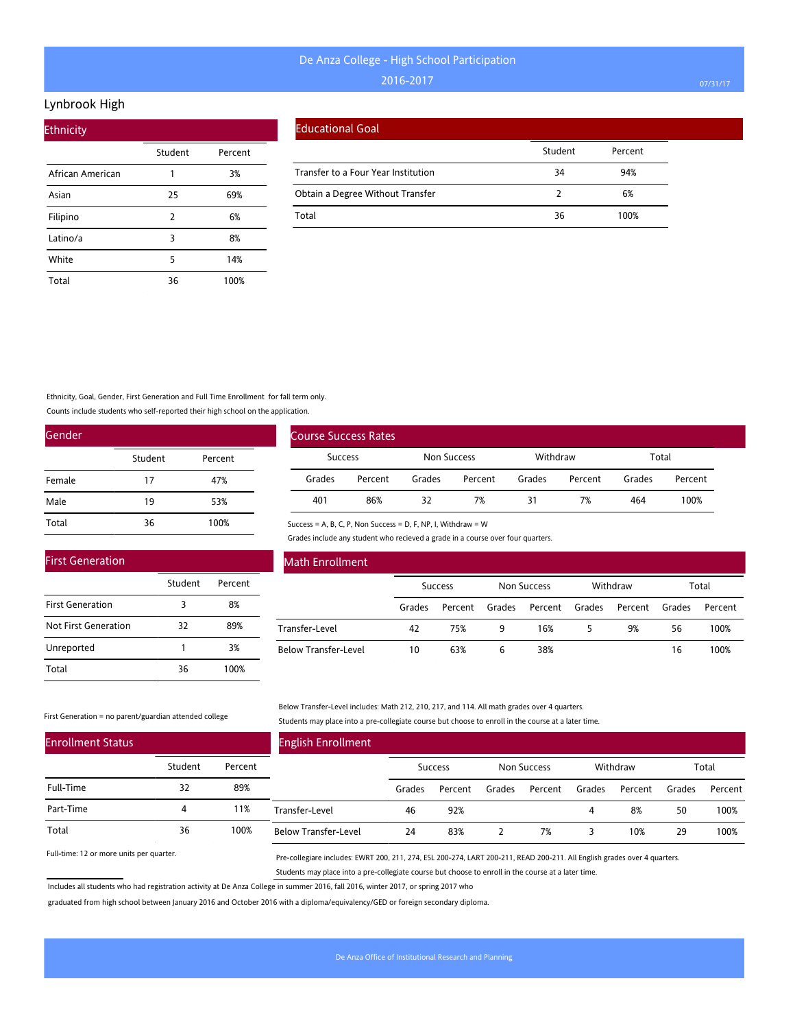# De Anza College - High School Participation

2016-2017

## Lynbrook High

### Ethnicity

| | Student | Percent |
|---|---|---|
| African American | 1 | 3% |
| Asian | 25 | 69% |
| Filipino | 2 | 6% |
| Latino/a | 3 | 8% |
| White | 5 | 14% |
| Total | 36 | 100% |

### Educational Goal

| | Student | Percent |
|---|---|---|
| Transfer to a Four Year Institution | 34 | 94% |
| Obtain a Degree Without Transfer | 2 | 6% |
| Total | 36 | 100% |

Ethnicity, Goal, Gender, First Generation and Full Time Enrollment for fall term only.

Counts include students who self-reported their high school on the application.

### Gender

| | Student | Percent |
|---|---|---|
| Female | 17 | 47% |
| Male | 19 | 53% |
| Total | 36 | 100% |

### Course Success Rates

| Success | | Non Success | | Withdraw | | Total | |
|---|---|---|---|---|---|---|---|
| Grades | Percent | Grades | Percent | Grades | Percent | Grades | Percent |
| 401 | 86% | 32 | 7% | 31 | 7% | 464 | 100% |

Success = A, B, C, P, Non Success = D, F, NP, I, Withdraw = W

Grades include any student who recieved a grade in a course over four quarters.

### First Generation

| | Student | Percent |
|---|---|---|
| First Generation | 3 | 8% |
| Not First Generation | 32 | 89% |
| Unreported | 1 | 3% |
| Total | 36 | 100% |

First Generation = no parent/guardian attended college

### Math Enrollment

| | Success | | Non Success | | Withdraw | | Total | |
|---|---|---|---|---|---|---|---|---|
| | Grades | Percent | Grades | Percent | Grades | Percent | Grades | Percent |
| Transfer-Level | 42 | 75% | 9 | 16% | 5 | 9% | 56 | 100% |
| Below Transfer-Level | 10 | 63% | 6 | 38% | | | 16 | 100% |

Below Transfer-Level includes: Math 212, 210, 217, and 114. All math grades over 4 quarters.

Students may place into a pre-collegiate course but choose to enroll in the course at a later time.

### Enrollment Status

| | Student | Percent |
|---|---|---|
| Full-Time | 32 | 89% |
| Part-Time | 4 | 11% |
| Total | 36 | 100% |

Full-time: 12 or more units per quarter.

### English Enrollment

| | Success | | Non Success | | Withdraw | | Total | |
|---|---|---|---|---|---|---|---|---|
| | Grades | Percent | Grades | Percent | Grades | Percent | Grades | Percent |
| Transfer-Level | 46 | 92% | | | 4 | 8% | 50 | 100% |
| Below Transfer-Level | 24 | 83% | 2 | 7% | 3 | 10% | 29 | 100% |

Pre-collegiare includes: EWRT 200, 211, 274, ESL 200-274, LART 200-211, READ 200-211. All English grades over 4 quarters.

Students may place into a pre-collegiate course but choose to enroll in the course at a later time.

Includes all students who had registration activity at De Anza College in summer 2016, fall 2016, winter 2017, or spring 2017 who graduated from high school between January 2016 and October 2016 with a diploma/equivalency/GED or foreign secondary diploma.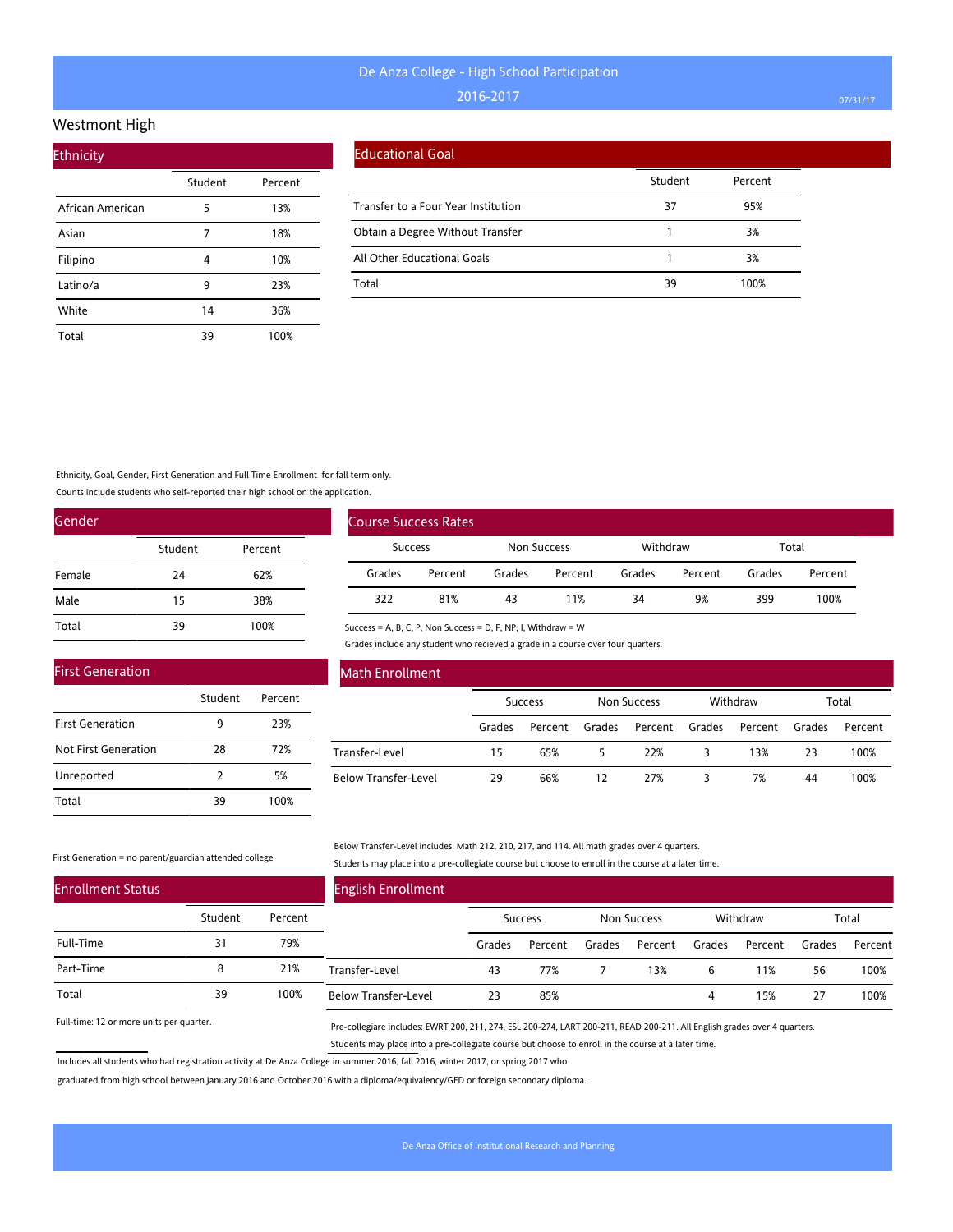# De Anza College - High School Participation

2016-2017

## Westmont High

### Ethnicity

| | Student | Percent |
|---|---|---|
| African American | 5 | 13% |
| Asian | 7 | 18% |
| Filipino | 4 | 10% |
| Latino/a | 9 | 23% |
| White | 14 | 36% |
| Total | 39 | 100% |

### Educational Goal

| | Student | Percent |
|---|---|---|
| Transfer to a Four Year Institution | 37 | 95% |
| Obtain a Degree Without Transfer | 1 | 3% |
| All Other Educational Goals | 1 | 3% |
| Total | 39 | 100% |

Ethnicity, Goal, Gender, First Generation and Full Time Enrollment for fall term only.

Counts include students who self-reported their high school on the application.

### Gender

| | Student | Percent |
|---|---|---|
| Female | 24 | 62% |
| Male | 15 | 38% |
| Total | 39 | 100% |

### Course Success Rates

| Success | | Non Success | | Withdraw | | Total | |
|---|---|---|---|---|---|---|---|
| Grades | Percent | Grades | Percent | Grades | Percent | Grades | Percent |
| 322 | 81% | 43 | 11% | 34 | 9% | 399 | 100% |

Success = A, B, C, P, Non Success = D, F, NP, I, Withdraw = W

Grades include any student who recieved a grade in a course over four quarters.

### First Generation

| | Student | Percent |
|---|---|---|
| First Generation | 9 | 23% |
| Not First Generation | 28 | 72% |
| Unreported | 2 | 5% |
| Total | 39 | 100% |

First Generation = no parent/guardian attended college

### Math Enrollment

| | Success | | Non Success | | Withdraw | | Total | |
|---|---|---|---|---|---|---|---|---|
| | Grades | Percent | Grades | Percent | Grades | Percent | Grades | Percent |
| Transfer-Level | 15 | 65% | 5 | 22% | 3 | 13% | 23 | 100% |
| Below Transfer-Level | 29 | 66% | 12 | 27% | 3 | 7% | 44 | 100% |

Below Transfer-Level includes: Math 212, 210, 217, and 114. All math grades over 4 quarters.

Students may place into a pre-collegiate course but choose to enroll in the course at a later time.

### Enrollment Status

| | Student | Percent |
|---|---|---|
| Full-Time | 31 | 79% |
| Part-Time | 8 | 21% |
| Total | 39 | 100% |

Full-time: 12 or more units per quarter.

### English Enrollment

| | Success | | Non Success | | Withdraw | | Total | |
|---|---|---|---|---|---|---|---|---|
| | Grades | Percent | Grades | Percent | Grades | Percent | Grades | Percent |
| Transfer-Level | 43 | 77% | 7 | 13% | 6 | 11% | 56 | 100% |
| Below Transfer-Level | 23 | 85% | | | 4 | 15% | 27 | 100% |

Pre-collegiare includes: EWRT 200, 211, 274, ESL 200-274, LART 200-211, READ 200-211. All English grades over 4 quarters.

Students may place into a pre-collegiate course but choose to enroll in the course at a later time.

Includes all students who had registration activity at De Anza College in summer 2016, fall 2016, winter 2017, or spring 2017 who graduated from high school between January 2016 and October 2016 with a diploma/equivalency/GED or foreign secondary diploma.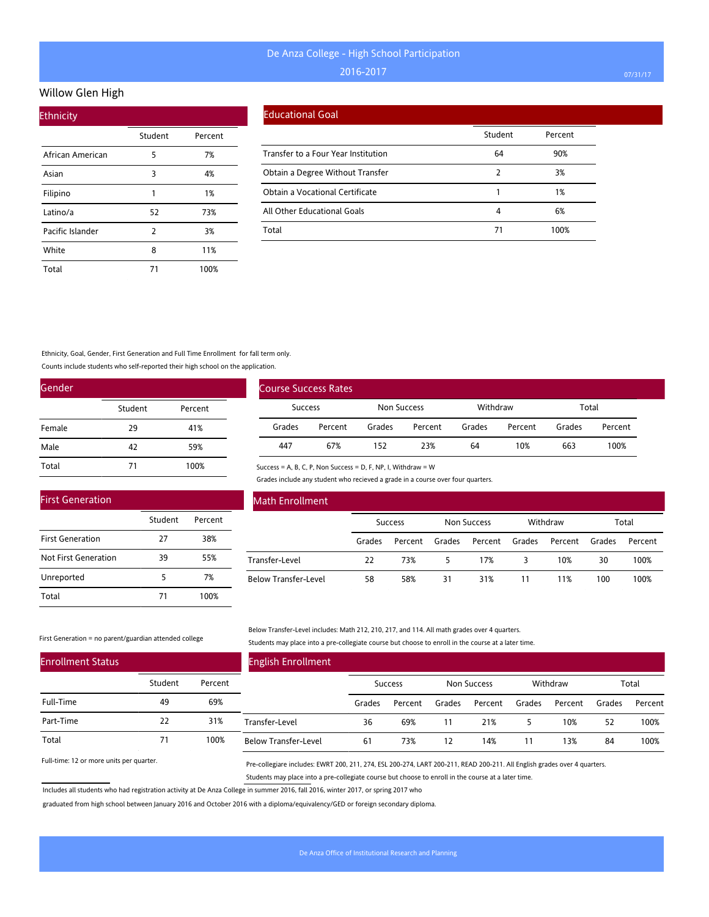# De Anza College - High School Participation

2016-2017

## Willow Glen High

### Ethnicity

| | Student | Percent |
|---|---|---|
| African American | 5 | 7% |
| Asian | 3 | 4% |
| Filipino | 1 | 1% |
| Latino/a | 52 | 73% |
| Pacific Islander | 2 | 3% |
| White | 8 | 11% |
| Total | 71 | 100% |

### Educational Goal

| | Student | Percent |
|---|---|---|
| Transfer to a Four Year Institution | 64 | 90% |
| Obtain a Degree Without Transfer | 2 | 3% |
| Obtain a Vocational Certificate | 1 | 1% |
| All Other Educational Goals | 4 | 6% |
| Total | 71 | 100% |

Ethnicity, Goal, Gender, First Generation and Full Time Enrollment for fall term only.

Counts include students who self-reported their high school on the application.

### Gender

| | Student | Percent |
|---|---|---|
| Female | 29 | 41% |
| Male | 42 | 59% |
| Total | 71 | 100% |

### Course Success Rates

| Success | | Non Success | | Withdraw | | Total | |
|---|---|---|---|---|---|---|---|
| Grades | Percent | Grades | Percent | Grades | Percent | Grades | Percent |
| 447 | 67% | 152 | 23% | 64 | 10% | 663 | 100% |

Success = A, B, C, P, Non Success = D, F, NP, I, Withdraw = W

Grades include any student who recieved a grade in a course over four quarters.

### First Generation

| | Student | Percent |
|---|---|---|
| First Generation | 27 | 38% |
| Not First Generation | 39 | 55% |
| Unreported | 5 | 7% |
| Total | 71 | 100% |

First Generation = no parent/guardian attended college

### Math Enrollment

| | Success | | Non Success | | Withdraw | | Total | |
|---|---|---|---|---|---|---|---|---|
| | Grades | Percent | Grades | Percent | Grades | Percent | Grades | Percent |
| Transfer-Level | 22 | 73% | 5 | 17% | 3 | 10% | 30 | 100% |
| Below Transfer-Level | 58 | 58% | 31 | 31% | 11 | 11% | 100 | 100% |

Below Transfer-Level includes: Math 212, 210, 217, and 114. All math grades over 4 quarters.

Students may place into a pre-collegiate course but choose to enroll in the course at a later time.

### Enrollment Status

| | Student | Percent |
|---|---|---|
| Full-Time | 49 | 69% |
| Part-Time | 22 | 31% |
| Total | 71 | 100% |

Full-time: 12 or more units per quarter.

### English Enrollment

| | Success | | Non Success | | Withdraw | | Total | |
|---|---|---|---|---|---|---|---|---|
| | Grades | Percent | Grades | Percent | Grades | Percent | Grades | Percent |
| Transfer-Level | 36 | 69% | 11 | 21% | 5 | 10% | 52 | 100% |
| Below Transfer-Level | 61 | 73% | 12 | 14% | 11 | 13% | 84 | 100% |

Pre-collegiare includes: EWRT 200, 211, 274, ESL 200-274, LART 200-211, READ 200-211. All English grades over 4 quarters.

Students may place into a pre-collegiate course but choose to enroll in the course at a later time.

Includes all students who had registration activity at De Anza College in summer 2016, fall 2016, winter 2017, or spring 2017 who graduated from high school between January 2016 and October 2016 with a diploma/equivalency/GED or foreign secondary diploma.

De Anza Office of Institutional Research and Planning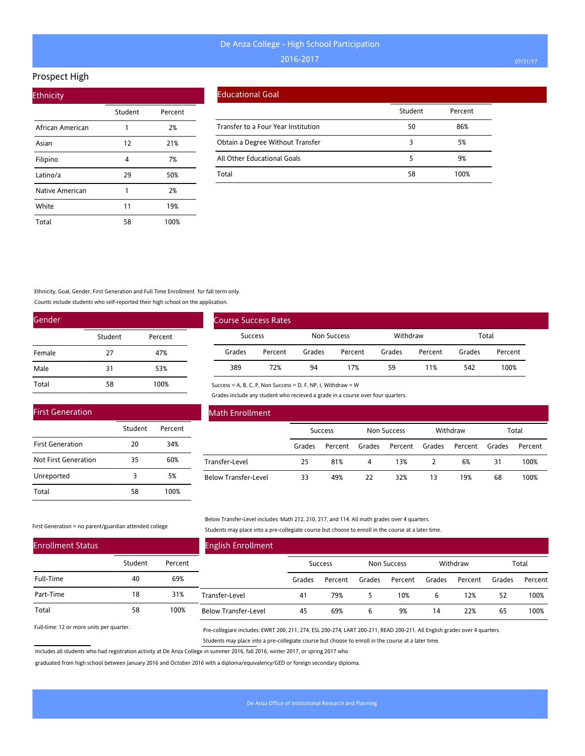# De Anza College - High School Participation

## 2016-2017

## Prospect High

### Ethnicity

| | Student | Percent |
|---|---|---|
| African American | 1 | 2% |
| Asian | 12 | 21% |
| Filipino | 4 | 7% |
| Latino/a | 29 | 50% |
| Native American | 1 | 2% |
| White | 11 | 19% |
| Total | 58 | 100% |

### Educational Goal

| | Student | Percent |
|---|---|---|
| Transfer to a Four Year Institution | 50 | 86% |
| Obtain a Degree Without Transfer | 3 | 5% |
| All Other Educational Goals | 5 | 9% |
| Total | 58 | 100% |

Ethnicity, Goal, Gender, First Generation and Full Time Enrollment for fall term only.

Counts include students who self-reported their high school on the application.

### Gender

| | Student | Percent |
|---|---|---|
| Female | 27 | 47% |
| Male | 31 | 53% |
| Total | 58 | 100% |

### Course Success Rates

| Success | | Non Success | | Withdraw | | Total | |
|---|---|---|---|---|---|---|---|
| Grades | Percent | Grades | Percent | Grades | Percent | Grades | Percent |
| 389 | 72% | 94 | 17% | 59 | 11% | 542 | 100% |

Success = A, B, C, P, Non Success = D, F, NP, I, Withdraw = W

Grades include any student who recieved a grade in a course over four quarters.

### First Generation

| | Student | Percent |
|---|---|---|
| First Generation | 20 | 34% |
| Not First Generation | 35 | 60% |
| Unreported | 3 | 5% |
| Total | 58 | 100% |

First Generation = no parent/guardian attended college

### Math Enrollment

| | Success | | Non Success | | Withdraw | | Total | |
|---|---|---|---|---|---|---|---|---|
| | Grades | Percent | Grades | Percent | Grades | Percent | Grades | Percent |
| Transfer-Level | 25 | 81% | 4 | 13% | 2 | 6% | 31 | 100% |
| Below Transfer-Level | 33 | 49% | 22 | 32% | 13 | 19% | 68 | 100% |

Below Transfer-Level includes: Math 212, 210, 217, and 114. All math grades over 4 quarters.

Students may place into a pre-collegiate course but choose to enroll in the course at a later time.

### Enrollment Status

| | Student | Percent |
|---|---|---|
| Full-Time | 40 | 69% |
| Part-Time | 18 | 31% |
| Total | 58 | 100% |

Full-time: 12 or more units per quarter.

### English Enrollment

| | Success | | Non Success | | Withdraw | | Total | |
|---|---|---|---|---|---|---|---|---|
| | Grades | Percent | Grades | Percent | Grades | Percent | Grades | Percent |
| Transfer-Level | 41 | 79% | 5 | 10% | 6 | 12% | 52 | 100% |
| Below Transfer-Level | 45 | 69% | 6 | 9% | 14 | 22% | 65 | 100% |

Pre-collegiare includes: EWRT 200, 211, 274, ESL 200-274, LART 200-211, READ 200-211. All English grades over 4 quarters.

Students may place into a pre-collegiate course but choose to enroll in the course at a later time.

Includes all students who had registration activity at De Anza College in summer 2016, fall 2016, winter 2017, or spring 2017 who graduated from high school between January 2016 and October 2016 with a diploma/equivalency/GED or foreign secondary diploma.

De Anza Office of Institutional Research and Planning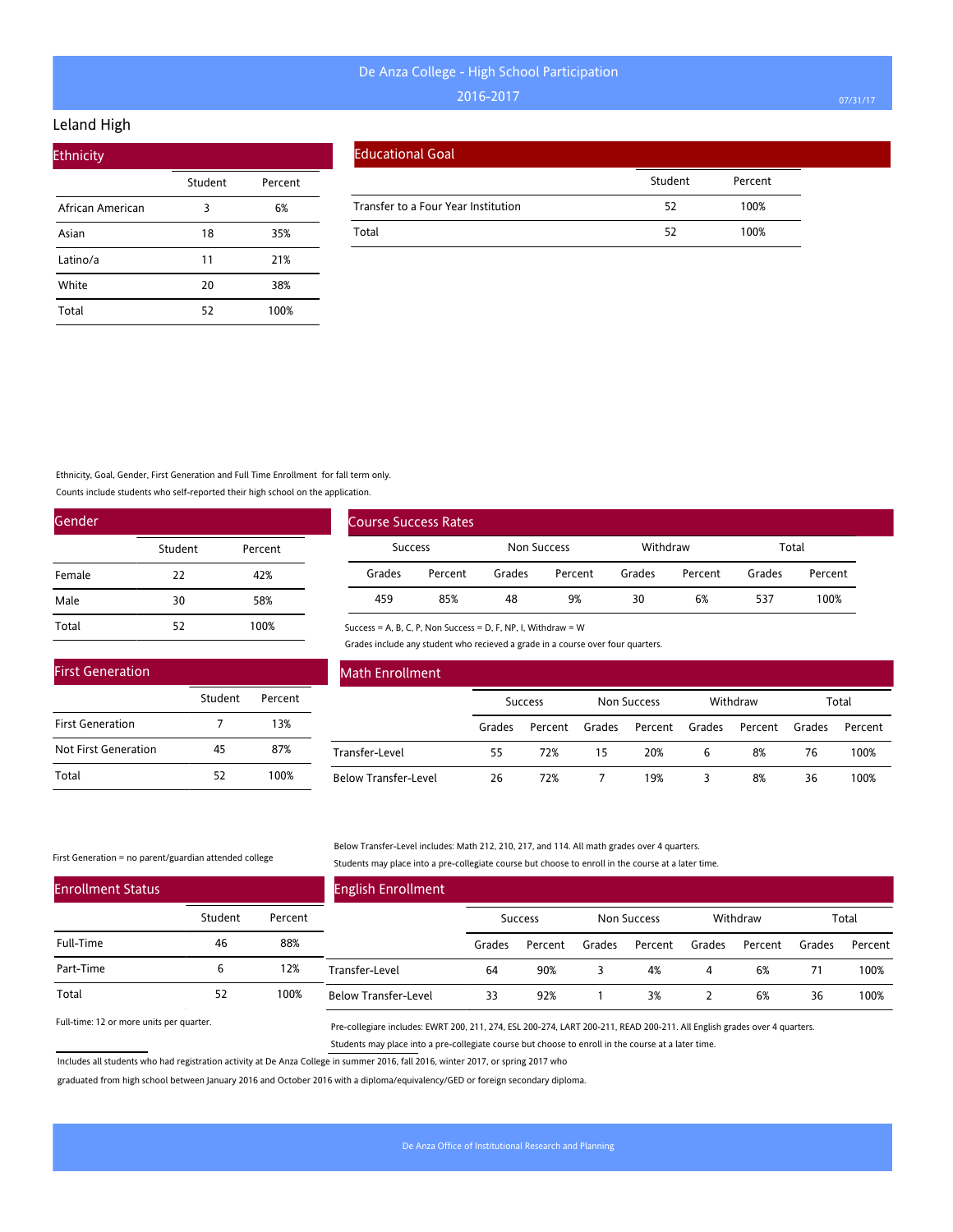# De Anza College - High School Participation

## 2016-2017

## Leland High

### Ethnicity

| | Student | Percent |
|---|---|---|
| African American | 3 | 6% |
| Asian | 18 | 35% |
| Latino/a | 11 | 21% |
| White | 20 | 38% |
| Total | 52 | 100% |

### Educational Goal

| | Student | Percent |
|---|---|---|
| Transfer to a Four Year Institution | 52 | 100% |
| Total | 52 | 100% |

Ethnicity, Goal, Gender, First Generation and Full Time Enrollment for fall term only.

Counts include students who self-reported their high school on the application.

### Gender

| | Student | Percent |
|---|---|---|
| Female | 22 | 42% |
| Male | 30 | 58% |
| Total | 52 | 100% |

### Course Success Rates

| Success | | Non Success | | Withdraw | | Total | |
|---|---|---|---|---|---|---|---|
| Grades | Percent | Grades | Percent | Grades | Percent | Grades | Percent |
| 459 | 85% | 48 | 9% | 30 | 6% | 537 | 100% |

Success = A, B, C, P, Non Success = D, F, NP, I, Withdraw = W

Grades include any student who recieved a grade in a course over four quarters.

### First Generation

| | Student | Percent |
|---|---|---|
| First Generation | 7 | 13% |
| Not First Generation | 45 | 87% |
| Total | 52 | 100% |

First Generation = no parent/guardian attended college

### Math Enrollment

| | Success | | Non Success | | Withdraw | | Total | |
|---|---|---|---|---|---|---|---|---|
| | Grades | Percent | Grades | Percent | Grades | Percent | Grades | Percent |
| Transfer-Level | 55 | 72% | 15 | 20% | 6 | 8% | 76 | 100% |
| Below Transfer-Level | 26 | 72% | 7 | 19% | 3 | 8% | 36 | 100% |

Below Transfer-Level includes: Math 212, 210, 217, and 114. All math grades over 4 quarters.

Students may place into a pre-collegiate course but choose to enroll in the course at a later time.

### Enrollment Status

| | Student | Percent |
|---|---|---|
| Full-Time | 46 | 88% |
| Part-Time | 6 | 12% |
| Total | 52 | 100% |

Full-time: 12 or more units per quarter.

### English Enrollment

| | Success | | Non Success | | Withdraw | | Total | |
|---|---|---|---|---|---|---|---|---|
| | Grades | Percent | Grades | Percent | Grades | Percent | Grades | Percent |
| Transfer-Level | 64 | 90% | 3 | 4% | 4 | 6% | 71 | 100% |
| Below Transfer-Level | 33 | 92% | 1 | 3% | 2 | 6% | 36 | 100% |

Pre-collegiare includes: EWRT 200, 211, 274, ESL 200-274, LART 200-211, READ 200-211. All English grades over 4 quarters.

Students may place into a pre-collegiate course but choose to enroll in the course at a later time.

Includes all students who had registration activity at De Anza College in summer 2016, fall 2016, winter 2017, or spring 2017 who graduated from high school between January 2016 and October 2016 with a diploma/equivalency/GED or foreign secondary diploma.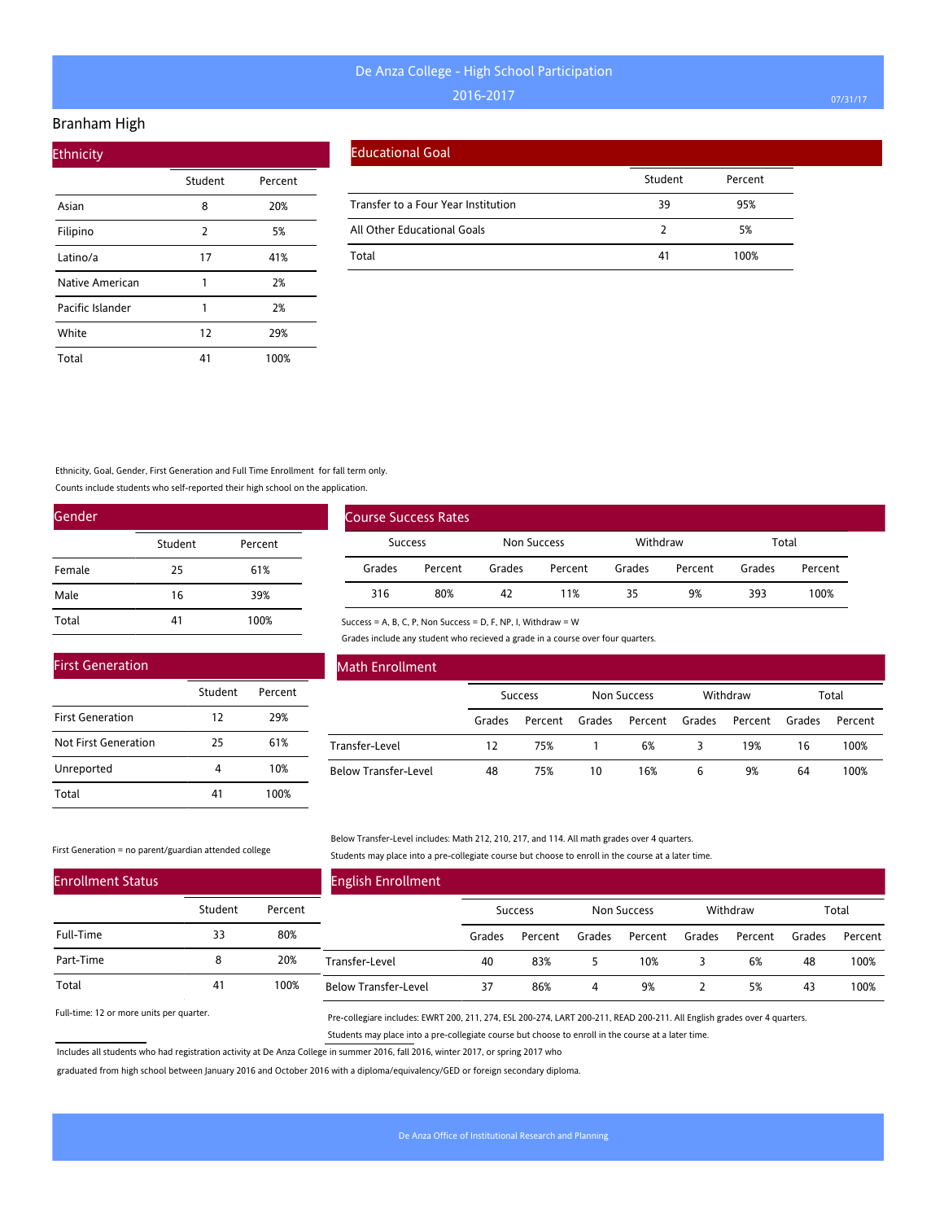# De Anza College - High School Participation

2016-2017

## Branham High

### Ethnicity

| | Student | Percent |
|---|---|---|
| Asian | 8 | 20% |
| Filipino | 2 | 5% |
| Latino/a | 17 | 41% |
| Native American | 1 | 2% |
| Pacific Islander | 1 | 2% |
| White | 12 | 29% |
| Total | 41 | 100% |

### Educational Goal

| | Student | Percent |
|---|---|---|
| Transfer to a Four Year Institution | 39 | 95% |
| All Other Educational Goals | 2 | 5% |
| Total | 41 | 100% |

Ethnicity, Goal, Gender, First Generation and Full Time Enrollment for fall term only.

Counts include students who self-reported their high school on the application.

### Gender

| | Student | Percent |
|---|---|---|
| Female | 25 | 61% |
| Male | 16 | 39% |
| Total | 41 | 100% |

### Course Success Rates

| Success | | Non Success | | Withdraw | | Total | |
|---|---|---|---|---|---|---|---|
| Grades | Percent | Grades | Percent | Grades | Percent | Grades | Percent |
| 316 | 80% | 42 | 11% | 35 | 9% | 393 | 100% |

Success = A, B, C, P, Non Success = D, F, NP, I, Withdraw = W

Grades include any student who recieved a grade in a course over four quarters.

### First Generation

| | Student | Percent |
|---|---|---|
| First Generation | 12 | 29% |
| Not First Generation | 25 | 61% |
| Unreported | 4 | 10% |
| Total | 41 | 100% |

First Generation = no parent/guardian attended college

### Math Enrollment

| | Success | | Non Success | | Withdraw | | Total | |
|---|---|---|---|---|---|---|---|---|
| | Grades | Percent | Grades | Percent | Grades | Percent | Grades | Percent |
| Transfer-Level | 12 | 75% | 1 | 6% | 3 | 19% | 16 | 100% |
| Below Transfer-Level | 48 | 75% | 10 | 16% | 6 | 9% | 64 | 100% |

Below Transfer-Level includes: Math 212, 210, 217, and 114. All math grades over 4 quarters.

Students may place into a pre-collegiate course but choose to enroll in the course at a later time.

### Enrollment Status

| | Student | Percent |
|---|---|---|
| Full-Time | 33 | 80% |
| Part-Time | 8 | 20% |
| Total | 41 | 100% |

Full-time: 12 or more units per quarter.

### English Enrollment

| | Success | | Non Success | | Withdraw | | Total | |
|---|---|---|---|---|---|---|---|---|
| | Grades | Percent | Grades | Percent | Grades | Percent | Grades | Percent |
| Transfer-Level | 40 | 83% | 5 | 10% | 3 | 6% | 48 | 100% |
| Below Transfer-Level | 37 | 86% | 4 | 9% | 2 | 5% | 43 | 100% |

Pre-collegiare includes: EWRT 200, 211, 274, ESL 200-274, LART 200-211, READ 200-211. All English grades over 4 quarters.

Students may place into a pre-collegiate course but choose to enroll in the course at a later time.

Includes all students who had registration activity at De Anza College in summer 2016, fall 2016, winter 2017, or spring 2017 who graduated from high school between January 2016 and October 2016 with a diploma/equivalency/GED or foreign secondary diploma.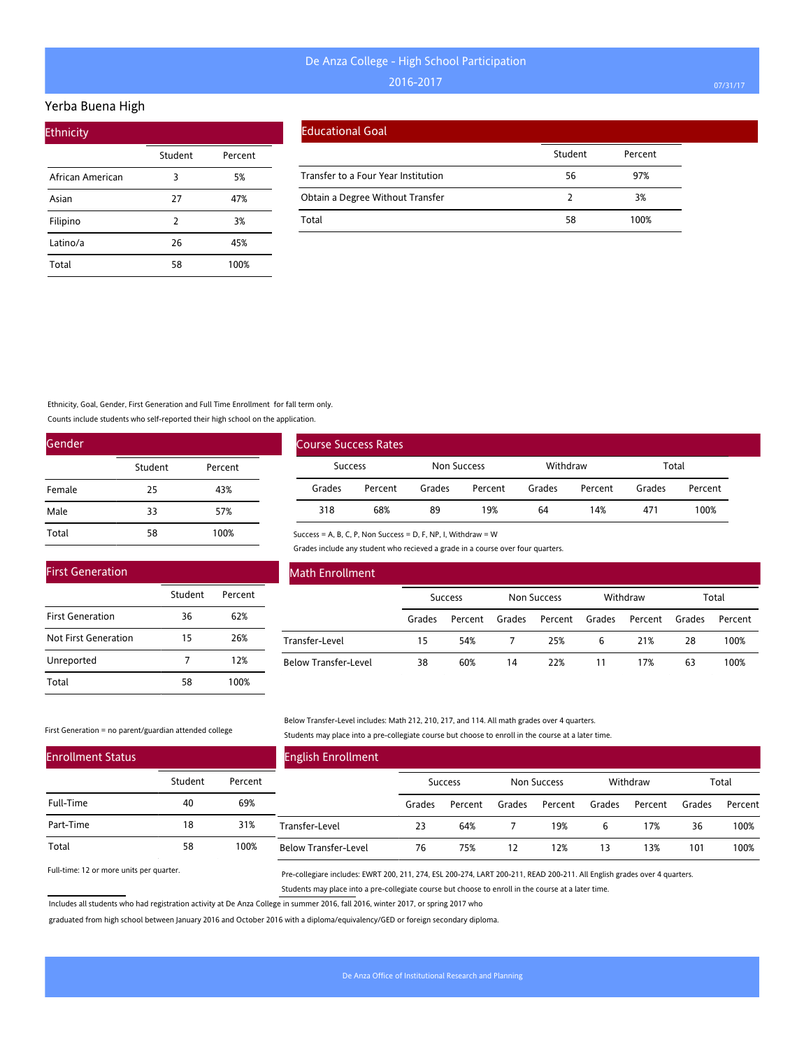# De Anza College - High School Participation

## 2016-2017

## Yerba Buena High

### Ethnicity

| | Student | Percent |
|---|---|---|
| African American | 3 | 5% |
| Asian | 27 | 47% |
| Filipino | 2 | 3% |
| Latino/a | 26 | 45% |
| Total | 58 | 100% |

### Educational Goal

| | Student | Percent |
|---|---|---|
| Transfer to a Four Year Institution | 56 | 97% |
| Obtain a Degree Without Transfer | 2 | 3% |
| Total | 58 | 100% |

Ethnicity, Goal, Gender, First Generation and Full Time Enrollment for fall term only.

Counts include students who self-reported their high school on the application.

### Gender

| | Student | Percent |
|---|---|---|
| Female | 25 | 43% |
| Male | 33 | 57% |
| Total | 58 | 100% |

### Course Success Rates

| Success | | Non Success | | Withdraw | | Total | |
|---|---|---|---|---|---|---|---|
| Grades | Percent | Grades | Percent | Grades | Percent | Grades | Percent |
| 318 | 68% | 89 | 19% | 64 | 14% | 471 | 100% |

Success = A, B, C, P, Non Success = D, F, NP, I, Withdraw = W

Grades include any student who recieved a grade in a course over four quarters.

### First Generation

| | Student | Percent |
|---|---|---|
| First Generation | 36 | 62% |
| Not First Generation | 15 | 26% |
| Unreported | 7 | 12% |
| Total | 58 | 100% |

First Generation = no parent/guardian attended college

### Math Enrollment

| | Success | | Non Success | | Withdraw | | Total | |
|---|---|---|---|---|---|---|---|---|
| | Grades | Percent | Grades | Percent | Grades | Percent | Grades | Percent |
| Transfer-Level | 15 | 54% | 7 | 25% | 6 | 21% | 28 | 100% |
| Below Transfer-Level | 38 | 60% | 14 | 22% | 11 | 17% | 63 | 100% |

Below Transfer-Level includes: Math 212, 210, 217, and 114. All math grades over 4 quarters.

Students may place into a pre-collegiate course but choose to enroll in the course at a later time.

### Enrollment Status

| | Student | Percent |
|---|---|---|
| Full-Time | 40 | 69% |
| Part-Time | 18 | 31% |
| Total | 58 | 100% |

Full-time: 12 or more units per quarter.

### English Enrollment

| | Success | | Non Success | | Withdraw | | Total | |
|---|---|---|---|---|---|---|---|---|
| | Grades | Percent | Grades | Percent | Grades | Percent | Grades | Percent |
| Transfer-Level | 23 | 64% | 7 | 19% | 6 | 17% | 36 | 100% |
| Below Transfer-Level | 76 | 75% | 12 | 12% | 13 | 13% | 101 | 100% |

Pre-collegiare includes: EWRT 200, 211, 274, ESL 200-274, LART 200-211, READ 200-211. All English grades over 4 quarters.

Students may place into a pre-collegiate course but choose to enroll in the course at a later time.

Includes all students who had registration activity at De Anza College in summer 2016, fall 2016, winter 2017, or spring 2017 who graduated from high school between January 2016 and October 2016 with a diploma/equivalency/GED or foreign secondary diploma.

De Anza Office of Institutional Research and Planning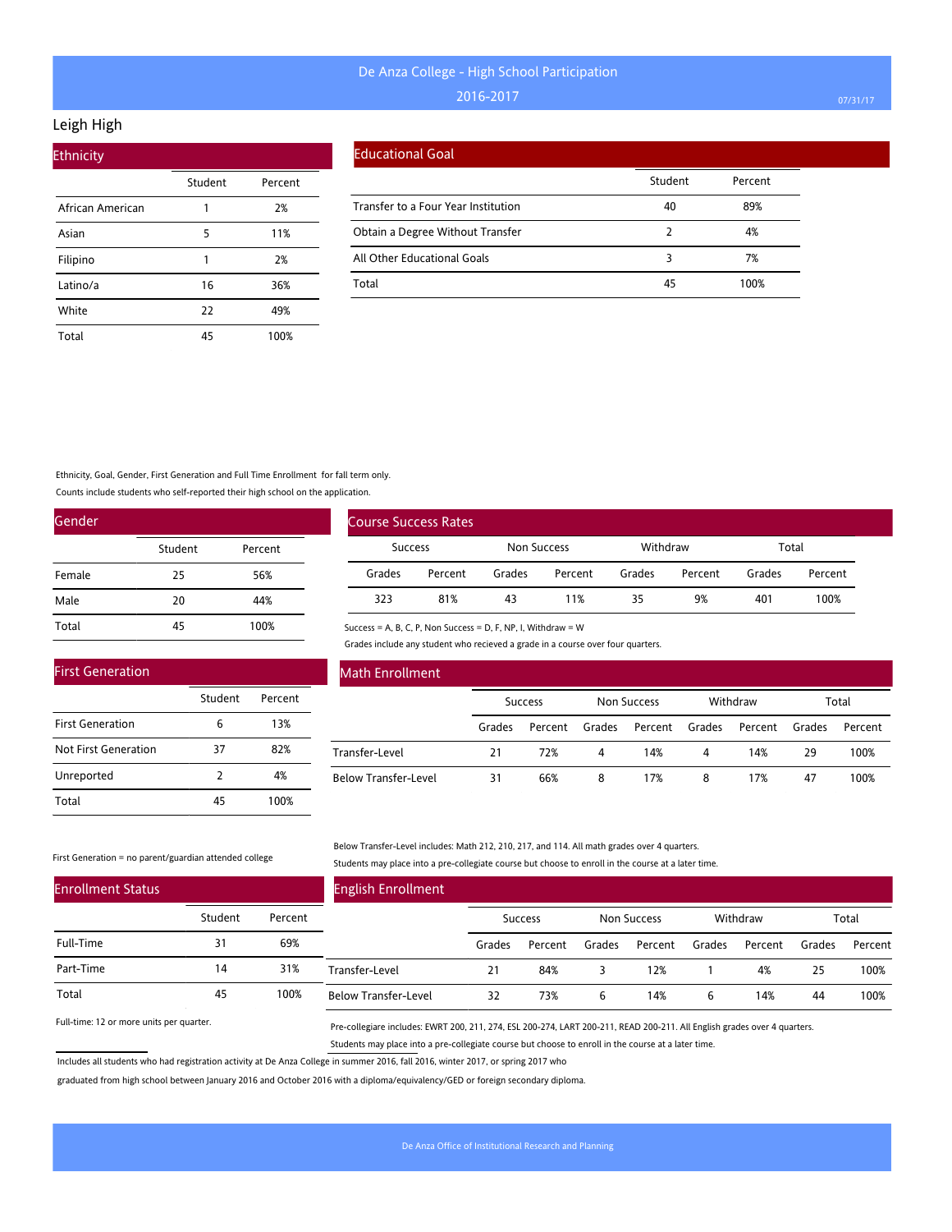# De Anza College - High School Participation

2016-2017

## Leigh High

### Ethnicity

| | Student | Percent |
|---|---|---|
| African American | 1 | 2% |
| Asian | 5 | 11% |
| Filipino | 1 | 2% |
| Latino/a | 16 | 36% |
| White | 22 | 49% |
| Total | 45 | 100% |

### Educational Goal

| | Student | Percent |
|---|---|---|
| Transfer to a Four Year Institution | 40 | 89% |
| Obtain a Degree Without Transfer | 2 | 4% |
| All Other Educational Goals | 3 | 7% |
| Total | 45 | 100% |

Ethnicity, Goal, Gender, First Generation and Full Time Enrollment for fall term only.

Counts include students who self-reported their high school on the application.

### Gender

| | Student | Percent |
|---|---|---|
| Female | 25 | 56% |
| Male | 20 | 44% |
| Total | 45 | 100% |

### Course Success Rates

| Success | | Non Success | | Withdraw | | Total | |
|---|---|---|---|---|---|---|---|
| Grades | Percent | Grades | Percent | Grades | Percent | Grades | Percent |
| 323 | 81% | 43 | 11% | 35 | 9% | 401 | 100% |

Success = A, B, C, P, Non Success = D, F, NP, I, Withdraw = W

Grades include any student who recieved a grade in a course over four quarters.

### First Generation

| | Student | Percent |
|---|---|---|
| First Generation | 6 | 13% |
| Not First Generation | 37 | 82% |
| Unreported | 2 | 4% |
| Total | 45 | 100% |

First Generation = no parent/guardian attended college

### Math Enrollment

| | Success | | Non Success | | Withdraw | | Total | |
|---|---|---|---|---|---|---|---|---|
| | Grades | Percent | Grades | Percent | Grades | Percent | Grades | Percent |
| Transfer-Level | 21 | 72% | 4 | 14% | 4 | 14% | 29 | 100% |
| Below Transfer-Level | 31 | 66% | 8 | 17% | 8 | 17% | 47 | 100% |

Below Transfer-Level includes: Math 212, 210, 217, and 114. All math grades over 4 quarters.

Students may place into a pre-collegiate course but choose to enroll in the course at a later time.

### Enrollment Status

| | Student | Percent |
|---|---|---|
| Full-Time | 31 | 69% |
| Part-Time | 14 | 31% |
| Total | 45 | 100% |

Full-time: 12 or more units per quarter.

### English Enrollment

| | Success | | Non Success | | Withdraw | | Total | |
|---|---|---|---|---|---|---|---|---|
| | Grades | Percent | Grades | Percent | Grades | Percent | Grades | Percent |
| Transfer-Level | 21 | 84% | 3 | 12% | 1 | 4% | 25 | 100% |
| Below Transfer-Level | 32 | 73% | 6 | 14% | 6 | 14% | 44 | 100% |

Pre-collegiare includes: EWRT 200, 211, 274, ESL 200-274, LART 200-211, READ 200-211. All English grades over 4 quarters.

Students may place into a pre-collegiate course but choose to enroll in the course at a later time.

Includes all students who had registration activity at De Anza College in summer 2016, fall 2016, winter 2017, or spring 2017 who graduated from high school between January 2016 and October 2016 with a diploma/equivalency/GED or foreign secondary diploma.

De Anza Office of Institutional Research and Planning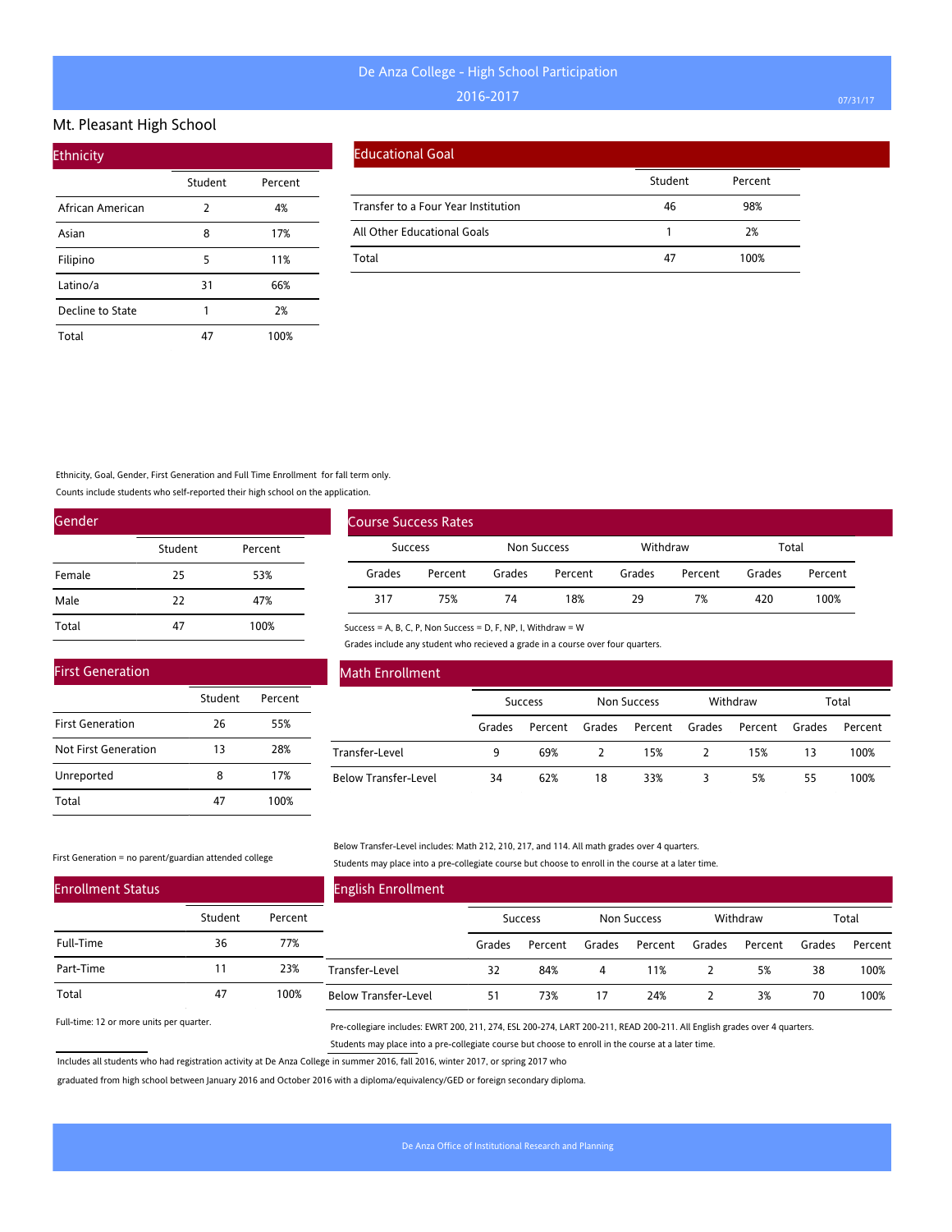# De Anza College - High School Participation

## 2016-2017

## Mt. Pleasant High School

### Ethnicity

| | Student | Percent |
|---|---|---|
| African American | 2 | 4% |
| Asian | 8 | 17% |
| Filipino | 5 | 11% |
| Latino/a | 31 | 66% |
| Decline to State | 1 | 2% |
| Total | 47 | 100% |

### Educational Goal

| | Student | Percent |
|---|---|---|
| Transfer to a Four Year Institution | 46 | 98% |
| All Other Educational Goals | 1 | 2% |
| Total | 47 | 100% |

Ethnicity, Goal, Gender, First Generation and Full Time Enrollment for fall term only.

Counts include students who self-reported their high school on the application.

### Gender

| | Student | Percent |
|---|---|---|
| Female | 25 | 53% |
| Male | 22 | 47% |
| Total | 47 | 100% |

### Course Success Rates

| Success | | Non Success | | Withdraw | | Total | |
|---|---|---|---|---|---|---|---|
| Grades | Percent | Grades | Percent | Grades | Percent | Grades | Percent |
| 317 | 75% | 74 | 18% | 29 | 7% | 420 | 100% |

Success = A, B, C, P, Non Success = D, F, NP, I, Withdraw = W

Grades include any student who recieved a grade in a course over four quarters.

### First Generation

| | Student | Percent |
|---|---|---|
| First Generation | 26 | 55% |
| Not First Generation | 13 | 28% |
| Unreported | 8 | 17% |
| Total | 47 | 100% |

First Generation = no parent/guardian attended college

### Math Enrollment

| | Success | | Non Success | | Withdraw | | Total | |
|---|---|---|---|---|---|---|---|---|
| | Grades | Percent | Grades | Percent | Grades | Percent | Grades | Percent |
| Transfer-Level | 9 | 69% | 2 | 15% | 2 | 15% | 13 | 100% |
| Below Transfer-Level | 34 | 62% | 18 | 33% | 3 | 5% | 55 | 100% |

Below Transfer-Level includes: Math 212, 210, 217, and 114. All math grades over 4 quarters.

Students may place into a pre-collegiate course but choose to enroll in the course at a later time.

### Enrollment Status

| | Student | Percent |
|---|---|---|
| Full-Time | 36 | 77% |
| Part-Time | 11 | 23% |
| Total | 47 | 100% |

Full-time: 12 or more units per quarter.

### English Enrollment

| | Success | | Non Success | | Withdraw | | Total | |
|---|---|---|---|---|---|---|---|---|
| | Grades | Percent | Grades | Percent | Grades | Percent | Grades | Percent |
| Transfer-Level | 32 | 84% | 4 | 11% | 2 | 5% | 38 | 100% |
| Below Transfer-Level | 51 | 73% | 17 | 24% | 2 | 3% | 70 | 100% |

Pre-collegiare includes: EWRT 200, 211, 274, ESL 200-274, LART 200-211, READ 200-211. All English grades over 4 quarters.

Students may place into a pre-collegiate course but choose to enroll in the course at a later time.

Includes all students who had registration activity at De Anza College in summer 2016, fall 2016, winter 2017, or spring 2017 who graduated from high school between January 2016 and October 2016 with a diploma/equivalency/GED or foreign secondary diploma.

De Anza Office of Institutional Research and Planning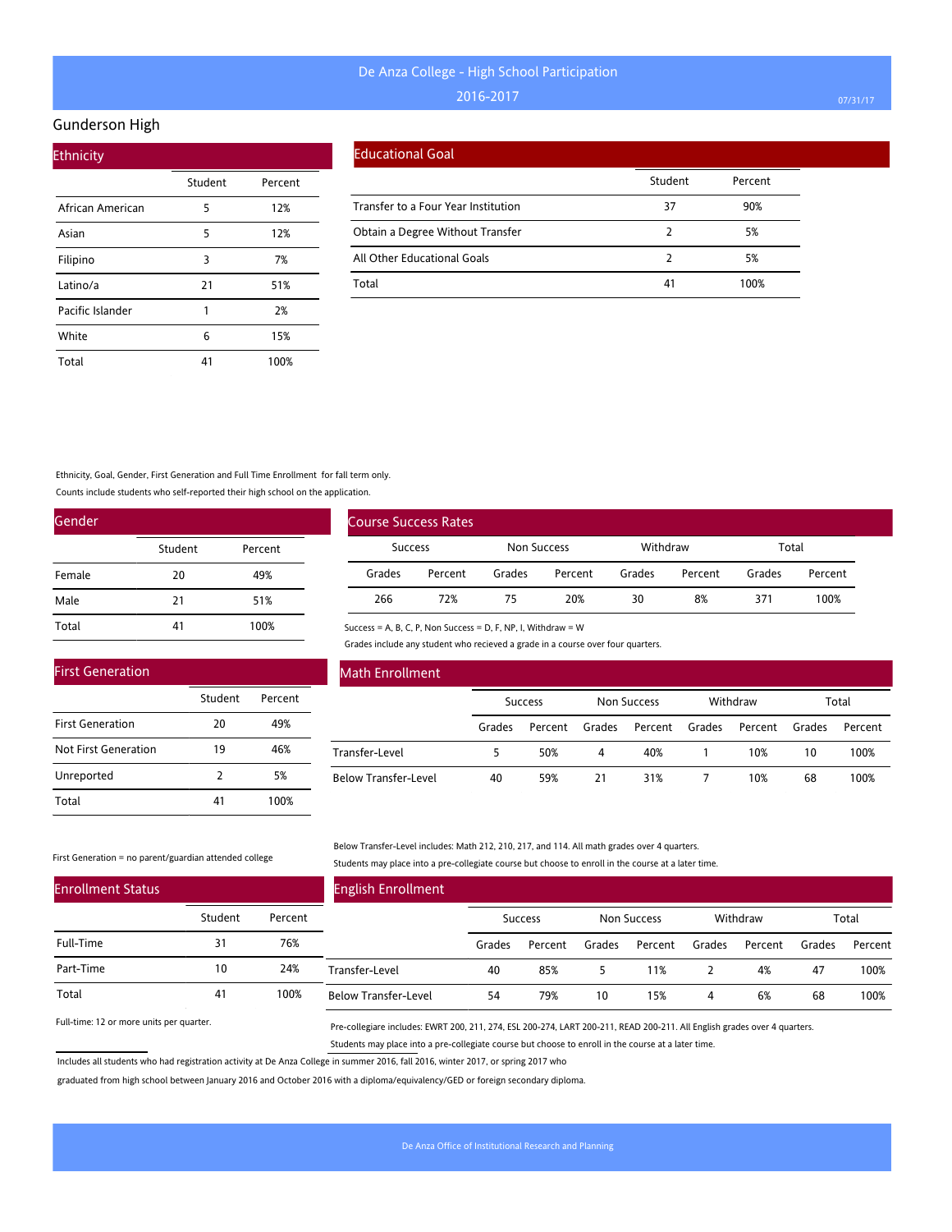# De Anza College - High School Participation

2016-2017

## Gunderson High

### Ethnicity

| | Student | Percent |
|---|---|---|
| African American | 5 | 12% |
| Asian | 5 | 12% |
| Filipino | 3 | 7% |
| Latino/a | 21 | 51% |
| Pacific Islander | 1 | 2% |
| White | 6 | 15% |
| Total | 41 | 100% |

### Educational Goal

| | Student | Percent |
|---|---|---|
| Transfer to a Four Year Institution | 37 | 90% |
| Obtain a Degree Without Transfer | 2 | 5% |
| All Other Educational Goals | 2 | 5% |
| Total | 41 | 100% |

Ethnicity, Goal, Gender, First Generation and Full Time Enrollment for fall term only.

Counts include students who self-reported their high school on the application.

### Gender

| | Student | Percent |
|---|---|---|
| Female | 20 | 49% |
| Male | 21 | 51% |
| Total | 41 | 100% |

### Course Success Rates

| Success | | Non Success | | Withdraw | | Total | |
|---|---|---|---|---|---|---|---|
| Grades | Percent | Grades | Percent | Grades | Percent | Grades | Percent |
| 266 | 72% | 75 | 20% | 30 | 8% | 371 | 100% |

Success = A, B, C, P, Non Success = D, F, NP, I, Withdraw = W

Grades include any student who recieved a grade in a course over four quarters.

### First Generation

| | Student | Percent |
|---|---|---|
| First Generation | 20 | 49% |
| Not First Generation | 19 | 46% |
| Unreported | 2 | 5% |
| Total | 41 | 100% |

First Generation = no parent/guardian attended college

### Math Enrollment

| | Success | | Non Success | | Withdraw | | Total | |
|---|---|---|---|---|---|---|---|---|
| | Grades | Percent | Grades | Percent | Grades | Percent | Grades | Percent |
| Transfer-Level | 5 | 50% | 4 | 40% | 1 | 10% | 10 | 100% |
| Below Transfer-Level | 40 | 59% | 21 | 31% | 7 | 10% | 68 | 100% |

Below Transfer-Level includes: Math 212, 210, 217, and 114. All math grades over 4 quarters.

Students may place into a pre-collegiate course but choose to enroll in the course at a later time.

### Enrollment Status

| | Student | Percent |
|---|---|---|
| Full-Time | 31 | 76% |
| Part-Time | 10 | 24% |
| Total | 41 | 100% |

Full-time: 12 or more units per quarter.

### English Enrollment

| | Success | | Non Success | | Withdraw | | Total | |
|---|---|---|---|---|---|---|---|---|
| | Grades | Percent | Grades | Percent | Grades | Percent | Grades | Percent |
| Transfer-Level | 40 | 85% | 5 | 11% | 2 | 4% | 47 | 100% |
| Below Transfer-Level | 54 | 79% | 10 | 15% | 4 | 6% | 68 | 100% |

Pre-collegiare includes: EWRT 200, 211, 274, ESL 200-274, LART 200-211, READ 200-211. All English grades over 4 quarters.

Students may place into a pre-collegiate course but choose to enroll in the course at a later time.

Includes all students who had registration activity at De Anza College in summer 2016, fall 2016, winter 2017, or spring 2017 who graduated from high school between January 2016 and October 2016 with a diploma/equivalency/GED or foreign secondary diploma.

De Anza Office of Institutional Research and Planning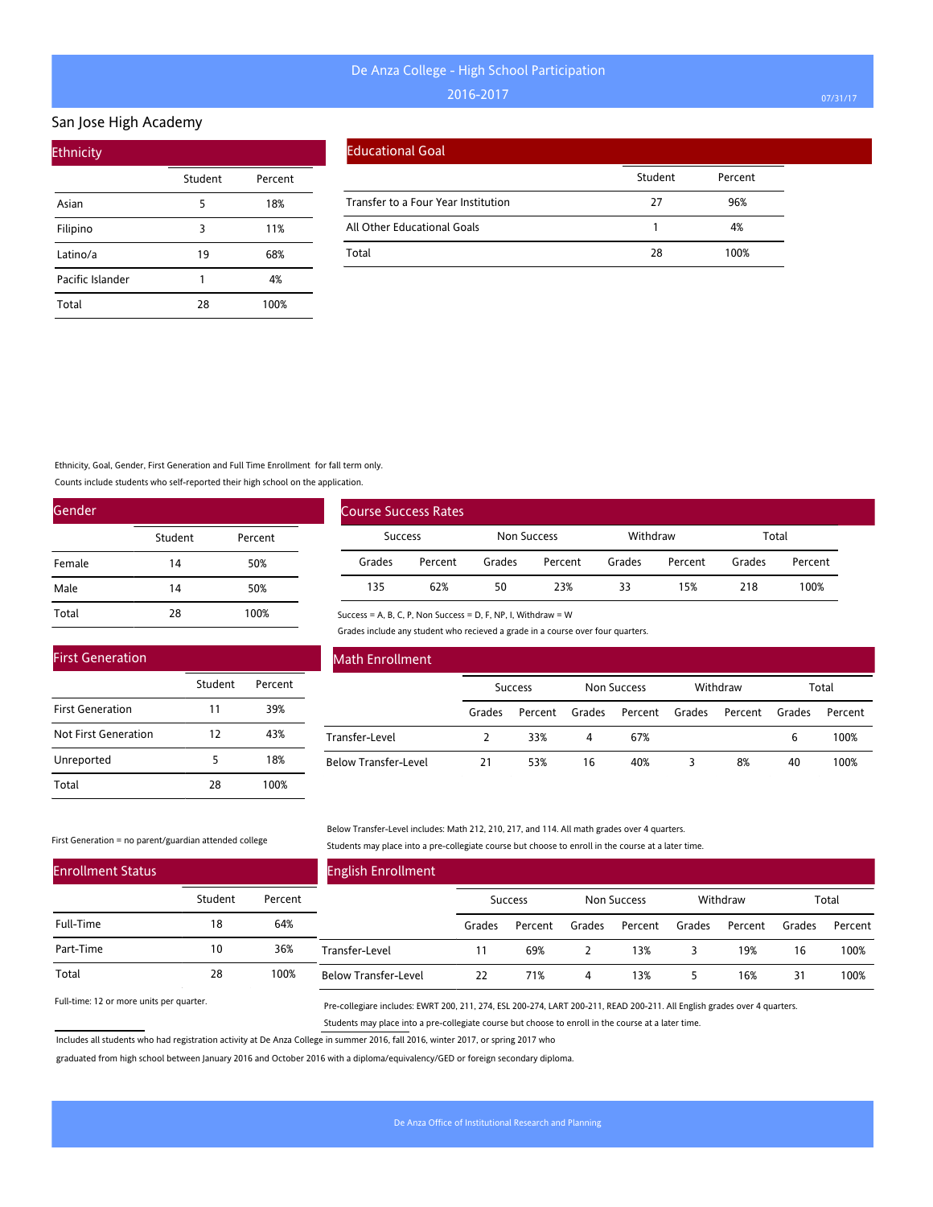# De Anza College - High School Participation

## 2016-2017

## San Jose High Academy

### Ethnicity

| | Student | Percent |
|---|---|---|
| Asian | 5 | 18% |
| Filipino | 3 | 11% |
| Latino/a | 19 | 68% |
| Pacific Islander | 1 | 4% |
| Total | 28 | 100% |

### Educational Goal

| | Student | Percent |
|---|---|---|
| Transfer to a Four Year Institution | 27 | 96% |
| All Other Educational Goals | 1 | 4% |
| Total | 28 | 100% |

Ethnicity, Goal, Gender, First Generation and Full Time Enrollment for fall term only.

Counts include students who self-reported their high school on the application.

### Gender

| | Student | Percent |
|---|---|---|
| Female | 14 | 50% |
| Male | 14 | 50% |
| Total | 28 | 100% |

### Course Success Rates

| Success | | Non Success | | Withdraw | | Total | |
|---|---|---|---|---|---|---|---|
| Grades | Percent | Grades | Percent | Grades | Percent | Grades | Percent |
| 135 | 62% | 50 | 23% | 33 | 15% | 218 | 100% |

Success = A, B, C, P, Non Success = D, F, NP, I, Withdraw = W

Grades include any student who recieved a grade in a course over four quarters.

### First Generation

| | Student | Percent |
|---|---|---|
| First Generation | 11 | 39% |
| Not First Generation | 12 | 43% |
| Unreported | 5 | 18% |
| Total | 28 | 100% |

First Generation = no parent/guardian attended college

### Math Enrollment

| | Success | | Non Success | | Withdraw | | Total | |
|---|---|---|---|---|---|---|---|---|
| | Grades | Percent | Grades | Percent | Grades | Percent | Grades | Percent |
| Transfer-Level | 2 | 33% | 4 | 67% | | | 6 | 100% |
| Below Transfer-Level | 21 | 53% | 16 | 40% | 3 | 8% | 40 | 100% |

Below Transfer-Level includes: Math 212, 210, 217, and 114. All math grades over 4 quarters.

Students may place into a pre-collegiate course but choose to enroll in the course at a later time.

### Enrollment Status

| | Student | Percent |
|---|---|---|
| Full-Time | 18 | 64% |
| Part-Time | 10 | 36% |
| Total | 28 | 100% |

Full-time: 12 or more units per quarter.

### English Enrollment

| | Success | | Non Success | | Withdraw | | Total | |
|---|---|---|---|---|---|---|---|---|
| | Grades | Percent | Grades | Percent | Grades | Percent | Grades | Percent |
| Transfer-Level | 11 | 69% | 2 | 13% | 3 | 19% | 16 | 100% |
| Below Transfer-Level | 22 | 71% | 4 | 13% | 5 | 16% | 31 | 100% |

Pre-collegiare includes: EWRT 200, 211, 274, ESL 200-274, LART 200-211, READ 200-211. All English grades over 4 quarters.

Students may place into a pre-collegiate course but choose to enroll in the course at a later time.

Includes all students who had registration activity at De Anza College in summer 2016, fall 2016, winter 2017, or spring 2017 who graduated from high school between January 2016 and October 2016 with a diploma/equivalency/GED or foreign secondary diploma.

De Anza Office of Institutional Research and Planning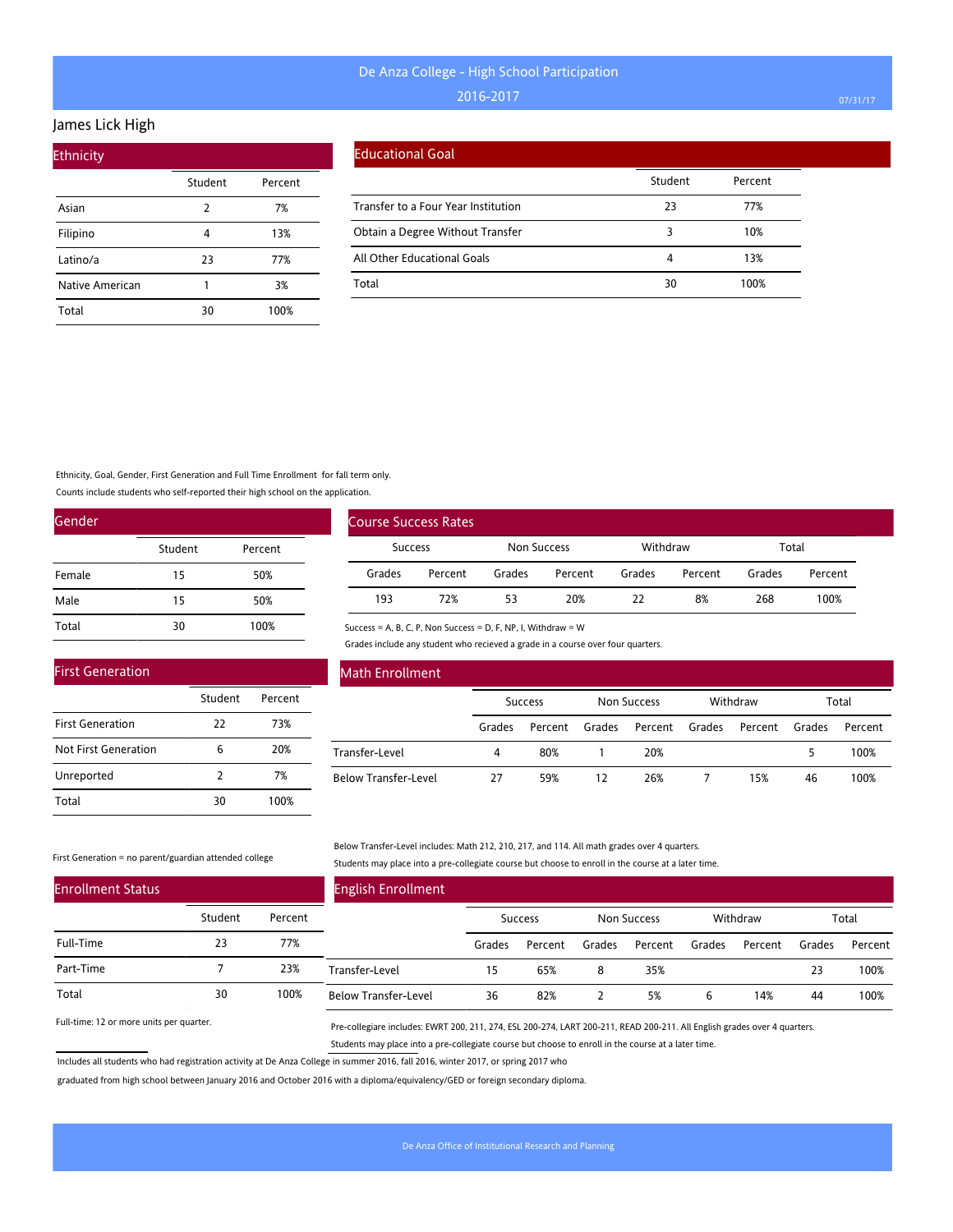# De Anza College - High School Participation

## 2016-2017

## James Lick High

### Ethnicity

| | Student | Percent |
|---|---|---|
| Asian | 2 | 7% |
| Filipino | 4 | 13% |
| Latino/a | 23 | 77% |
| Native American | 1 | 3% |
| Total | 30 | 100% |

### Educational Goal

| | Student | Percent |
|---|---|---|
| Transfer to a Four Year Institution | 23 | 77% |
| Obtain a Degree Without Transfer | 3 | 10% |
| All Other Educational Goals | 4 | 13% |
| Total | 30 | 100% |

Ethnicity, Goal, Gender, First Generation and Full Time Enrollment for fall term only.

Counts include students who self-reported their high school on the application.

### Gender

| | Student | Percent |
|---|---|---|
| Female | 15 | 50% |
| Male | 15 | 50% |
| Total | 30 | 100% |

### Course Success Rates

| Success | | Non Success | | Withdraw | | Total | |
|---|---|---|---|---|---|---|---|
| Grades | Percent | Grades | Percent | Grades | Percent | Grades | Percent |
| 193 | 72% | 53 | 20% | 22 | 8% | 268 | 100% |

Success = A, B, C, P, Non Success = D, F, NP, I, Withdraw = W

Grades include any student who recieved a grade in a course over four quarters.

### First Generation

| | Student | Percent |
|---|---|---|
| First Generation | 22 | 73% |
| Not First Generation | 6 | 20% |
| Unreported | 2 | 7% |
| Total | 30 | 100% |

First Generation = no parent/guardian attended college

### Math Enrollment

| | Success | | Non Success | | Withdraw | | Total | |
|---|---|---|---|---|---|---|---|---|
| | Grades | Percent | Grades | Percent | Grades | Percent | Grades | Percent |
| Transfer-Level | 4 | 80% | 1 | 20% | | | 5 | 100% |
| Below Transfer-Level | 27 | 59% | 12 | 26% | 7 | 15% | 46 | 100% |

Below Transfer-Level includes: Math 212, 210, 217, and 114. All math grades over 4 quarters.

Students may place into a pre-collegiate course but choose to enroll in the course at a later time.

### Enrollment Status

| | Student | Percent |
|---|---|---|
| Full-Time | 23 | 77% |
| Part-Time | 7 | 23% |
| Total | 30 | 100% |

Full-time: 12 or more units per quarter.

### English Enrollment

| | Success | | Non Success | | Withdraw | | Total | |
|---|---|---|---|---|---|---|---|---|
| | Grades | Percent | Grades | Percent | Grades | Percent | Grades | Percent |
| Transfer-Level | 15 | 65% | 8 | 35% | | | 23 | 100% |
| Below Transfer-Level | 36 | 82% | 2 | 5% | 6 | 14% | 44 | 100% |

Pre-collegiare includes: EWRT 200, 211, 274, ESL 200-274, LART 200-211, READ 200-211. All English grades over 4 quarters.

Students may place into a pre-collegiate course but choose to enroll in the course at a later time.

Includes all students who had registration activity at De Anza College in summer 2016, fall 2016, winter 2017, or spring 2017 who graduated from high school between January 2016 and October 2016 with a diploma/equivalency/GED or foreign secondary diploma.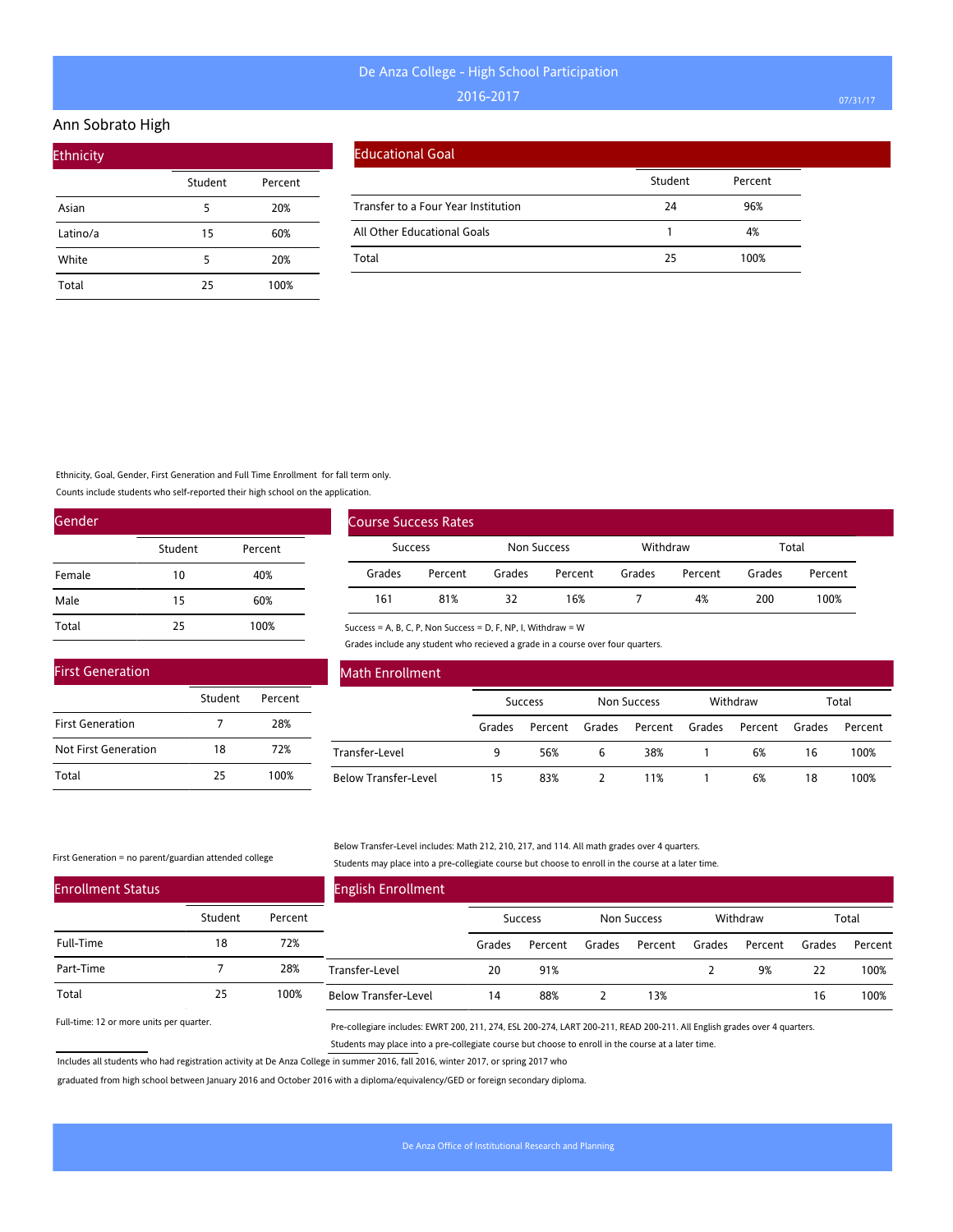# De Anza College - High School Participation

2016-2017

## Ann Sobrato High

### Ethnicity

| | Student | Percent |
|---|---|---|
| Asian | 5 | 20% |
| Latino/a | 15 | 60% |
| White | 5 | 20% |
| Total | 25 | 100% |

### Educational Goal

| | Student | Percent |
|---|---|---|
| Transfer to a Four Year Institution | 24 | 96% |
| All Other Educational Goals | 1 | 4% |
| Total | 25 | 100% |

Ethnicity, Goal, Gender, First Generation and Full Time Enrollment for fall term only.

Counts include students who self-reported their high school on the application.

### Gender

| | Student | Percent |
|---|---|---|
| Female | 10 | 40% |
| Male | 15 | 60% |
| Total | 25 | 100% |

### Course Success Rates

| Success | | Non Success | | Withdraw | | Total | |
|---|---|---|---|---|---|---|---|
| Grades | Percent | Grades | Percent | Grades | Percent | Grades | Percent |
| 161 | 81% | 32 | 16% | 7 | 4% | 200 | 100% |

Success = A, B, C, P, Non Success = D, F, NP, I, Withdraw = W

Grades include any student who recieved a grade in a course over four quarters.

### First Generation

| | Student | Percent |
|---|---|---|
| First Generation | 7 | 28% |
| Not First Generation | 18 | 72% |
| Total | 25 | 100% |

First Generation = no parent/guardian attended college

### Math Enrollment

| | Success | | Non Success | | Withdraw | | Total | |
|---|---|---|---|---|---|---|---|---|
| | Grades | Percent | Grades | Percent | Grades | Percent | Grades | Percent |
| Transfer-Level | 9 | 56% | 6 | 38% | 1 | 6% | 16 | 100% |
| Below Transfer-Level | 15 | 83% | 2 | 11% | 1 | 6% | 18 | 100% |

Below Transfer-Level includes: Math 212, 210, 217, and 114. All math grades over 4 quarters.

Students may place into a pre-collegiate course but choose to enroll in the course at a later time.

### Enrollment Status

| | Student | Percent |
|---|---|---|
| Full-Time | 18 | 72% |
| Part-Time | 7 | 28% |
| Total | 25 | 100% |

Full-time: 12 or more units per quarter.

### English Enrollment

| | Success | | Non Success | | Withdraw | | Total | |
|---|---|---|---|---|---|---|---|---|
| | Grades | Percent | Grades | Percent | Grades | Percent | Grades | Percent |
| Transfer-Level | 20 | 91% | | | 2 | 9% | 22 | 100% |
| Below Transfer-Level | 14 | 88% | 2 | 13% | | | 16 | 100% |

Pre-collegiare includes: EWRT 200, 211, 274, ESL 200-274, LART 200-211, READ 200-211. All English grades over 4 quarters.

Students may place into a pre-collegiate course but choose to enroll in the course at a later time.

Includes all students who had registration activity at De Anza College in summer 2016, fall 2016, winter 2017, or spring 2017 who graduated from high school between January 2016 and October 2016 with a diploma/equivalency/GED or foreign secondary diploma.

De Anza Office of Institutional Research and Planning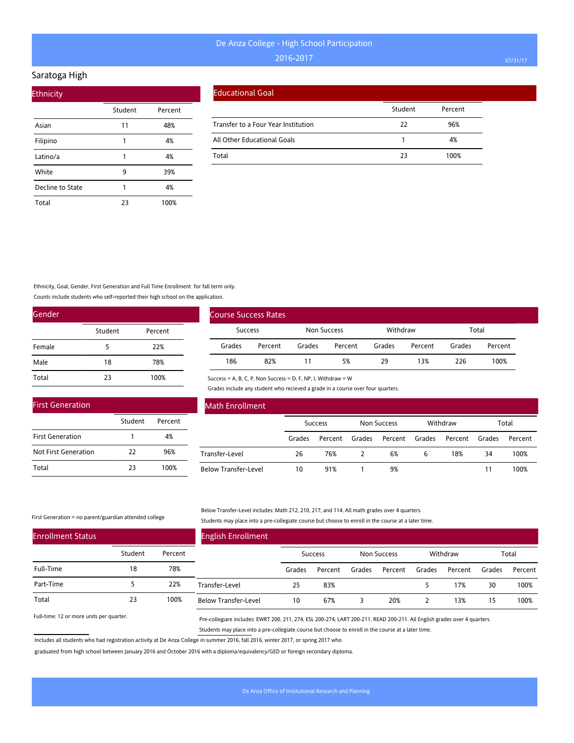# De Anza College - High School Participation

## 2016-2017

## Saratoga High

### Ethnicity

| | Student | Percent |
|---|---|---|
| Asian | 11 | 48% |
| Filipino | 1 | 4% |
| Latino/a | 1 | 4% |
| White | 9 | 39% |
| Decline to State | 1 | 4% |
| Total | 23 | 100% |

### Educational Goal

| | Student | Percent |
|---|---|---|
| Transfer to a Four Year Institution | 22 | 96% |
| All Other Educational Goals | 1 | 4% |
| Total | 23 | 100% |

Ethnicity, Goal, Gender, First Generation and Full Time Enrollment for fall term only.

Counts include students who self-reported their high school on the application.

### Gender

| | Student | Percent |
|---|---|---|
| Female | 5 | 22% |
| Male | 18 | 78% |
| Total | 23 | 100% |

### Course Success Rates

| Success | | Non Success | | Withdraw | | Total | |
|---|---|---|---|---|---|---|---|
| Grades | Percent | Grades | Percent | Grades | Percent | Grades | Percent |
| 186 | 82% | 11 | 5% | 29 | 13% | 226 | 100% |

Success = A, B, C, P, Non Success = D, F, NP, I, Withdraw = W

Grades include any student who recieved a grade in a course over four quarters.

### First Generation

| | Student | Percent |
|---|---|---|
| First Generation | 1 | 4% |
| Not First Generation | 22 | 96% |
| Total | 23 | 100% |

First Generation = no parent/guardian attended college

### Math Enrollment

| | Success | | Non Success | | Withdraw | | Total | |
|---|---|---|---|---|---|---|---|---|
| | Grades | Percent | Grades | Percent | Grades | Percent | Grades | Percent |
| Transfer-Level | 26 | 76% | 2 | 6% | 6 | 18% | 34 | 100% |
| Below Transfer-Level | 10 | 91% | 1 | 9% | | | 11 | 100% |

Below Transfer-Level includes: Math 212, 210, 217, and 114. All math grades over 4 quarters.

Students may place into a pre-collegiate course but choose to enroll in the course at a later time.

### Enrollment Status

| | Student | Percent |
|---|---|---|
| Full-Time | 18 | 78% |
| Part-Time | 5 | 22% |
| Total | 23 | 100% |

Full-time: 12 or more units per quarter.

### English Enrollment

| | Success | | Non Success | | Withdraw | | Total | |
|---|---|---|---|---|---|---|---|---|
| | Grades | Percent | Grades | Percent | Grades | Percent | Grades | Percent |
| Transfer-Level | 25 | 83% | | | 5 | 17% | 30 | 100% |
| Below Transfer-Level | 10 | 67% | 3 | 20% | 2 | 13% | 15 | 100% |

Pre-collegiare includes: EWRT 200, 211, 274, ESL 200-274, LART 200-211, READ 200-211. All English grades over 4 quarters.

Students may place into a pre-collegiate course but choose to enroll in the course at a later time.

Includes all students who had registration activity at De Anza College in summer 2016, fall 2016, winter 2017, or spring 2017 who graduated from high school between January 2016 and October 2016 with a diploma/equivalency/GED or foreign secondary diploma.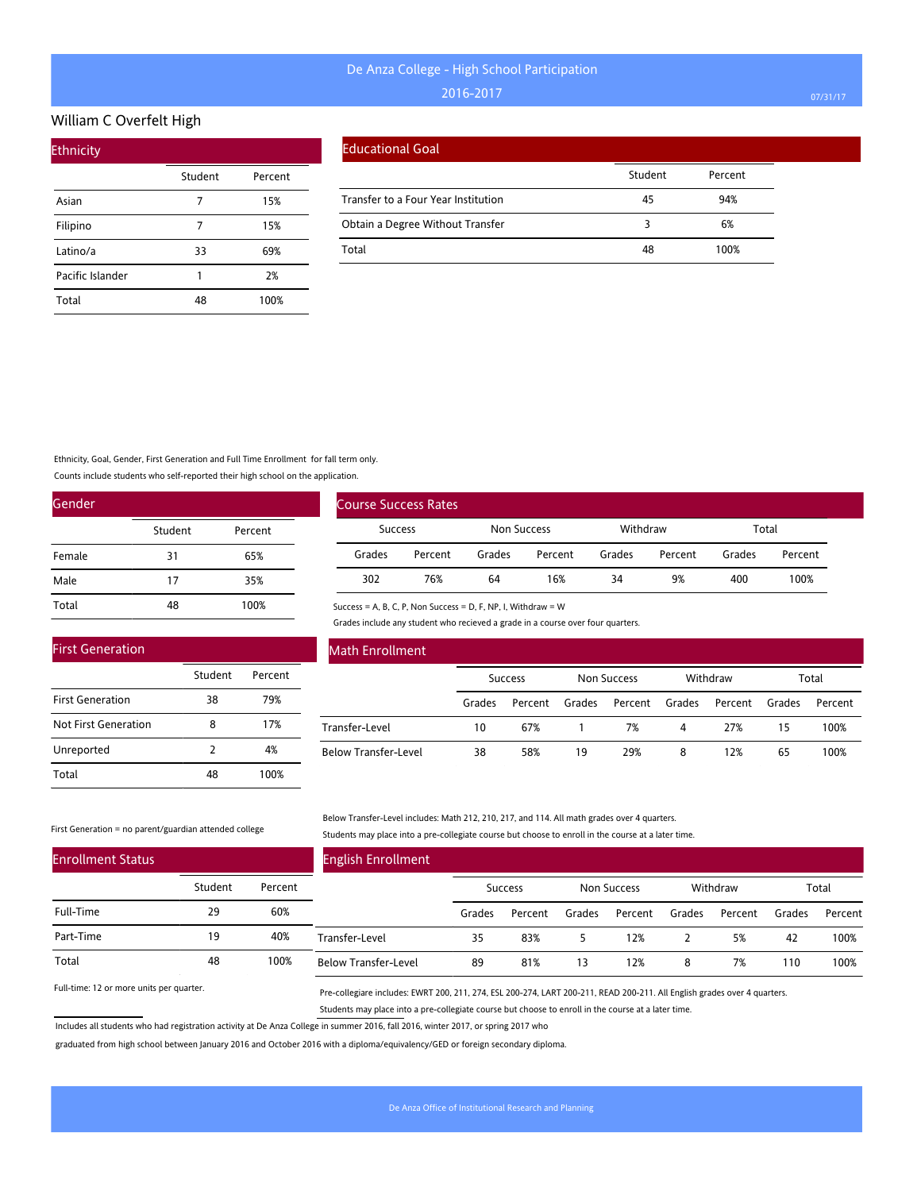# De Anza College - High School Participation

## 2016-2017

## William C Overfelt High

### Ethnicity

| | Student | Percent |
|---|---|---|
| Asian | 7 | 15% |
| Filipino | 7 | 15% |
| Latino/a | 33 | 69% |
| Pacific Islander | 1 | 2% |
| Total | 48 | 100% |

### Educational Goal

| | Student | Percent |
|---|---|---|
| Transfer to a Four Year Institution | 45 | 94% |
| Obtain a Degree Without Transfer | 3 | 6% |
| Total | 48 | 100% |

Ethnicity, Goal, Gender, First Generation and Full Time Enrollment for fall term only.

Counts include students who self-reported their high school on the application.

### Gender

| | Student | Percent |
|---|---|---|
| Female | 31 | 65% |
| Male | 17 | 35% |
| Total | 48 | 100% |

### Course Success Rates

| Success | | Non Success | | Withdraw | | Total | |
|---|---|---|---|---|---|---|---|
| Grades | Percent | Grades | Percent | Grades | Percent | Grades | Percent |
| 302 | 76% | 64 | 16% | 34 | 9% | 400 | 100% |

Success = A, B, C, P, Non Success = D, F, NP, I, Withdraw = W

Grades include any student who recieved a grade in a course over four quarters.

### First Generation

| | Student | Percent |
|---|---|---|
| First Generation | 38 | 79% |
| Not First Generation | 8 | 17% |
| Unreported | 2 | 4% |
| Total | 48 | 100% |

First Generation = no parent/guardian attended college

### Math Enrollment

| | Success | | Non Success | | Withdraw | | Total | |
|---|---|---|---|---|---|---|---|---|
| | Grades | Percent | Grades | Percent | Grades | Percent | Grades | Percent |
| Transfer-Level | 10 | 67% | 1 | 7% | 4 | 27% | 15 | 100% |
| Below Transfer-Level | 38 | 58% | 19 | 29% | 8 | 12% | 65 | 100% |

Below Transfer-Level includes: Math 212, 210, 217, and 114. All math grades over 4 quarters.

Students may place into a pre-collegiate course but choose to enroll in the course at a later time.

### Enrollment Status

| | Student | Percent |
|---|---|---|
| Full-Time | 29 | 60% |
| Part-Time | 19 | 40% |
| Total | 48 | 100% |

Full-time: 12 or more units per quarter.

### English Enrollment

| | Success | | Non Success | | Withdraw | | Total | |
|---|---|---|---|---|---|---|---|---|
| | Grades | Percent | Grades | Percent | Grades | Percent | Grades | Percent |
| Transfer-Level | 35 | 83% | 5 | 12% | 2 | 5% | 42 | 100% |
| Below Transfer-Level | 89 | 81% | 13 | 12% | 8 | 7% | 110 | 100% |

Pre-collegiare includes: EWRT 200, 211, 274, ESL 200-274, LART 200-211, READ 200-211. All English grades over 4 quarters.

Students may place into a pre-collegiate course but choose to enroll in the course at a later time.

Includes all students who had registration activity at De Anza College in summer 2016, fall 2016, winter 2017, or spring 2017 who graduated from high school between January 2016 and October 2016 with a diploma/equivalency/GED or foreign secondary diploma.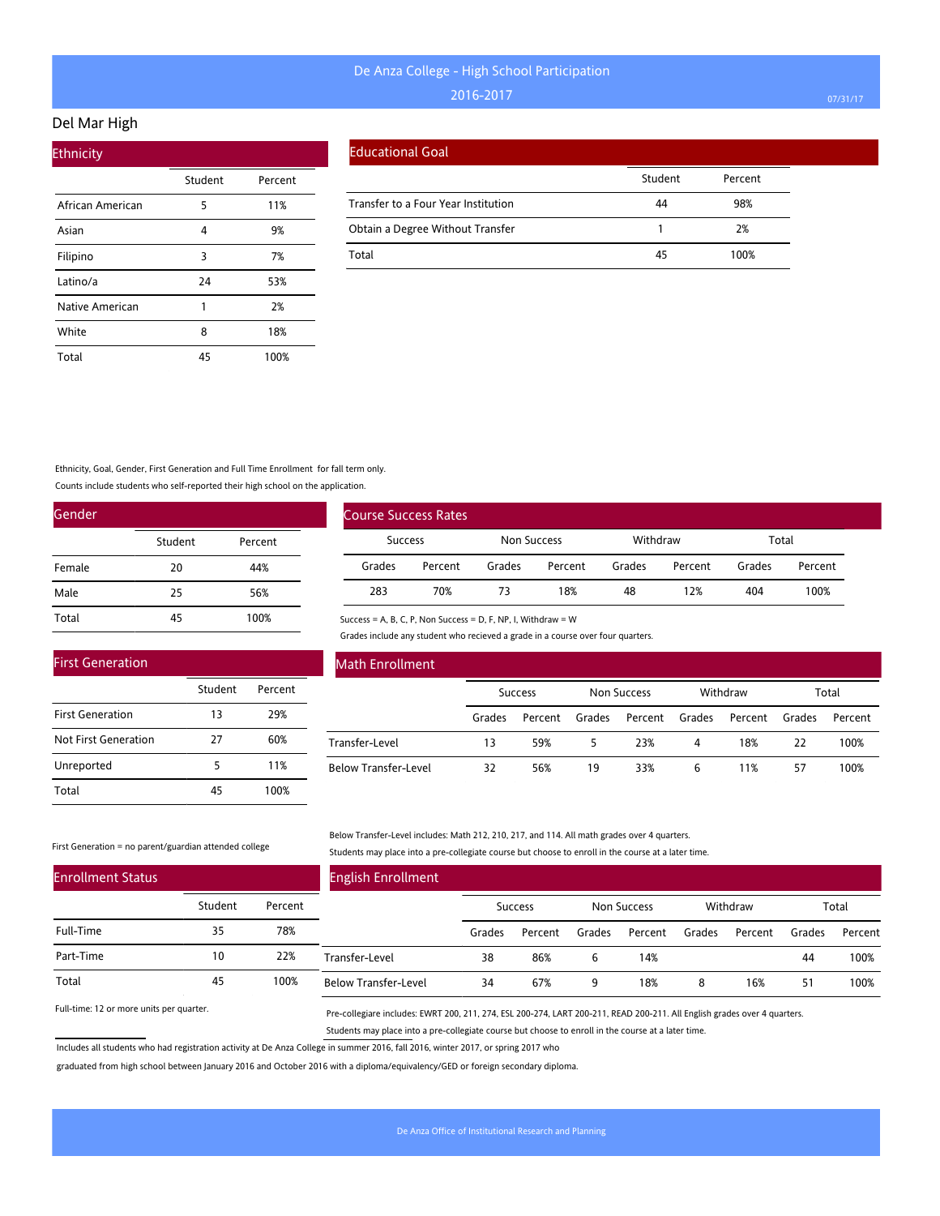# De Anza College - High School Participation

2016-2017

## Del Mar High

### Ethnicity

| | Student | Percent |
|---|---|---|
| African American | 5 | 11% |
| Asian | 4 | 9% |
| Filipino | 3 | 7% |
| Latino/a | 24 | 53% |
| Native American | 1 | 2% |
| White | 8 | 18% |
| Total | 45 | 100% |

### Educational Goal

| | Student | Percent |
|---|---|---|
| Transfer to a Four Year Institution | 44 | 98% |
| Obtain a Degree Without Transfer | 1 | 2% |
| Total | 45 | 100% |

Ethnicity, Goal, Gender, First Generation and Full Time Enrollment for fall term only.

Counts include students who self-reported their high school on the application.

### Gender

| | Student | Percent |
|---|---|---|
| Female | 20 | 44% |
| Male | 25 | 56% |
| Total | 45 | 100% |

### Course Success Rates

| Success | | Non Success | | Withdraw | | Total | |
|---|---|---|---|---|---|---|---|
| Grades | Percent | Grades | Percent | Grades | Percent | Grades | Percent |
| 283 | 70% | 73 | 18% | 48 | 12% | 404 | 100% |

Success = A, B, C, P, Non Success = D, F, NP, I, Withdraw = W

Grades include any student who recieved a grade in a course over four quarters.

### First Generation

| | Student | Percent |
|---|---|---|
| First Generation | 13 | 29% |
| Not First Generation | 27 | 60% |
| Unreported | 5 | 11% |
| Total | 45 | 100% |

First Generation = no parent/guardian attended college

### Math Enrollment

| | Success | | Non Success | | Withdraw | | Total | |
|---|---|---|---|---|---|---|---|---|
| | Grades | Percent | Grades | Percent | Grades | Percent | Grades | Percent |
| Transfer-Level | 13 | 59% | 5 | 23% | 4 | 18% | 22 | 100% |
| Below Transfer-Level | 32 | 56% | 19 | 33% | 6 | 11% | 57 | 100% |

Below Transfer-Level includes: Math 212, 210, 217, and 114. All math grades over 4 quarters.

Students may place into a pre-collegiate course but choose to enroll in the course at a later time.

### Enrollment Status

| | Student | Percent |
|---|---|---|
| Full-Time | 35 | 78% |
| Part-Time | 10 | 22% |
| Total | 45 | 100% |

Full-time: 12 or more units per quarter.

### English Enrollment

| | Success | | Non Success | | Withdraw | | Total | |
|---|---|---|---|---|---|---|---|---|
| | Grades | Percent | Grades | Percent | Grades | Percent | Grades | Percent |
| Transfer-Level | 38 | 86% | 6 | 14% | | | 44 | 100% |
| Below Transfer-Level | 34 | 67% | 9 | 18% | 8 | 16% | 51 | 100% |

Pre-collegiare includes: EWRT 200, 211, 274, ESL 200-274, LART 200-211, READ 200-211. All English grades over 4 quarters.

Students may place into a pre-collegiate course but choose to enroll in the course at a later time.

Includes all students who had registration activity at De Anza College in summer 2016, fall 2016, winter 2017, or spring 2017 who graduated from high school between January 2016 and October 2016 with a diploma/equivalency/GED or foreign secondary diploma.

De Anza Office of Institutional Research and Planning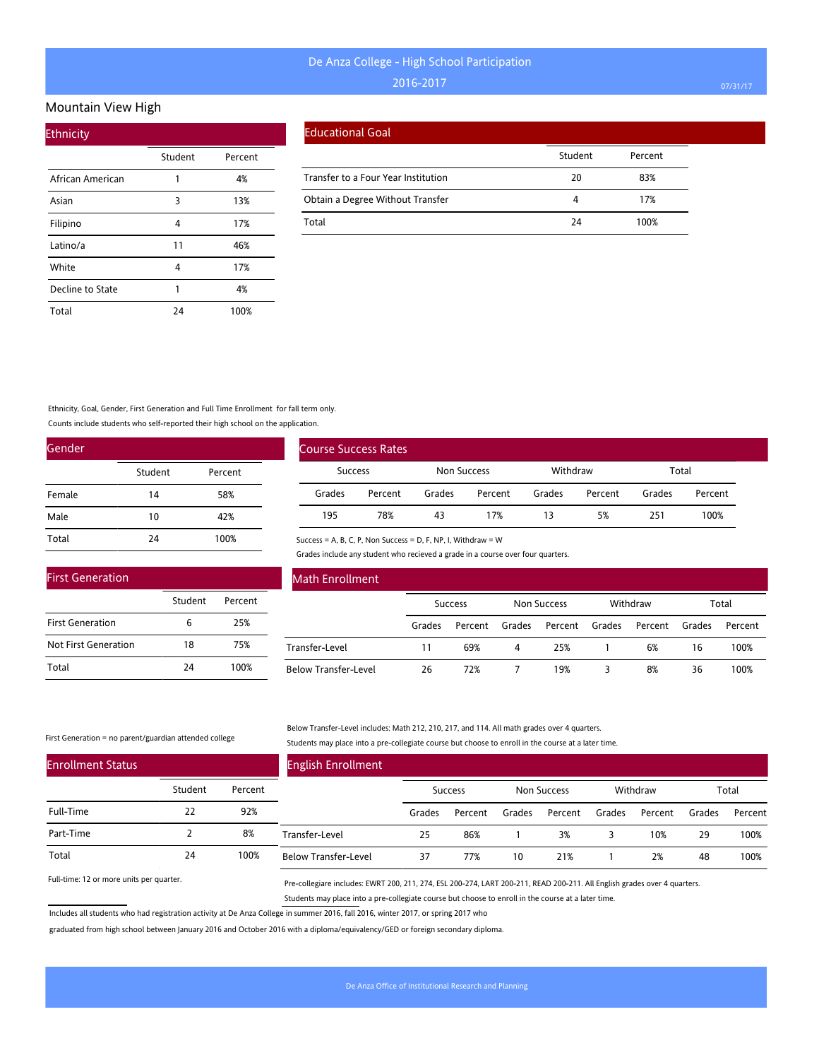# De Anza College - High School Participation

2016-2017

## Mountain View High

### Ethnicity

| | Student | Percent |
|---|---|---|
| African American | 1 | 4% |
| Asian | 3 | 13% |
| Filipino | 4 | 17% |
| Latino/a | 11 | 46% |
| White | 4 | 17% |
| Decline to State | 1 | 4% |
| Total | 24 | 100% |

### Educational Goal

| | Student | Percent |
|---|---|---|
| Transfer to a Four Year Institution | 20 | 83% |
| Obtain a Degree Without Transfer | 4 | 17% |
| Total | 24 | 100% |

Ethnicity, Goal, Gender, First Generation and Full Time Enrollment for fall term only.

Counts include students who self-reported their high school on the application.

### Gender

| | Student | Percent |
|---|---|---|
| Female | 14 | 58% |
| Male | 10 | 42% |
| Total | 24 | 100% |

### Course Success Rates

| Success | | Non Success | | Withdraw | | Total | |
|---|---|---|---|---|---|---|---|
| Grades | Percent | Grades | Percent | Grades | Percent | Grades | Percent |
| 195 | 78% | 43 | 17% | 13 | 5% | 251 | 100% |

Success = A, B, C, P, Non Success = D, F, NP, I, Withdraw = W

Grades include any student who recieved a grade in a course over four quarters.

### First Generation

| | Student | Percent |
|---|---|---|
| First Generation | 6 | 25% |
| Not First Generation | 18 | 75% |
| Total | 24 | 100% |

First Generation = no parent/guardian attended college

### Math Enrollment

| | Success | | Non Success | | Withdraw | | Total | |
|---|---|---|---|---|---|---|---|---|
| | Grades | Percent | Grades | Percent | Grades | Percent | Grades | Percent |
| Transfer-Level | 11 | 69% | 4 | 25% | 1 | 6% | 16 | 100% |
| Below Transfer-Level | 26 | 72% | 7 | 19% | 3 | 8% | 36 | 100% |

Below Transfer-Level includes: Math 212, 210, 217, and 114. All math grades over 4 quarters.

Students may place into a pre-collegiate course but choose to enroll in the course at a later time.

### Enrollment Status

| | Student | Percent |
|---|---|---|
| Full-Time | 22 | 92% |
| Part-Time | 2 | 8% |
| Total | 24 | 100% |

Full-time: 12 or more units per quarter.

### English Enrollment

| | Success | | Non Success | | Withdraw | | Total | |
|---|---|---|---|---|---|---|---|---|
| | Grades | Percent | Grades | Percent | Grades | Percent | Grades | Percent |
| Transfer-Level | 25 | 86% | 1 | 3% | 3 | 10% | 29 | 100% |
| Below Transfer-Level | 37 | 77% | 10 | 21% | 1 | 2% | 48 | 100% |

Pre-collegiare includes: EWRT 200, 211, 274, ESL 200-274, LART 200-211, READ 200-211. All English grades over 4 quarters.

Students may place into a pre-collegiate course but choose to enroll in the course at a later time.

Includes all students who had registration activity at De Anza College in summer 2016, fall 2016, winter 2017, or spring 2017 who graduated from high school between January 2016 and October 2016 with a diploma/equivalency/GED or foreign secondary diploma.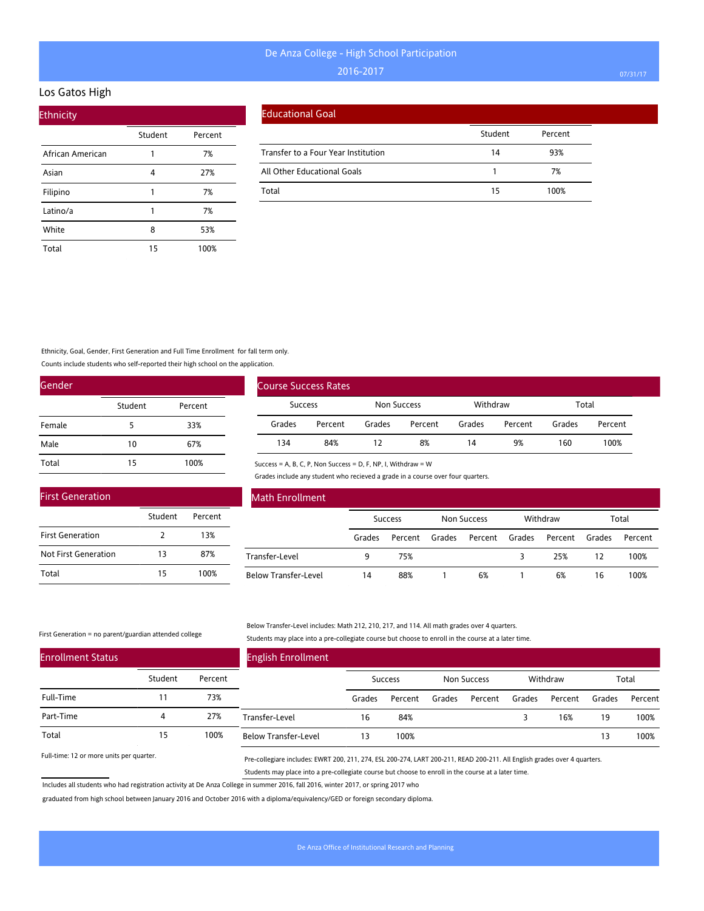# De Anza College - High School Participation

2016-2017

## Los Gatos High

### Ethnicity

| | Student | Percent |
|---|---|---|
| African American | 1 | 7% |
| Asian | 4 | 27% |
| Filipino | 1 | 7% |
| Latino/a | 1 | 7% |
| White | 8 | 53% |
| Total | 15 | 100% |

### Educational Goal

| | Student | Percent |
|---|---|---|
| Transfer to a Four Year Institution | 14 | 93% |
| All Other Educational Goals | 1 | 7% |
| Total | 15 | 100% |

Ethnicity, Goal, Gender, First Generation and Full Time Enrollment for fall term only.
Counts include students who self-reported their high school on the application.

### Gender

| | Student | Percent |
|---|---|---|
| Female | 5 | 33% |
| Male | 10 | 67% |
| Total | 15 | 100% |

### Course Success Rates

| Success | | Non Success | | Withdraw | | Total | |
|---|---|---|---|---|---|---|---|
| Grades | Percent | Grades | Percent | Grades | Percent | Grades | Percent |
| 134 | 84% | 12 | 8% | 14 | 9% | 160 | 100% |

Success = A, B, C, P, Non Success = D, F, NP, I, Withdraw = W
Grades include any student who recieved a grade in a course over four quarters.

### First Generation

| | Student | Percent |
|---|---|---|
| First Generation | 2 | 13% |
| Not First Generation | 13 | 87% |
| Total | 15 | 100% |

First Generation = no parent/guardian attended college

### Math Enrollment

| | Success | | Non Success | | Withdraw | | Total | |
|---|---|---|---|---|---|---|---|---|
| | Grades | Percent | Grades | Percent | Grades | Percent | Grades | Percent |
| Transfer-Level | 9 | 75% | | | 3 | 25% | 12 | 100% |
| Below Transfer-Level | 14 | 88% | 1 | 6% | 1 | 6% | 16 | 100% |

Below Transfer-Level includes: Math 212, 210, 217, and 114. All math grades over 4 quarters.
Students may place into a pre-collegiate course but choose to enroll in the course at a later time.

### Enrollment Status

| | Student | Percent |
|---|---|---|
| Full-Time | 11 | 73% |
| Part-Time | 4 | 27% |
| Total | 15 | 100% |

Full-time: 12 or more units per quarter.

### English Enrollment

| | Success | | Non Success | | Withdraw | | Total | |
|---|---|---|---|---|---|---|---|---|
| | Grades | Percent | Grades | Percent | Grades | Percent | Grades | Percent |
| Transfer-Level | 16 | 84% | | | 3 | 16% | 19 | 100% |
| Below Transfer-Level | 13 | 100% | | | | | 13 | 100% |

Pre-collegiare includes: EWRT 200, 211, 274, ESL 200-274, LART 200-211, READ 200-211. All English grades over 4 quarters.
Students may place into a pre-collegiate course but choose to enroll in the course at a later time.

Includes all students who had registration activity at De Anza College in summer 2016, fall 2016, winter 2017, or spring 2017 who graduated from high school between January 2016 and October 2016 with a diploma/equivalency/GED or foreign secondary diploma.

De Anza Office of Institutional Research and Planning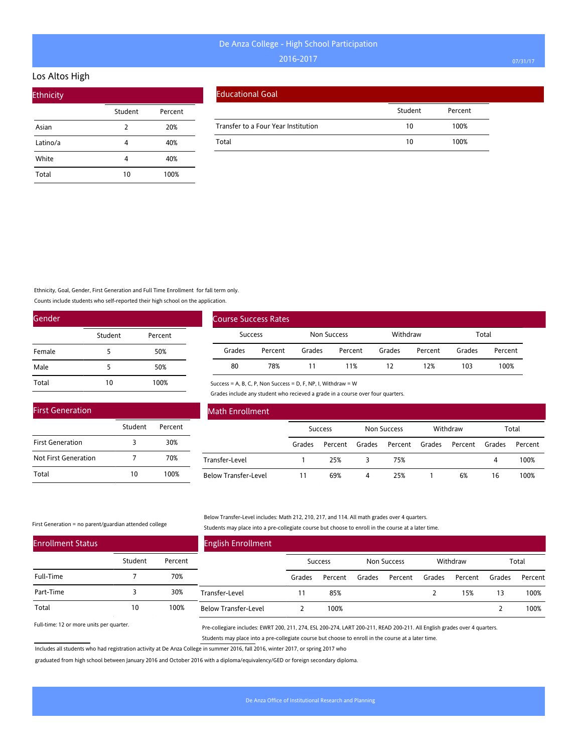# De Anza College - High School Participation

## 2016-2017

07/31/17

## Los Altos High

### Ethnicity

| | Student | Percent |
|---|---|---|
| Asian | 2 | 20% |
| Latino/a | 4 | 40% |
| White | 4 | 40% |
| Total | 10 | 100% |

### Educational Goal

| | Student | Percent |
|---|---|---|
| Transfer to a Four Year Institution | 10 | 100% |
| Total | 10 | 100% |

Ethnicity, Goal, Gender, First Generation and Full Time Enrollment for fall term only.

Counts include students who self-reported their high school on the application.

### Gender

| | Student | Percent |
|---|---|---|
| Female | 5 | 50% |
| Male | 5 | 50% |
| Total | 10 | 100% |

### Course Success Rates

| Success | | Non Success | | Withdraw | | Total | |
|---|---|---|---|---|---|---|---|
| Grades | Percent | Grades | Percent | Grades | Percent | Grades | Percent |
| 80 | 78% | 11 | 11% | 12 | 12% | 103 | 100% |

Success = A, B, C, P, Non Success = D, F, NP, I, Withdraw = W

Grades include any student who recieved a grade in a course over four quarters.

### First Generation

| | Student | Percent |
|---|---|---|
| First Generation | 3 | 30% |
| Not First Generation | 7 | 70% |
| Total | 10 | 100% |

First Generation = no parent/guardian attended college

### Math Enrollment

| | Success | | Non Success | | Withdraw | | Total | |
|---|---|---|---|---|---|---|---|---|
| | Grades | Percent | Grades | Percent | Grades | Percent | Grades | Percent |
| Transfer-Level | 1 | 25% | 3 | 75% | | | 4 | 100% |
| Below Transfer-Level | 11 | 69% | 4 | 25% | 1 | 6% | 16 | 100% |

Below Transfer-Level includes: Math 212, 210, 217, and 114. All math grades over 4 quarters.

Students may place into a pre-collegiate course but choose to enroll in the course at a later time.

### Enrollment Status

| | Student | Percent |
|---|---|---|
| Full-Time | 7 | 70% |
| Part-Time | 3 | 30% |
| Total | 10 | 100% |

Full-time: 12 or more units per quarter.

### English Enrollment

| | Success | | Non Success | | Withdraw | | Total | |
|---|---|---|---|---|---|---|---|---|
| | Grades | Percent | Grades | Percent | Grades | Percent | Grades | Percent |
| Transfer-Level | 11 | 85% | | | 2 | 15% | 13 | 100% |
| Below Transfer-Level | 2 | 100% | | | | | 2 | 100% |

Pre-collegiare includes: EWRT 200, 211, 274, ESL 200-274, LART 200-211, READ 200-211. All English grades over 4 quarters.

Students may place into a pre-collegiate course but choose to enroll in the course at a later time.

Includes all students who had registration activity at De Anza College in summer 2016, fall 2016, winter 2017, or spring 2017 who graduated from high school between January 2016 and October 2016 with a diploma/equivalency/GED or foreign secondary diploma.

De Anza Office of Institutional Research and Planning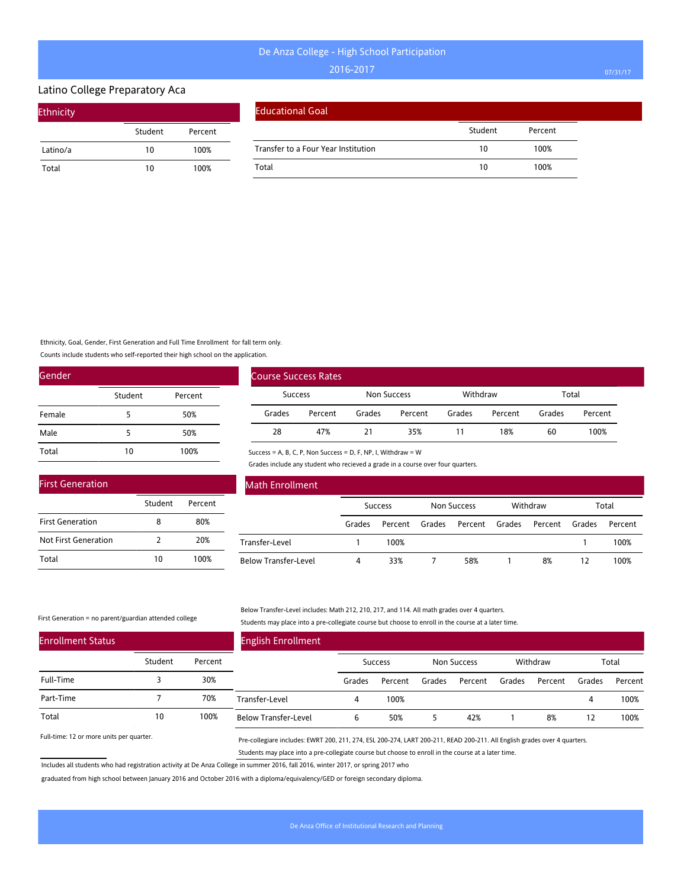# De Anza College - High School Participation

## 2016-2017

### Latino College Preparatory Aca

#### Ethnicity

| | Student | Percent |
|---|---|---|
| Latino/a | 10 | 100% |
| Total | 10 | 100% |

#### Educational Goal

| | Student | Percent |
|---|---|---|
| Transfer to a Four Year Institution | 10 | 100% |
| Total | 10 | 100% |

Ethnicity, Goal, Gender, First Generation and Full Time Enrollment for fall term only.

Counts include students who self-reported their high school on the application.

#### Gender

| | Student | Percent |
|---|---|---|
| Female | 5 | 50% |
| Male | 5 | 50% |
| Total | 10 | 100% |

#### Course Success Rates

| Success | | Non Success | | Withdraw | | Total | |
|---|---|---|---|---|---|---|---|
| Grades | Percent | Grades | Percent | Grades | Percent | Grades | Percent |
| 28 | 47% | 21 | 35% | 11 | 18% | 60 | 100% |

Success = A, B, C, P, Non Success = D, F, NP, I, Withdraw = W

Grades include any student who recieved a grade in a course over four quarters.

#### First Generation

| | Student | Percent |
|---|---|---|
| First Generation | 8 | 80% |
| Not First Generation | 2 | 20% |
| Total | 10 | 100% |

First Generation = no parent/guardian attended college

#### Math Enrollment

| | Success | | Non Success | | Withdraw | | Total | |
|---|---|---|---|---|---|---|---|---|
| | Grades | Percent | Grades | Percent | Grades | Percent | Grades | Percent |
| Transfer-Level | 1 | 100% | | | | | 1 | 100% |
| Below Transfer-Level | 4 | 33% | 7 | 58% | 1 | 8% | 12 | 100% |

Below Transfer-Level includes: Math 212, 210, 217, and 114. All math grades over 4 quarters.

Students may place into a pre-collegiate course but choose to enroll in the course at a later time.

#### Enrollment Status

| | Student | Percent |
|---|---|---|
| Full-Time | 3 | 30% |
| Part-Time | 7 | 70% |
| Total | 10 | 100% |

Full-time: 12 or more units per quarter.

#### English Enrollment

| | Success | | Non Success | | Withdraw | | Total | |
|---|---|---|---|---|---|---|---|---|
| | Grades | Percent | Grades | Percent | Grades | Percent | Grades | Percent |
| Transfer-Level | 4 | 100% | | | | | 4 | 100% |
| Below Transfer-Level | 6 | 50% | 5 | 42% | 1 | 8% | 12 | 100% |

Pre-collegiare includes: EWRT 200, 211, 274, ESL 200-274, LART 200-211, READ 200-211. All English grades over 4 quarters.

Students may place into a pre-collegiate course but choose to enroll in the course at a later time.

Includes all students who had registration activity at De Anza College in summer 2016, fall 2016, winter 2017, or spring 2017 who graduated from high school between January 2016 and October 2016 with a diploma/equivalency/GED or foreign secondary diploma.

De Anza Office of Institutional Research and Planning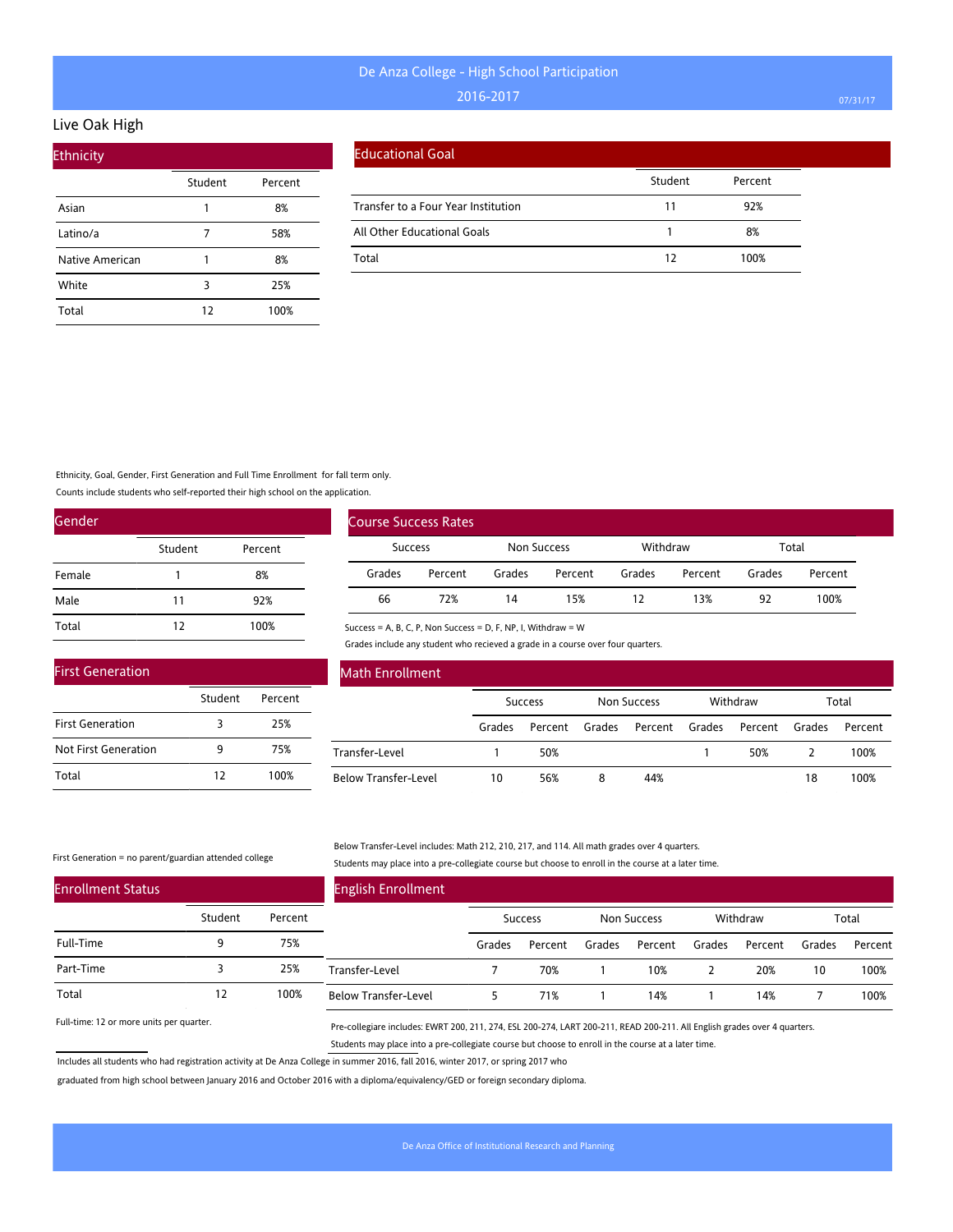# De Anza College - High School Participation

## 2016-2017

## Live Oak High

### Ethnicity

| | Student | Percent |
|---|---|---|
| Asian | 1 | 8% |
| Latino/a | 7 | 58% |
| Native American | 1 | 8% |
| White | 3 | 25% |
| Total | 12 | 100% |

### Educational Goal

| | Student | Percent |
|---|---|---|
| Transfer to a Four Year Institution | 11 | 92% |
| All Other Educational Goals | 1 | 8% |
| Total | 12 | 100% |

Ethnicity, Goal, Gender, First Generation and Full Time Enrollment for fall term only.

Counts include students who self-reported their high school on the application.

### Gender

| | Student | Percent |
|---|---|---|
| Female | 1 | 8% |
| Male | 11 | 92% |
| Total | 12 | 100% |

### Course Success Rates

| Success | | Non Success | | Withdraw | | Total | |
|---|---|---|---|---|---|---|---|
| Grades | Percent | Grades | Percent | Grades | Percent | Grades | Percent |
| 66 | 72% | 14 | 15% | 12 | 13% | 92 | 100% |

Success = A, B, C, P, Non Success = D, F, NP, I, Withdraw = W

Grades include any student who recieved a grade in a course over four quarters.

### First Generation

| | Student | Percent |
|---|---|---|
| First Generation | 3 | 25% |
| Not First Generation | 9 | 75% |
| Total | 12 | 100% |

First Generation = no parent/guardian attended college

### Math Enrollment

| | Success | | Non Success | | Withdraw | | Total | |
|---|---|---|---|---|---|---|---|---|
| | Grades | Percent | Grades | Percent | Grades | Percent | Grades | Percent |
| Transfer-Level | 1 | 50% | | | 1 | 50% | 2 | 100% |
| Below Transfer-Level | 10 | 56% | 8 | 44% | | | 18 | 100% |

Below Transfer-Level includes: Math 212, 210, 217, and 114. All math grades over 4 quarters.

Students may place into a pre-collegiate course but choose to enroll in the course at a later time.

### Enrollment Status

| | Student | Percent |
|---|---|---|
| Full-Time | 9 | 75% |
| Part-Time | 3 | 25% |
| Total | 12 | 100% |

Full-time: 12 or more units per quarter.

### English Enrollment

| | Success | | Non Success | | Withdraw | | Total | |
|---|---|---|---|---|---|---|---|---|
| | Grades | Percent | Grades | Percent | Grades | Percent | Grades | Percent |
| Transfer-Level | 7 | 70% | 1 | 10% | 2 | 20% | 10 | 100% |
| Below Transfer-Level | 5 | 71% | 1 | 14% | 1 | 14% | 7 | 100% |

Pre-collegiare includes: EWRT 200, 211, 274, ESL 200-274, LART 200-211, READ 200-211. All English grades over 4 quarters.

Students may place into a pre-collegiate course but choose to enroll in the course at a later time.

Includes all students who had registration activity at De Anza College in summer 2016, fall 2016, winter 2017, or spring 2017 who graduated from high school between January 2016 and October 2016 with a diploma/equivalency/GED or foreign secondary diploma.

De Anza Office of Institutional Research and Planning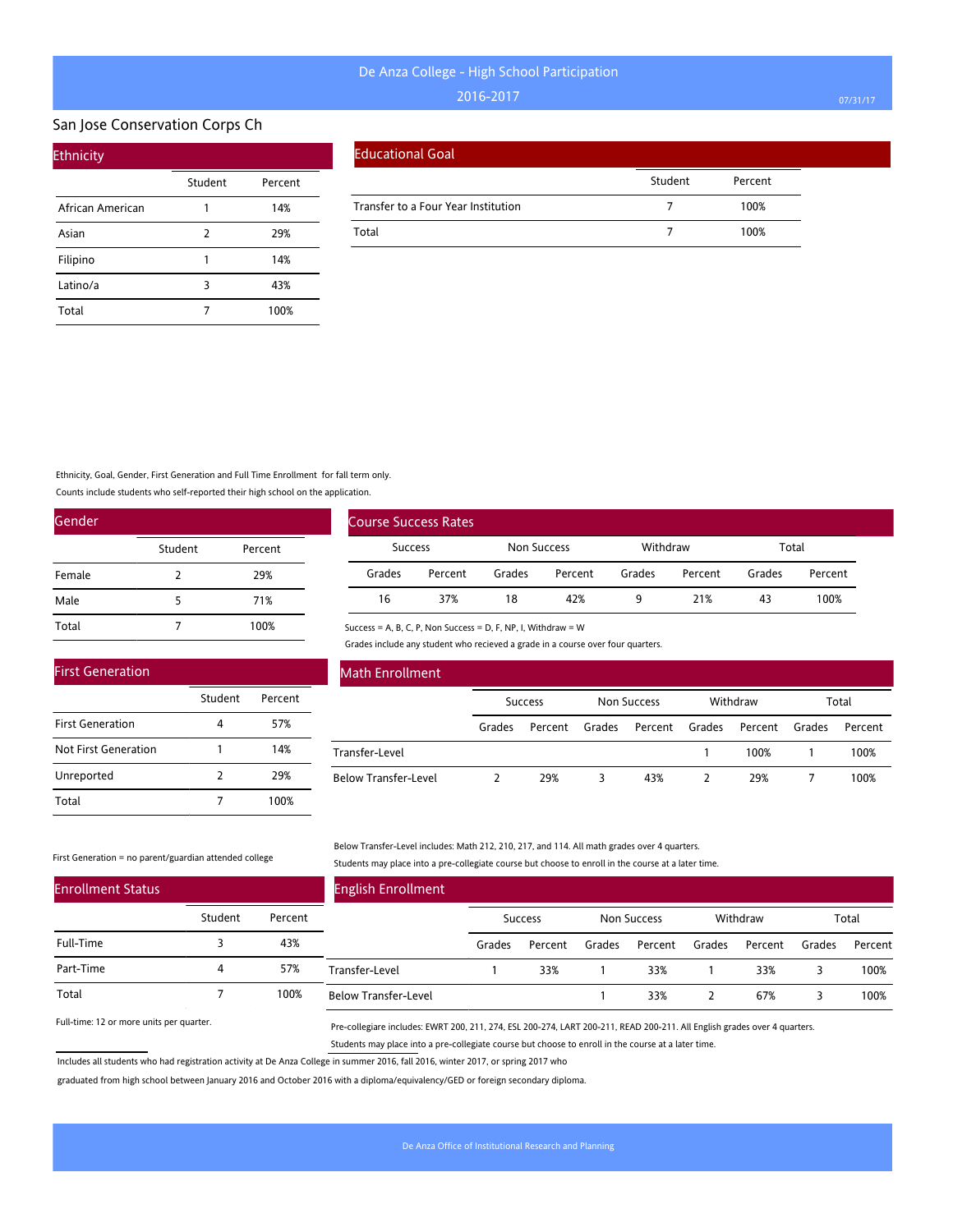# De Anza College - High School Participation

2016-2017

## San Jose Conservation Corps Ch

### Ethnicity

| | Student | Percent |
|---|---|---|
| African American | 1 | 14% |
| Asian | 2 | 29% |
| Filipino | 1 | 14% |
| Latino/a | 3 | 43% |
| Total | 7 | 100% |

### Educational Goal

| | Student | Percent |
|---|---|---|
| Transfer to a Four Year Institution | 7 | 100% |
| Total | 7 | 100% |

Ethnicity, Goal, Gender, First Generation and Full Time Enrollment for fall term only.

Counts include students who self-reported their high school on the application.

### Gender

| | Student | Percent |
|---|---|---|
| Female | 2 | 29% |
| Male | 5 | 71% |
| Total | 7 | 100% |

### Course Success Rates

| Success | | Non Success | | Withdraw | | Total | |
|---|---|---|---|---|---|---|---|
| Grades | Percent | Grades | Percent | Grades | Percent | Grades | Percent |
| 16 | 37% | 18 | 42% | 9 | 21% | 43 | 100% |

Success = A, B, C, P, Non Success = D, F, NP, I, Withdraw = W

Grades include any student who recieved a grade in a course over four quarters.

### First Generation

| | Student | Percent |
|---|---|---|
| First Generation | 4 | 57% |
| Not First Generation | 1 | 14% |
| Unreported | 2 | 29% |
| Total | 7 | 100% |

First Generation = no parent/guardian attended college

### Math Enrollment

| | Success | | Non Success | | Withdraw | | Total | |
|---|---|---|---|---|---|---|---|---|
| | Grades | Percent | Grades | Percent | Grades | Percent | Grades | Percent |
| Transfer-Level | | | | | 1 | 100% | 1 | 100% |
| Below Transfer-Level | 2 | 29% | 3 | 43% | 2 | 29% | 7 | 100% |

Below Transfer-Level includes: Math 212, 210, 217, and 114. All math grades over 4 quarters.

Students may place into a pre-collegiate course but choose to enroll in the course at a later time.

### Enrollment Status

| | Student | Percent |
|---|---|---|
| Full-Time | 3 | 43% |
| Part-Time | 4 | 57% |
| Total | 7 | 100% |

Full-time: 12 or more units per quarter.

### English Enrollment

| | Success | | Non Success | | Withdraw | | Total | |
|---|---|---|---|---|---|---|---|---|
| | Grades | Percent | Grades | Percent | Grades | Percent | Grades | Percent |
| Transfer-Level | 1 | 33% | 1 | 33% | 1 | 33% | 3 | 100% |
| Below Transfer-Level | | | 1 | 33% | 2 | 67% | 3 | 100% |

Pre-collegiare includes: EWRT 200, 211, 274, ESL 200-274, LART 200-211, READ 200-211. All English grades over 4 quarters.

Students may place into a pre-collegiate course but choose to enroll in the course at a later time.

Includes all students who had registration activity at De Anza College in summer 2016, fall 2016, winter 2017, or spring 2017 who graduated from high school between January 2016 and October 2016 with a diploma/equivalency/GED or foreign secondary diploma.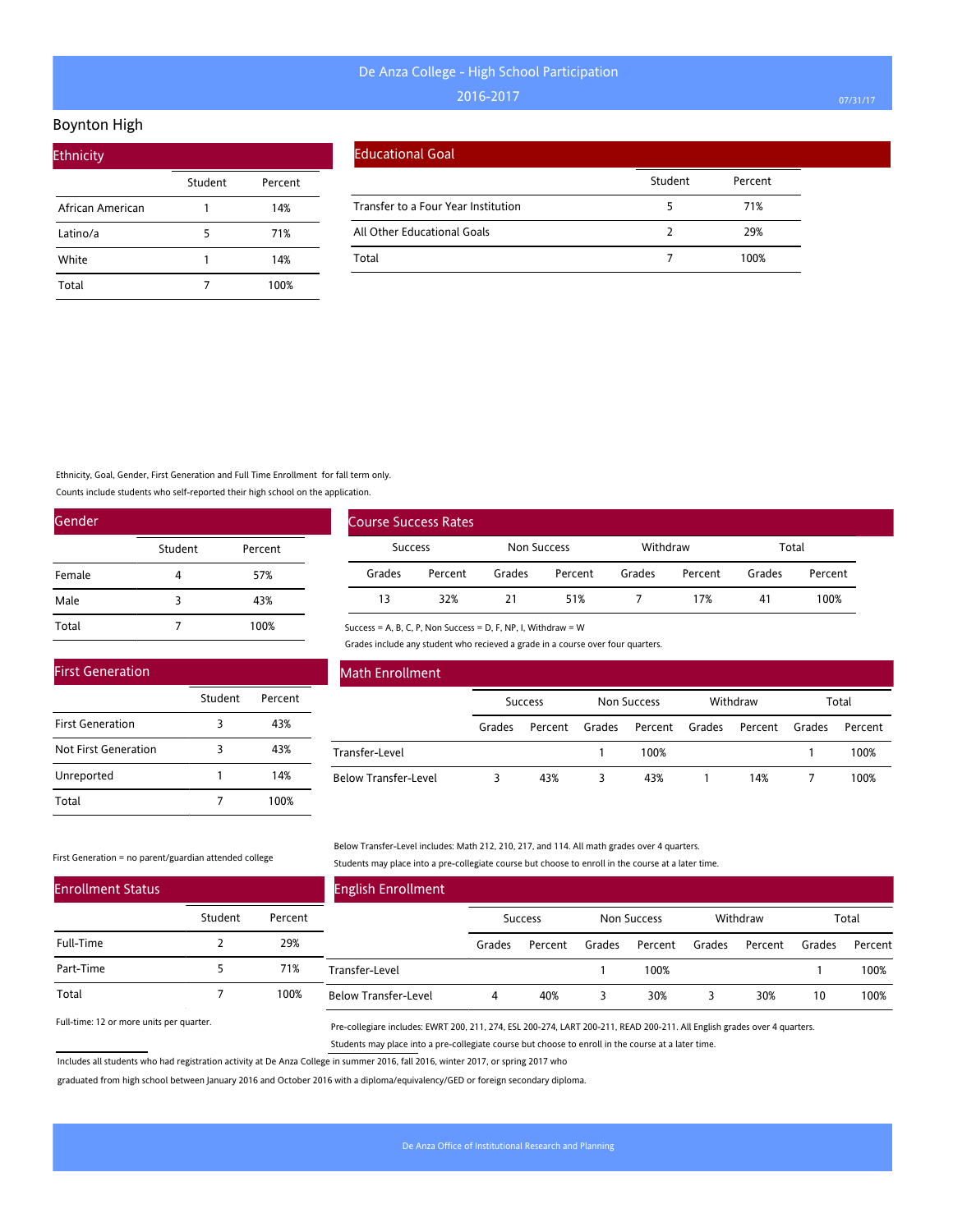# De Anza College - High School Participation

## 2016-2017

## Boynton High

### Ethnicity

| | Student | Percent |
|---|---|---|
| African American | 1 | 14% |
| Latino/a | 5 | 71% |
| White | 1 | 14% |
| Total | 7 | 100% |

### Educational Goal

| | Student | Percent |
|---|---|---|
| Transfer to a Four Year Institution | 5 | 71% |
| All Other Educational Goals | 2 | 29% |
| Total | 7 | 100% |

Ethnicity, Goal, Gender, First Generation and Full Time Enrollment for fall term only.

Counts include students who self-reported their high school on the application.

### Gender

| | Student | Percent |
|---|---|---|
| Female | 4 | 57% |
| Male | 3 | 43% |
| Total | 7 | 100% |

### Course Success Rates

| Success | | Non Success | | Withdraw | | Total | |
|---|---|---|---|---|---|---|---|
| Grades | Percent | Grades | Percent | Grades | Percent | Grades | Percent |
| 13 | 32% | 21 | 51% | 7 | 17% | 41 | 100% |

Success = A, B, C, P, Non Success = D, F, NP, I, Withdraw = W

Grades include any student who recieved a grade in a course over four quarters.

### First Generation

| | Student | Percent |
|---|---|---|
| First Generation | 3 | 43% |
| Not First Generation | 3 | 43% |
| Unreported | 1 | 14% |
| Total | 7 | 100% |

First Generation = no parent/guardian attended college

### Math Enrollment

| | Success | | Non Success | | Withdraw | | Total | |
|---|---|---|---|---|---|---|---|---|
| | Grades | Percent | Grades | Percent | Grades | Percent | Grades | Percent |
| Transfer-Level | | | 1 | 100% | | | 1 | 100% |
| Below Transfer-Level | 3 | 43% | 3 | 43% | 1 | 14% | 7 | 100% |

Below Transfer-Level includes: Math 212, 210, 217, and 114. All math grades over 4 quarters.

Students may place into a pre-collegiate course but choose to enroll in the course at a later time.

### Enrollment Status

| | Student | Percent |
|---|---|---|
| Full-Time | 2 | 29% |
| Part-Time | 5 | 71% |
| Total | 7 | 100% |

Full-time: 12 or more units per quarter.

### English Enrollment

| | Success | | Non Success | | Withdraw | | Total | |
|---|---|---|---|---|---|---|---|---|
| | Grades | Percent | Grades | Percent | Grades | Percent | Grades | Percent |
| Transfer-Level | | | 1 | 100% | | | 1 | 100% |
| Below Transfer-Level | 4 | 40% | 3 | 30% | 3 | 30% | 10 | 100% |

Pre-collegiare includes: EWRT 200, 211, 274, ESL 200-274, LART 200-211, READ 200-211. All English grades over 4 quarters.

Students may place into a pre-collegiate course but choose to enroll in the course at a later time.

Includes all students who had registration activity at De Anza College in summer 2016, fall 2016, winter 2017, or spring 2017 who graduated from high school between January 2016 and October 2016 with a diploma/equivalency/GED or foreign secondary diploma.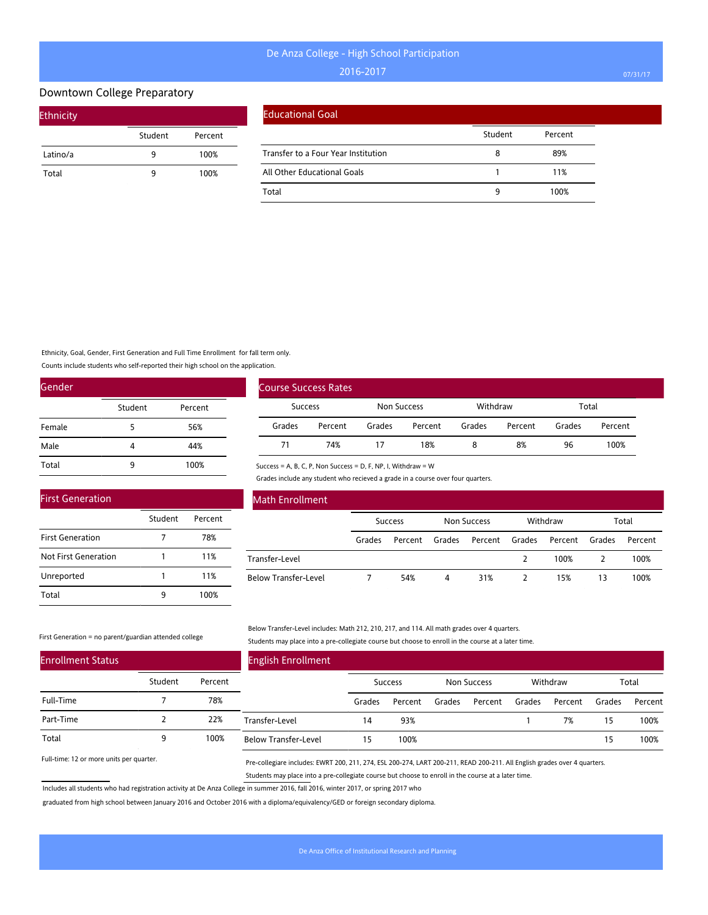# De Anza College - High School Participation

2016-2017

## Downtown College Preparatory

### Ethnicity

| | Student | Percent |
|---|---|---|
| Latino/a | 9 | 100% |
| Total | 9 | 100% |

### Educational Goal

| | Student | Percent |
|---|---|---|
| Transfer to a Four Year Institution | 8 | 89% |
| All Other Educational Goals | 1 | 11% |
| Total | 9 | 100% |

Ethnicity, Goal, Gender, First Generation and Full Time Enrollment for fall term only.

Counts include students who self-reported their high school on the application.

### Gender

| | Student | Percent |
|---|---|---|
| Female | 5 | 56% |
| Male | 4 | 44% |
| Total | 9 | 100% |

### Course Success Rates

| Success | | Non Success | | Withdraw | | Total | |
|---|---|---|---|---|---|---|---|
| Grades | Percent | Grades | Percent | Grades | Percent | Grades | Percent |
| 71 | 74% | 17 | 18% | 8 | 8% | 96 | 100% |

Success = A, B, C, P, Non Success = D, F, NP, I, Withdraw = W

Grades include any student who recieved a grade in a course over four quarters.

### First Generation

| | Student | Percent |
|---|---|---|
| First Generation | 7 | 78% |
| Not First Generation | 1 | 11% |
| Unreported | 1 | 11% |
| Total | 9 | 100% |

First Generation = no parent/guardian attended college

### Math Enrollment

| | Success | | Non Success | | Withdraw | | Total | |
|---|---|---|---|---|---|---|---|---|
| | Grades | Percent | Grades | Percent | Grades | Percent | Grades | Percent |
| Transfer-Level | | | | | 2 | 100% | 2 | 100% |
| Below Transfer-Level | 7 | 54% | 4 | 31% | 2 | 15% | 13 | 100% |

Below Transfer-Level includes: Math 212, 210, 217, and 114. All math grades over 4 quarters.

Students may place into a pre-collegiate course but choose to enroll in the course at a later time.

### Enrollment Status

| | Student | Percent |
|---|---|---|
| Full-Time | 7 | 78% |
| Part-Time | 2 | 22% |
| Total | 9 | 100% |

Full-time: 12 or more units per quarter.

### English Enrollment

| | Success | | Non Success | | Withdraw | | Total | |
|---|---|---|---|---|---|---|---|---|
| | Grades | Percent | Grades | Percent | Grades | Percent | Grades | Percent |
| Transfer-Level | 14 | 93% | | | 1 | 7% | 15 | 100% |
| Below Transfer-Level | 15 | 100% | | | | | 15 | 100% |

Pre-collegiare includes: EWRT 200, 211, 274, ESL 200-274, LART 200-211, READ 200-211. All English grades over 4 quarters.

Students may place into a pre-collegiate course but choose to enroll in the course at a later time.

Includes all students who had registration activity at De Anza College in summer 2016, fall 2016, winter 2017, or spring 2017 who graduated from high school between January 2016 and October 2016 with a diploma/equivalency/GED or foreign secondary diploma.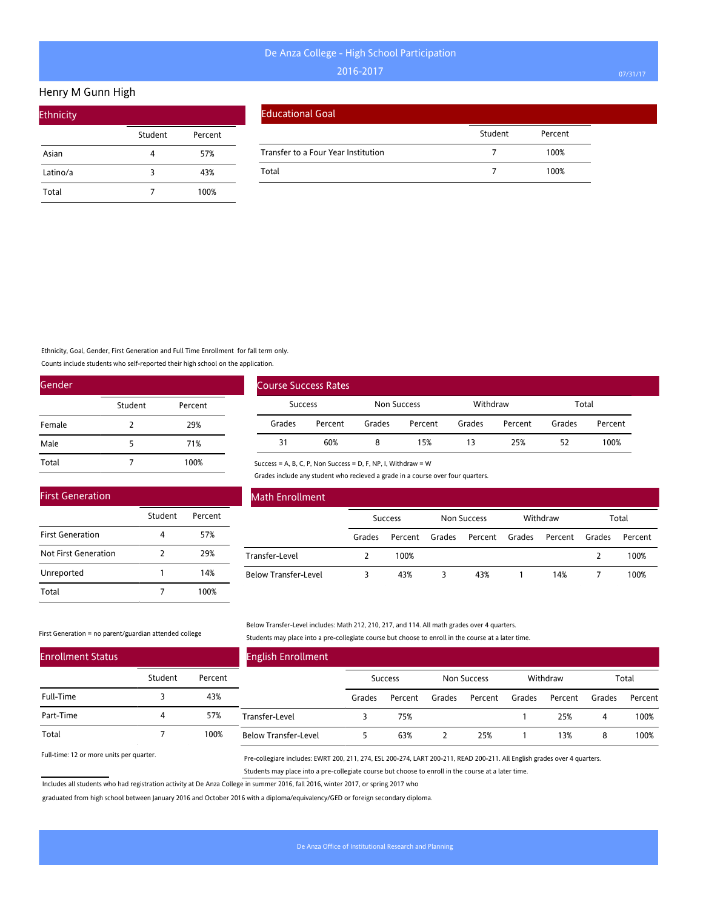# De Anza College - High School Participation

2016-2017

## Henry M Gunn High

### Ethnicity

| | Student | Percent |
|---|---|---|
| Asian | 4 | 57% |
| Latino/a | 3 | 43% |
| Total | 7 | 100% |

### Educational Goal

| | Student | Percent |
|---|---|---|
| Transfer to a Four Year Institution | 7 | 100% |
| Total | 7 | 100% |

Ethnicity, Goal, Gender, First Generation and Full Time Enrollment for fall term only.

Counts include students who self-reported their high school on the application.

### Gender

| | Student | Percent |
|---|---|---|
| Female | 2 | 29% |
| Male | 5 | 71% |
| Total | 7 | 100% |

### Course Success Rates

| Success | | Non Success | | Withdraw | | Total | |
|---|---|---|---|---|---|---|---|
| Grades | Percent | Grades | Percent | Grades | Percent | Grades | Percent |
| 31 | 60% | 8 | 15% | 13 | 25% | 52 | 100% |

Success = A, B, C, P, Non Success = D, F, NP, I, Withdraw = W

Grades include any student who recieved a grade in a course over four quarters.

### First Generation

| | Student | Percent |
|---|---|---|
| First Generation | 4 | 57% |
| Not First Generation | 2 | 29% |
| Unreported | 1 | 14% |
| Total | 7 | 100% |

First Generation = no parent/guardian attended college

### Math Enrollment

| | Success | | Non Success | | Withdraw | | Total | |
|---|---|---|---|---|---|---|---|---|
| | Grades | Percent | Grades | Percent | Grades | Percent | Grades | Percent |
| Transfer-Level | 2 | 100% | | | | | 2 | 100% |
| Below Transfer-Level | 3 | 43% | 3 | 43% | 1 | 14% | 7 | 100% |

Below Transfer-Level includes: Math 212, 210, 217, and 114. All math grades over 4 quarters.

Students may place into a pre-collegiate course but choose to enroll in the course at a later time.

### Enrollment Status

| | Student | Percent |
|---|---|---|
| Full-Time | 3 | 43% |
| Part-Time | 4 | 57% |
| Total | 7 | 100% |

Full-time: 12 or more units per quarter.

### English Enrollment

| | Success | | Non Success | | Withdraw | | Total | |
|---|---|---|---|---|---|---|---|---|
| | Grades | Percent | Grades | Percent | Grades | Percent | Grades | Percent |
| Transfer-Level | 3 | 75% | | | 1 | 25% | 4 | 100% |
| Below Transfer-Level | 5 | 63% | 2 | 25% | 1 | 13% | 8 | 100% |

Pre-collegiare includes: EWRT 200, 211, 274, ESL 200-274, LART 200-211, READ 200-211. All English grades over 4 quarters.

Students may place into a pre-collegiate course but choose to enroll in the course at a later time.

Includes all students who had registration activity at De Anza College in summer 2016, fall 2016, winter 2017, or spring 2017 who graduated from high school between January 2016 and October 2016 with a diploma/equivalency/GED or foreign secondary diploma.

De Anza Office of Institutional Research and Planning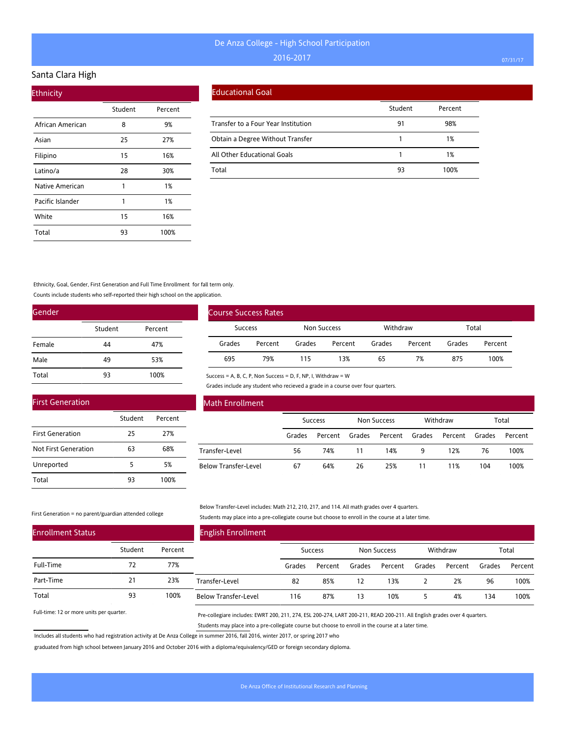# De Anza College - High School Participation

2016-2017

## Santa Clara High

### Ethnicity

| | Student | Percent |
|---|---|---|
| African American | 8 | 9% |
| Asian | 25 | 27% |
| Filipino | 15 | 16% |
| Latino/a | 28 | 30% |
| Native American | 1 | 1% |
| Pacific Islander | 1 | 1% |
| White | 15 | 16% |
| Total | 93 | 100% |

### Educational Goal

| | Student | Percent |
|---|---|---|
| Transfer to a Four Year Institution | 91 | 98% |
| Obtain a Degree Without Transfer | 1 | 1% |
| All Other Educational Goals | 1 | 1% |
| Total | 93 | 100% |

Ethnicity, Goal, Gender, First Generation and Full Time Enrollment for fall term only.

Counts include students who self-reported their high school on the application.

### Gender

| | Student | Percent |
|---|---|---|
| Female | 44 | 47% |
| Male | 49 | 53% |
| Total | 93 | 100% |

### Course Success Rates

| Success | | Non Success | | Withdraw | | Total | |
|---|---|---|---|---|---|---|---|
| Grades | Percent | Grades | Percent | Grades | Percent | Grades | Percent |
| 695 | 79% | 115 | 13% | 65 | 7% | 875 | 100% |

Success = A, B, C, P, Non Success = D, F, NP, I, Withdraw = W

Grades include any student who recieved a grade in a course over four quarters.

### First Generation

| | Student | Percent |
|---|---|---|
| First Generation | 25 | 27% |
| Not First Generation | 63 | 68% |
| Unreported | 5 | 5% |
| Total | 93 | 100% |

First Generation = no parent/guardian attended college

### Math Enrollment

| | Success | | Non Success | | Withdraw | | Total | |
|---|---|---|---|---|---|---|---|---|
| | Grades | Percent | Grades | Percent | Grades | Percent | Grades | Percent |
| Transfer-Level | 56 | 74% | 11 | 14% | 9 | 12% | 76 | 100% |
| Below Transfer-Level | 67 | 64% | 26 | 25% | 11 | 11% | 104 | 100% |

Below Transfer-Level includes: Math 212, 210, 217, and 114. All math grades over 4 quarters.

Students may place into a pre-collegiate course but choose to enroll in the course at a later time.

### Enrollment Status

| | Student | Percent |
|---|---|---|
| Full-Time | 72 | 77% |
| Part-Time | 21 | 23% |
| Total | 93 | 100% |

Full-time: 12 or more units per quarter.

### English Enrollment

| | Success | | Non Success | | Withdraw | | Total | |
|---|---|---|---|---|---|---|---|---|
| | Grades | Percent | Grades | Percent | Grades | Percent | Grades | Percent |
| Transfer-Level | 82 | 85% | 12 | 13% | 2 | 2% | 96 | 100% |
| Below Transfer-Level | 116 | 87% | 13 | 10% | 5 | 4% | 134 | 100% |

Pre-collegiare includes: EWRT 200, 211, 274, ESL 200-274, LART 200-211, READ 200-211. All English grades over 4 quarters.

Students may place into a pre-collegiate course but choose to enroll in the course at a later time.

Includes all students who had registration activity at De Anza College in summer 2016, fall 2016, winter 2017, or spring 2017 who graduated from high school between January 2016 and October 2016 with a diploma/equivalency/GED or foreign secondary diploma.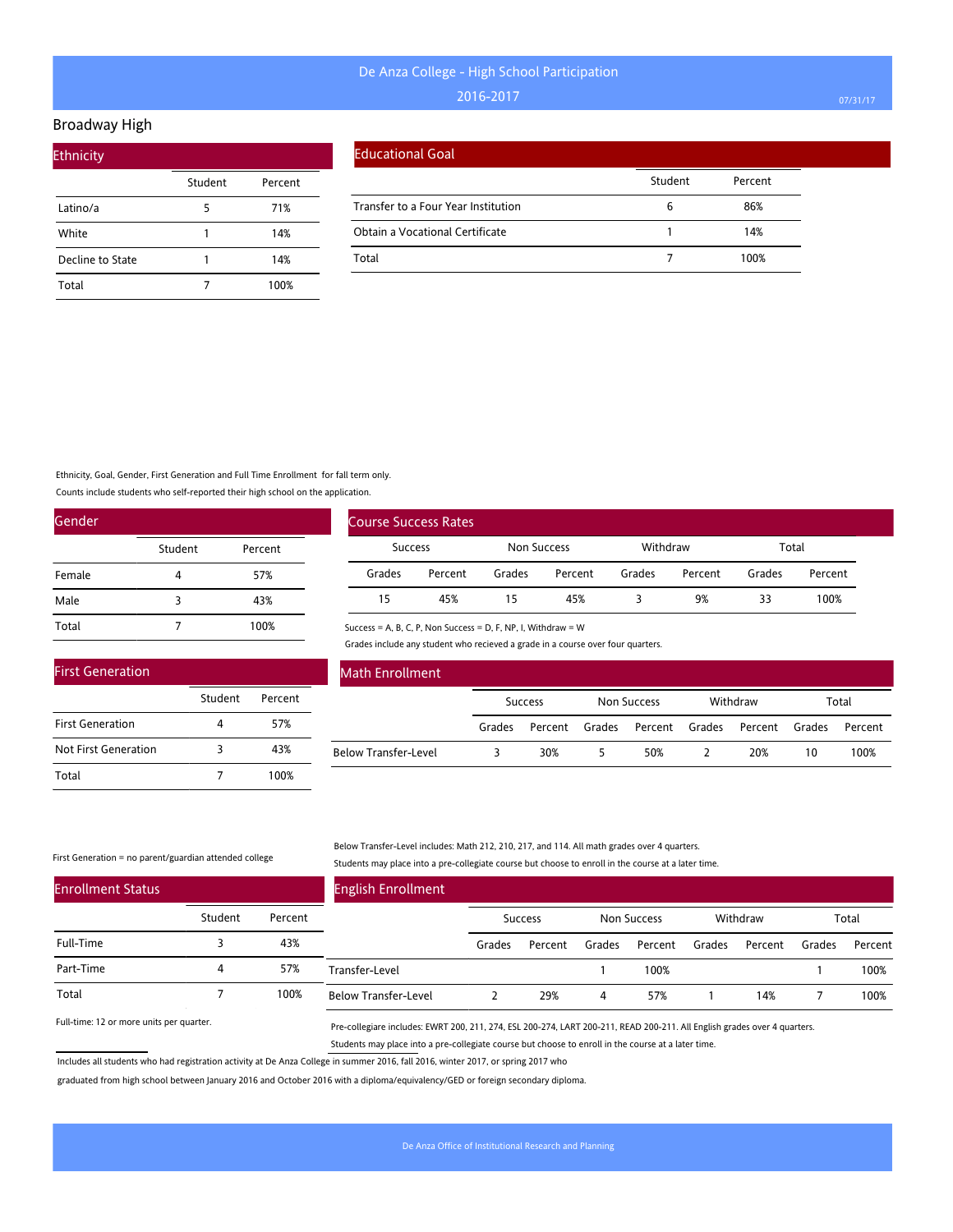# De Anza College - High School Participation
## 2016-2017

## Broadway High

### Ethnicity

| | Student | Percent |
|---|---|---|
| Latino/a | 5 | 71% |
| White | 1 | 14% |
| Decline to State | 1 | 14% |
| Total | 7 | 100% |

### Educational Goal

| | Student | Percent |
|---|---|---|
| Transfer to a Four Year Institution | 6 | 86% |
| Obtain a Vocational Certificate | 1 | 14% |
| Total | 7 | 100% |

Ethnicity, Goal, Gender, First Generation and Full Time Enrollment for fall term only.

Counts include students who self-reported their high school on the application.

### Gender

| | Student | Percent |
|---|---|---|
| Female | 4 | 57% |
| Male | 3 | 43% |
| Total | 7 | 100% |

### Course Success Rates

| Success | | Non Success | | Withdraw | | Total | |
|---|---|---|---|---|---|---|---|
| Grades | Percent | Grades | Percent | Grades | Percent | Grades | Percent |
| 15 | 45% | 15 | 45% | 3 | 9% | 33 | 100% |

Success = A, B, C, P, Non Success = D, F, NP, I, Withdraw = W

Grades include any student who recieved a grade in a course over four quarters.

### First Generation

| | Student | Percent |
|---|---|---|
| First Generation | 4 | 57% |
| Not First Generation | 3 | 43% |
| Total | 7 | 100% |

First Generation = no parent/guardian attended college

### Math Enrollment

| | Success | | Non Success | | Withdraw | | Total | |
|---|---|---|---|---|---|---|---|---|
| | Grades | Percent | Grades | Percent | Grades | Percent | Grades | Percent |
| Below Transfer-Level | 3 | 30% | 5 | 50% | 2 | 20% | 10 | 100% |

Below Transfer-Level includes: Math 212, 210, 217, and 114. All math grades over 4 quarters.

Students may place into a pre-collegiate course but choose to enroll in the course at a later time.

### Enrollment Status

| | Student | Percent |
|---|---|---|
| Full-Time | 3 | 43% |
| Part-Time | 4 | 57% |
| Total | 7 | 100% |

Full-time: 12 or more units per quarter.

### English Enrollment

| | Success | | Non Success | | Withdraw | | Total | |
|---|---|---|---|---|---|---|---|---|
| | Grades | Percent | Grades | Percent | Grades | Percent | Grades | Percent |
| Transfer-Level | | | 1 | 100% | | | 1 | 100% |
| Below Transfer-Level | 2 | 29% | 4 | 57% | 1 | 14% | 7 | 100% |

Pre-collegiare includes: EWRT 200, 211, 274, ESL 200-274, LART 200-211, READ 200-211. All English grades over 4 quarters.

Students may place into a pre-collegiate course but choose to enroll in the course at a later time.

Includes all students who had registration activity at De Anza College in summer 2016, fall 2016, winter 2017, or spring 2017 who graduated from high school between January 2016 and October 2016 with a diploma/equivalency/GED or foreign secondary diploma.

De Anza Office of Institutional Research and Planning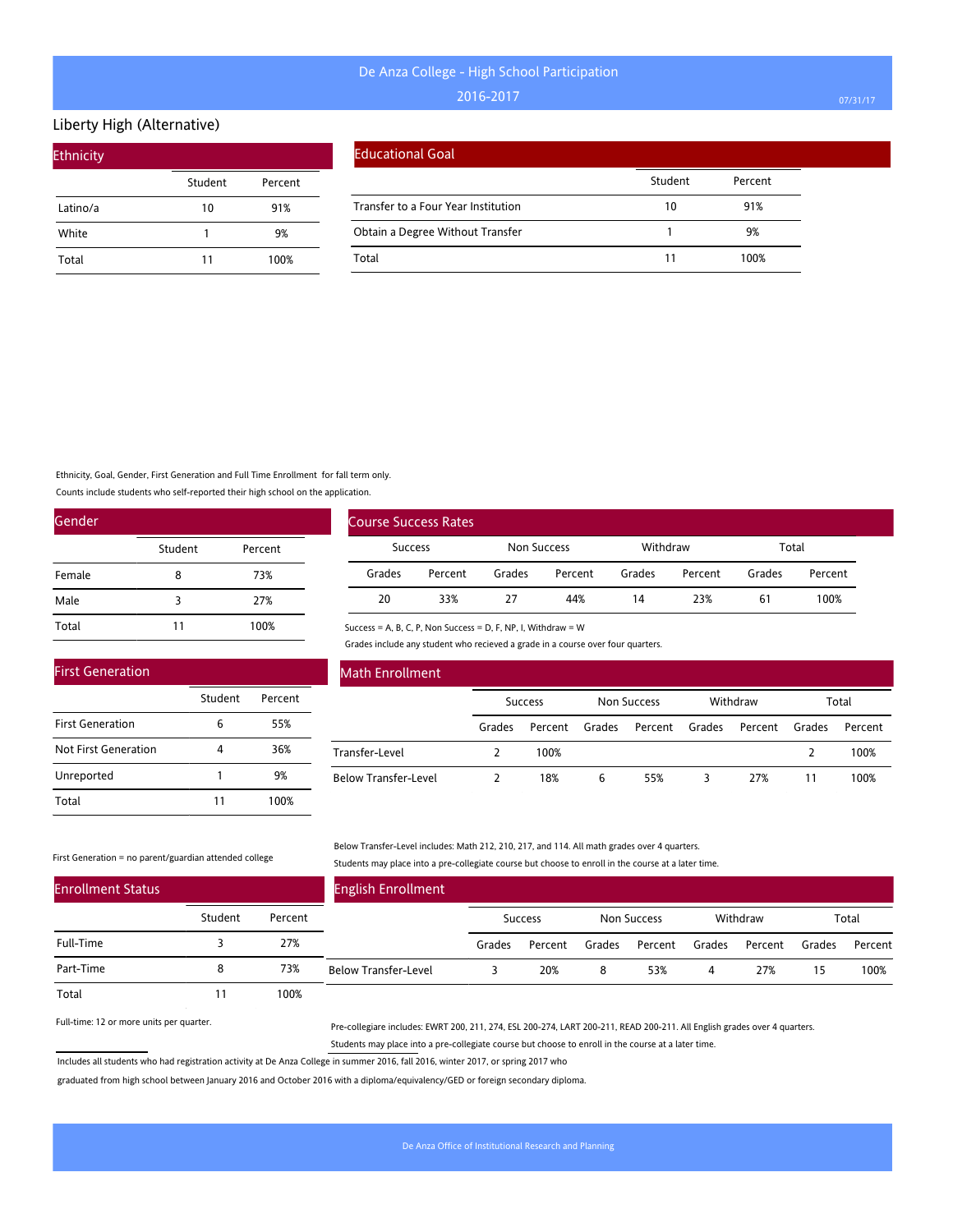# De Anza College - High School Participation

2016-2017

## Liberty High (Alternative)

### Ethnicity

| | Student | Percent |
|---|---|---|
| Latino/a | 10 | 91% |
| White | 1 | 9% |
| Total | 11 | 100% |

### Educational Goal

| | Student | Percent |
|---|---|---|
| Transfer to a Four Year Institution | 10 | 91% |
| Obtain a Degree Without Transfer | 1 | 9% |
| Total | 11 | 100% |

Ethnicity, Goal, Gender, First Generation and Full Time Enrollment for fall term only.

Counts include students who self-reported their high school on the application.

### Gender

| | Student | Percent |
|---|---|---|
| Female | 8 | 73% |
| Male | 3 | 27% |
| Total | 11 | 100% |

### Course Success Rates

| Success | | Non Success | | Withdraw | | Total | |
|---|---|---|---|---|---|---|---|
| Grades | Percent | Grades | Percent | Grades | Percent | Grades | Percent |
| 20 | 33% | 27 | 44% | 14 | 23% | 61 | 100% |

Success = A, B, C, P, Non Success = D, F, NP, I, Withdraw = W

Grades include any student who recieved a grade in a course over four quarters.

### First Generation

| | Student | Percent |
|---|---|---|
| First Generation | 6 | 55% |
| Not First Generation | 4 | 36% |
| Unreported | 1 | 9% |
| Total | 11 | 100% |

First Generation = no parent/guardian attended college

### Math Enrollment

| | Success | | Non Success | | Withdraw | | Total | |
|---|---|---|---|---|---|---|---|---|
| | Grades | Percent | Grades | Percent | Grades | Percent | Grades | Percent |
| Transfer-Level | 2 | 100% | | | | | 2 | 100% |
| Below Transfer-Level | 2 | 18% | 6 | 55% | 3 | 27% | 11 | 100% |

Below Transfer-Level includes: Math 212, 210, 217, and 114. All math grades over 4 quarters.

Students may place into a pre-collegiate course but choose to enroll in the course at a later time.

### Enrollment Status

| | Student | Percent |
|---|---|---|
| Full-Time | 3 | 27% |
| Part-Time | 8 | 73% |
| Total | 11 | 100% |

Full-time: 12 or more units per quarter.

### English Enrollment

| | Success | | Non Success | | Withdraw | | Total | |
|---|---|---|---|---|---|---|---|---|
| | Grades | Percent | Grades | Percent | Grades | Percent | Grades | Percent |
| Below Transfer-Level | 3 | 20% | 8 | 53% | 4 | 27% | 15 | 100% |

Pre-collegiare includes: EWRT 200, 211, 274, ESL 200-274, LART 200-211, READ 200-211. All English grades over 4 quarters.

Students may place into a pre-collegiate course but choose to enroll in the course at a later time.

Includes all students who had registration activity at De Anza College in summer 2016, fall 2016, winter 2017, or spring 2017 who graduated from high school between January 2016 and October 2016 with a diploma/equivalency/GED or foreign secondary diploma.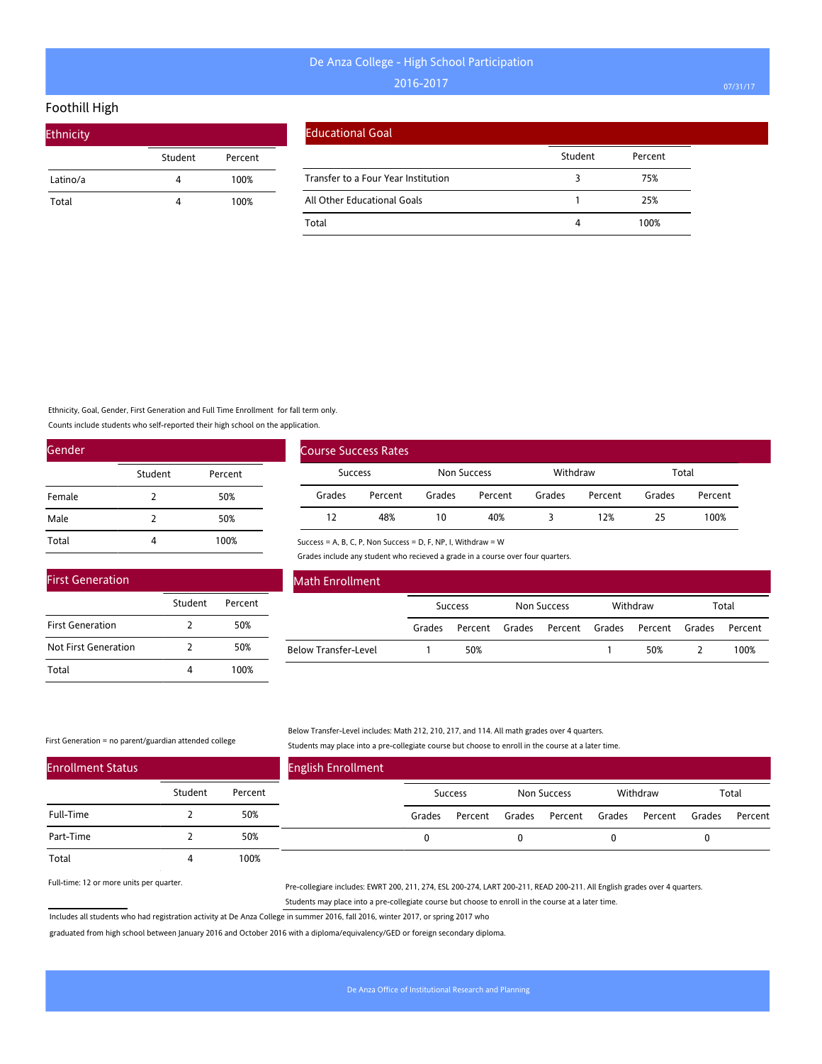# De Anza College - High School Participation

2016-2017

## Foothill High

### Ethnicity

| | Student | Percent |
|---|---|---|
| Latino/a | 4 | 100% |
| Total | 4 | 100% |

### Educational Goal

| | Student | Percent |
|---|---|---|
| Transfer to a Four Year Institution | 3 | 75% |
| All Other Educational Goals | 1 | 25% |
| Total | 4 | 100% |

Ethnicity, Goal, Gender, First Generation and Full Time Enrollment for fall term only.

Counts include students who self-reported their high school on the application.

### Gender

| | Student | Percent |
|---|---|---|
| Female | 2 | 50% |
| Male | 2 | 50% |
| Total | 4 | 100% |

### Course Success Rates

| Success | | Non Success | | Withdraw | | Total | |
|---|---|---|---|---|---|---|---|
| Grades | Percent | Grades | Percent | Grades | Percent | Grades | Percent |
| 12 | 48% | 10 | 40% | 3 | 12% | 25 | 100% |

Success = A, B, C, P, Non Success = D, F, NP, I, Withdraw = W

Grades include any student who recieved a grade in a course over four quarters.

### First Generation

| | Student | Percent |
|---|---|---|
| First Generation | 2 | 50% |
| Not First Generation | 2 | 50% |
| Total | 4 | 100% |

First Generation = no parent/guardian attended college

### Math Enrollment

| | Success | | Non Success | | Withdraw | | Total | |
|---|---|---|---|---|---|---|---|---|
| | Grades | Percent | Grades | Percent | Grades | Percent | Grades | Percent |
| Below Transfer-Level | 1 | 50% | | | 1 | 50% | 2 | 100% |

Below Transfer-Level includes: Math 212, 210, 217, and 114. All math grades over 4 quarters.

Students may place into a pre-collegiate course but choose to enroll in the course at a later time.

### Enrollment Status

| | Student | Percent |
|---|---|---|
| Full-Time | 2 | 50% |
| Part-Time | 2 | 50% |
| Total | 4 | 100% |

Full-time: 12 or more units per quarter.

### English Enrollment

| | Success | | Non Success | | Withdraw | | Total | |
|---|---|---|---|---|---|---|---|---|
| | Grades | Percent | Grades | Percent | Grades | Percent | Grades | Percent |
| | 0 | | 0 | | 0 | | 0 | |

Pre-collegiare includes: EWRT 200, 211, 274, ESL 200-274, LART 200-211, READ 200-211. All English grades over 4 quarters.

Students may place into a pre-collegiate course but choose to enroll in the course at a later time.

Includes all students who had registration activity at De Anza College in summer 2016, fall 2016, winter 2017, or spring 2017 who graduated from high school between January 2016 and October 2016 with a diploma/equivalency/GED or foreign secondary diploma.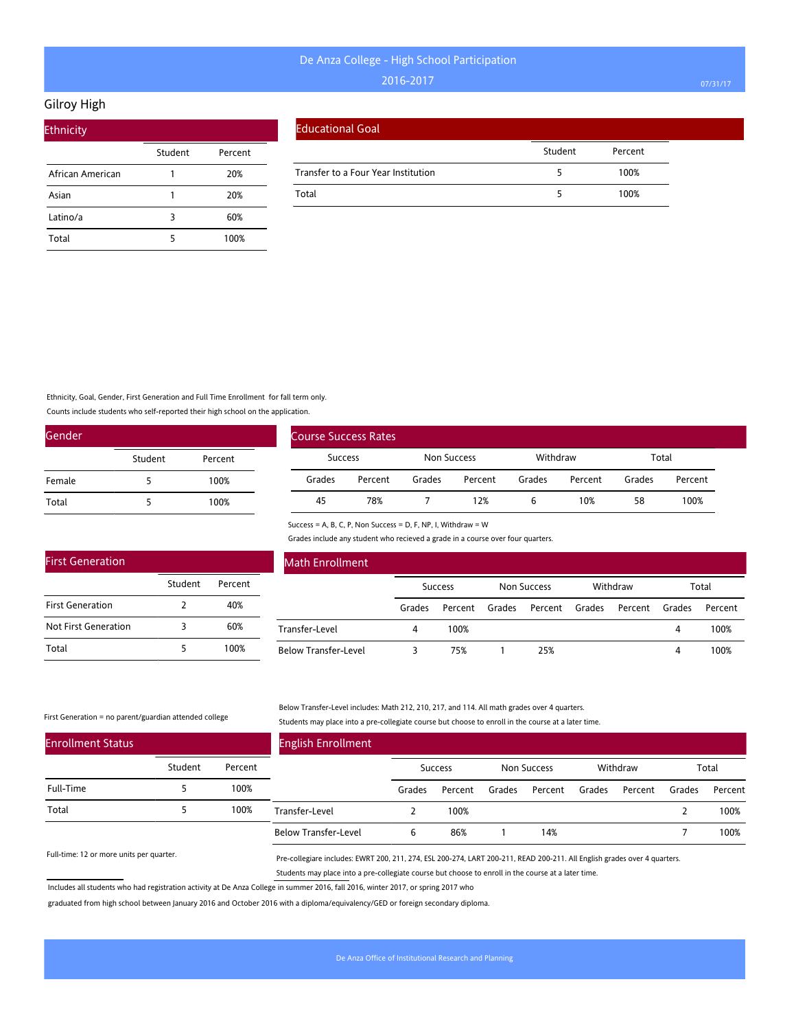# De Anza College - High School Participation

## 2016-2017

## Gilroy High

### Ethnicity

| | Student | Percent |
|---|---|---|
| African American | 1 | 20% |
| Asian | 1 | 20% |
| Latino/a | 3 | 60% |
| Total | 5 | 100% |

### Educational Goal

| | Student | Percent |
|---|---|---|
| Transfer to a Four Year Institution | 5 | 100% |
| Total | 5 | 100% |

Ethnicity, Goal, Gender, First Generation and Full Time Enrollment for fall term only.

Counts include students who self-reported their high school on the application.

### Gender

| | Student | Percent |
|---|---|---|
| Female | 5 | 100% |
| Total | 5 | 100% |

### Course Success Rates

| Success | | Non Success | | Withdraw | | Total | |
|---|---|---|---|---|---|---|---|
| Grades | Percent | Grades | Percent | Grades | Percent | Grades | Percent |
| 45 | 78% | 7 | 12% | 6 | 10% | 58 | 100% |

Success = A, B, C, P, Non Success = D, F, NP, I, Withdraw = W

Grades include any student who recieved a grade in a course over four quarters.

### First Generation

| | Student | Percent |
|---|---|---|
| First Generation | 2 | 40% |
| Not First Generation | 3 | 60% |
| Total | 5 | 100% |

First Generation = no parent/guardian attended college

### Math Enrollment

| | Success | | Non Success | | Withdraw | | Total | |
|---|---|---|---|---|---|---|---|---|
| | Grades | Percent | Grades | Percent | Grades | Percent | Grades | Percent |
| Transfer-Level | 4 | 100% | | | | | 4 | 100% |
| Below Transfer-Level | 3 | 75% | 1 | 25% | | | 4 | 100% |

Below Transfer-Level includes: Math 212, 210, 217, and 114. All math grades over 4 quarters.

Students may place into a pre-collegiate course but choose to enroll in the course at a later time.

### Enrollment Status

| | Student | Percent |
|---|---|---|
| Full-Time | 5 | 100% |
| Total | 5 | 100% |

Full-time: 12 or more units per quarter.

### English Enrollment

| | Success | | Non Success | | Withdraw | | Total | |
|---|---|---|---|---|---|---|---|---|
| | Grades | Percent | Grades | Percent | Grades | Percent | Grades | Percent |
| Transfer-Level | 2 | 100% | | | | | 2 | 100% |
| Below Transfer-Level | 6 | 86% | 1 | 14% | | | 7 | 100% |

Pre-collegiare includes: EWRT 200, 211, 274, ESL 200-274, LART 200-211, READ 200-211. All English grades over 4 quarters.

Students may place into a pre-collegiate course but choose to enroll in the course at a later time.

Includes all students who had registration activity at De Anza College in summer 2016, fall 2016, winter 2017, or spring 2017 who graduated from high school between January 2016 and October 2016 with a diploma/equivalency/GED or foreign secondary diploma.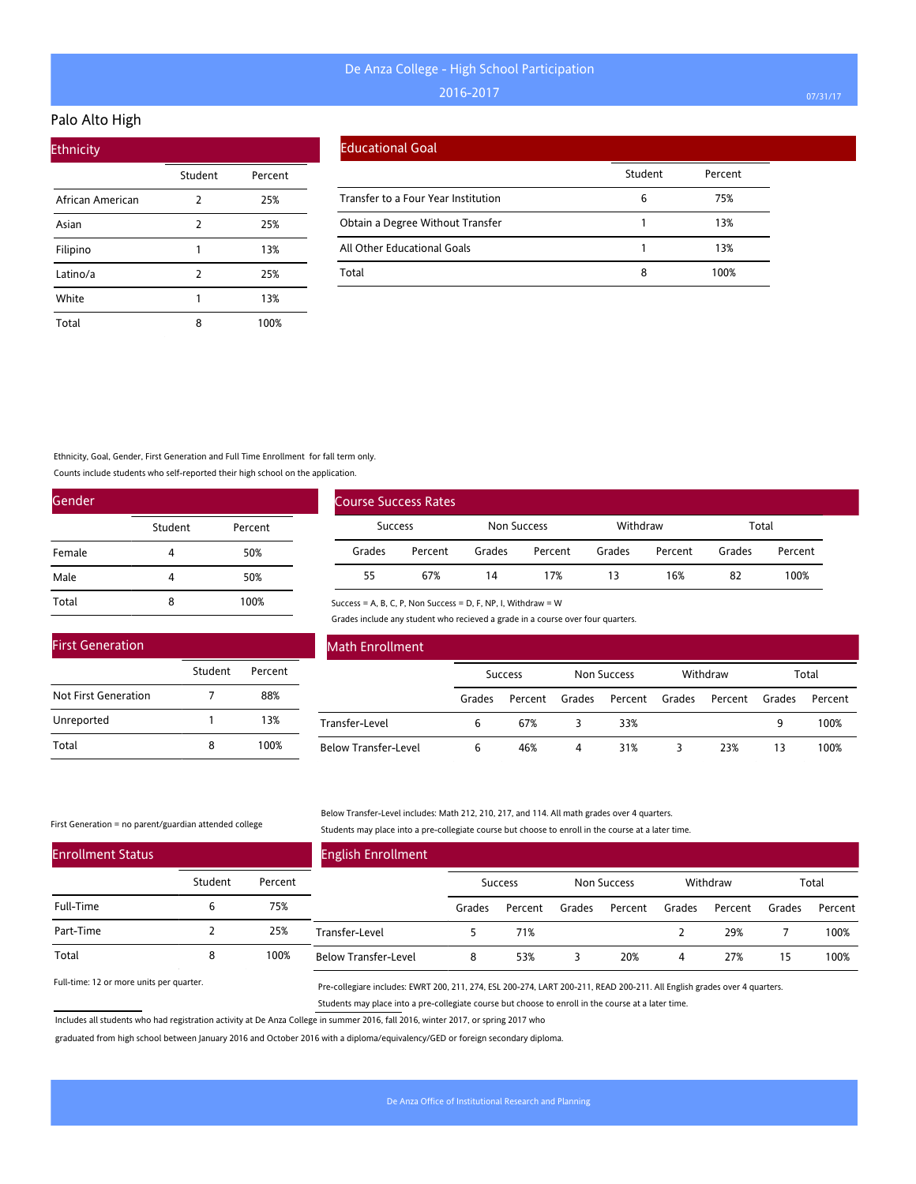# De Anza College - High School Participation

2016-2017

## Palo Alto High

### Ethnicity

| | Student | Percent |
|---|---|---|
| African American | 2 | 25% |
| Asian | 2 | 25% |
| Filipino | 1 | 13% |
| Latino/a | 2 | 25% |
| White | 1 | 13% |
| Total | 8 | 100% |

### Educational Goal

| | Student | Percent |
|---|---|---|
| Transfer to a Four Year Institution | 6 | 75% |
| Obtain a Degree Without Transfer | 1 | 13% |
| All Other Educational Goals | 1 | 13% |
| Total | 8 | 100% |

Ethnicity, Goal, Gender, First Generation and Full Time Enrollment for fall term only.

Counts include students who self-reported their high school on the application.

### Gender

| | Student | Percent |
|---|---|---|
| Female | 4 | 50% |
| Male | 4 | 50% |
| Total | 8 | 100% |

### Course Success Rates

| Success | | Non Success | | Withdraw | | Total | |
|---|---|---|---|---|---|---|---|
| Grades | Percent | Grades | Percent | Grades | Percent | Grades | Percent |
| 55 | 67% | 14 | 17% | 13 | 16% | 82 | 100% |

Success = A, B, C, P, Non Success = D, F, NP, I, Withdraw = W

Grades include any student who recieved a grade in a course over four quarters.

### First Generation

| | Student | Percent |
|---|---|---|
| Not First Generation | 7 | 88% |
| Unreported | 1 | 13% |
| Total | 8 | 100% |

First Generation = no parent/guardian attended college

### Math Enrollment

| | Success | | Non Success | | Withdraw | | Total | |
|---|---|---|---|---|---|---|---|---|
| | Grades | Percent | Grades | Percent | Grades | Percent | Grades | Percent |
| Transfer-Level | 6 | 67% | 3 | 33% | | | 9 | 100% |
| Below Transfer-Level | 6 | 46% | 4 | 31% | 3 | 23% | 13 | 100% |

Below Transfer-Level includes: Math 212, 210, 217, and 114. All math grades over 4 quarters.

Students may place into a pre-collegiate course but choose to enroll in the course at a later time.

### Enrollment Status

| | Student | Percent |
|---|---|---|
| Full-Time | 6 | 75% |
| Part-Time | 2 | 25% |
| Total | 8 | 100% |

Full-time: 12 or more units per quarter.

### English Enrollment

| | Success | | Non Success | | Withdraw | | Total | |
|---|---|---|---|---|---|---|---|---|
| | Grades | Percent | Grades | Percent | Grades | Percent | Grades | Percent |
| Transfer-Level | 5 | 71% | | | 2 | 29% | 7 | 100% |
| Below Transfer-Level | 8 | 53% | 3 | 20% | 4 | 27% | 15 | 100% |

Pre-collegiare includes: EWRT 200, 211, 274, ESL 200-274, LART 200-211, READ 200-211. All English grades over 4 quarters.

Students may place into a pre-collegiate course but choose to enroll in the course at a later time.

Includes all students who had registration activity at De Anza College in summer 2016, fall 2016, winter 2017, or spring 2017 who graduated from high school between January 2016 and October 2016 with a diploma/equivalency/GED or foreign secondary diploma.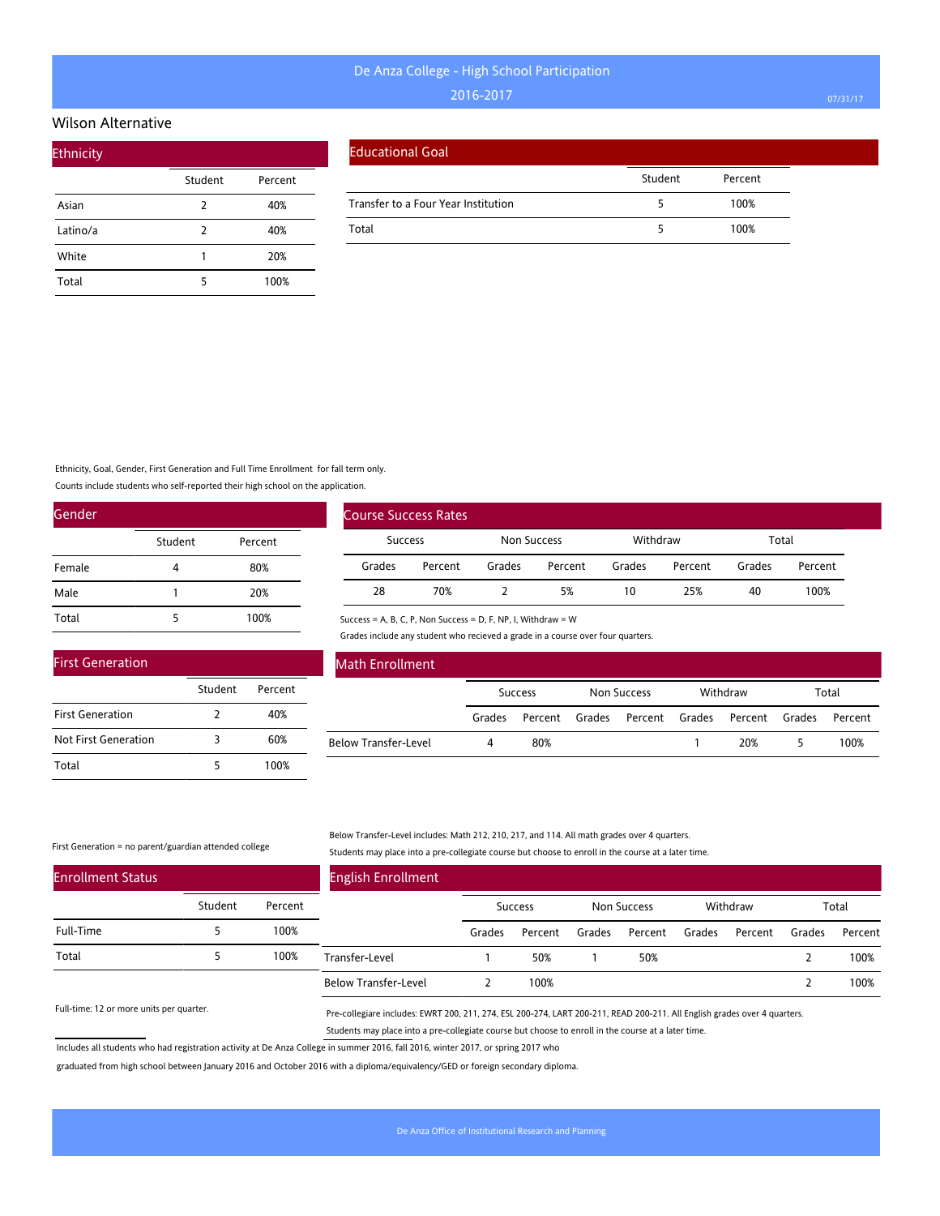# De Anza College - High School Participation

2016-2017

## Wilson Alternative

### Ethnicity

| | Student | Percent |
|---|---|---|
| Asian | 2 | 40% |
| Latino/a | 2 | 40% |
| White | 1 | 20% |
| Total | 5 | 100% |

### Educational Goal

| | Student | Percent |
|---|---|---|
| Transfer to a Four Year Institution | 5 | 100% |
| Total | 5 | 100% |

Ethnicity, Goal, Gender, First Generation and Full Time Enrollment for fall term only.

Counts include students who self-reported their high school on the application.

### Gender

| | Student | Percent |
|---|---|---|
| Female | 4 | 80% |
| Male | 1 | 20% |
| Total | 5 | 100% |

### Course Success Rates

| Success | | Non Success | | Withdraw | | Total | |
|---|---|---|---|---|---|---|---|
| Grades | Percent | Grades | Percent | Grades | Percent | Grades | Percent |
| 28 | 70% | 2 | 5% | 10 | 25% | 40 | 100% |

Success = A, B, C, P, Non Success = D, F, NP, I, Withdraw = W

Grades include any student who recieved a grade in a course over four quarters.

### First Generation

| | Student | Percent |
|---|---|---|
| First Generation | 2 | 40% |
| Not First Generation | 3 | 60% |
| Total | 5 | 100% |

First Generation = no parent/guardian attended college

### Math Enrollment

| | Success | | Non Success | | Withdraw | | Total | |
|---|---|---|---|---|---|---|---|---|
| | Grades | Percent | Grades | Percent | Grades | Percent | Grades | Percent |
| Below Transfer-Level | 4 | 80% | | | 1 | 20% | 5 | 100% |

Below Transfer-Level includes: Math 212, 210, 217, and 114. All math grades over 4 quarters.

Students may place into a pre-collegiate course but choose to enroll in the course at a later time.

### Enrollment Status

| | Student | Percent |
|---|---|---|
| Full-Time | 5 | 100% |
| Total | 5 | 100% |

Full-time: 12 or more units per quarter.

### English Enrollment

| | Success | | Non Success | | Withdraw | | Total | |
|---|---|---|---|---|---|---|---|---|
| | Grades | Percent | Grades | Percent | Grades | Percent | Grades | Percent |
| Transfer-Level | 1 | 50% | 1 | 50% | | | 2 | 100% |
| Below Transfer-Level | 2 | 100% | | | | | 2 | 100% |

Pre-collegiare includes: EWRT 200, 211, 274, ESL 200-274, LART 200-211, READ 200-211. All English grades over 4 quarters.

Students may place into a pre-collegiate course but choose to enroll in the course at a later time.

Includes all students who had registration activity at De Anza College in summer 2016, fall 2016, winter 2017, or spring 2017 who graduated from high school between January 2016 and October 2016 with a diploma/equivalency/GED or foreign secondary diploma.